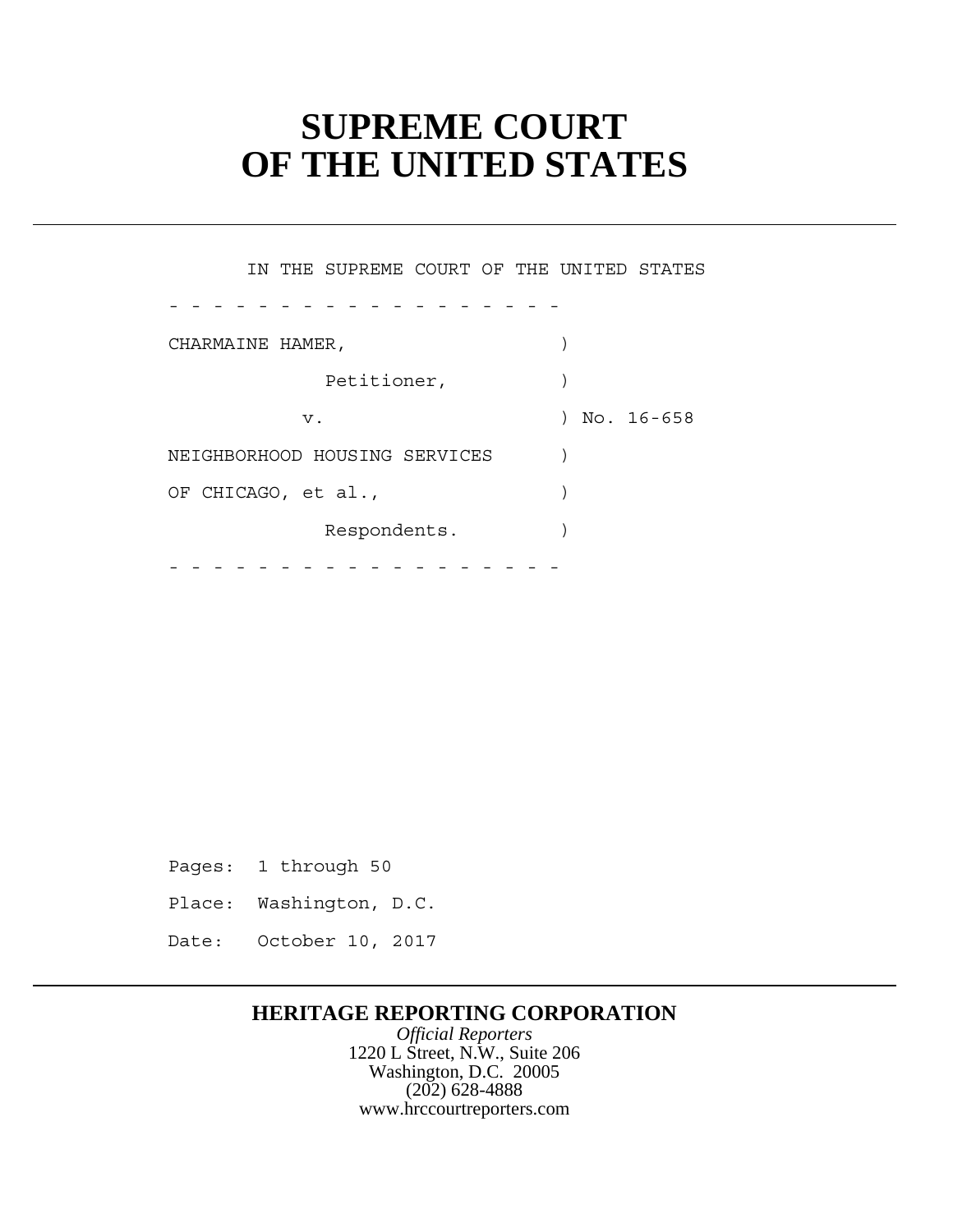# SUPREME COURT OF THE UNITED STATES

IN THE SUPREME COURT OF THE UNITED STATES

\- - - - - - - - - - - - - - - - - -

CHARMAINE HAMER, )

Petitioner, )

v. ) No. 16-658

NEIGHBORHOOD HOUSING SERVICES )

OF CHICAGO, et al., )

Respondents. )

\- - - - - - - - - - - - - - - - - -

Pages: 1 through 50

Place: Washington, D.C.

Date: October 10, 2017

**HERITAGE REPORTING CORPORATION**

*Official Reporters*

1220 L Street, N.W., Suite 206

Washington, D.C. 20005

(202) 628-4888

www.hrccourtreporters.com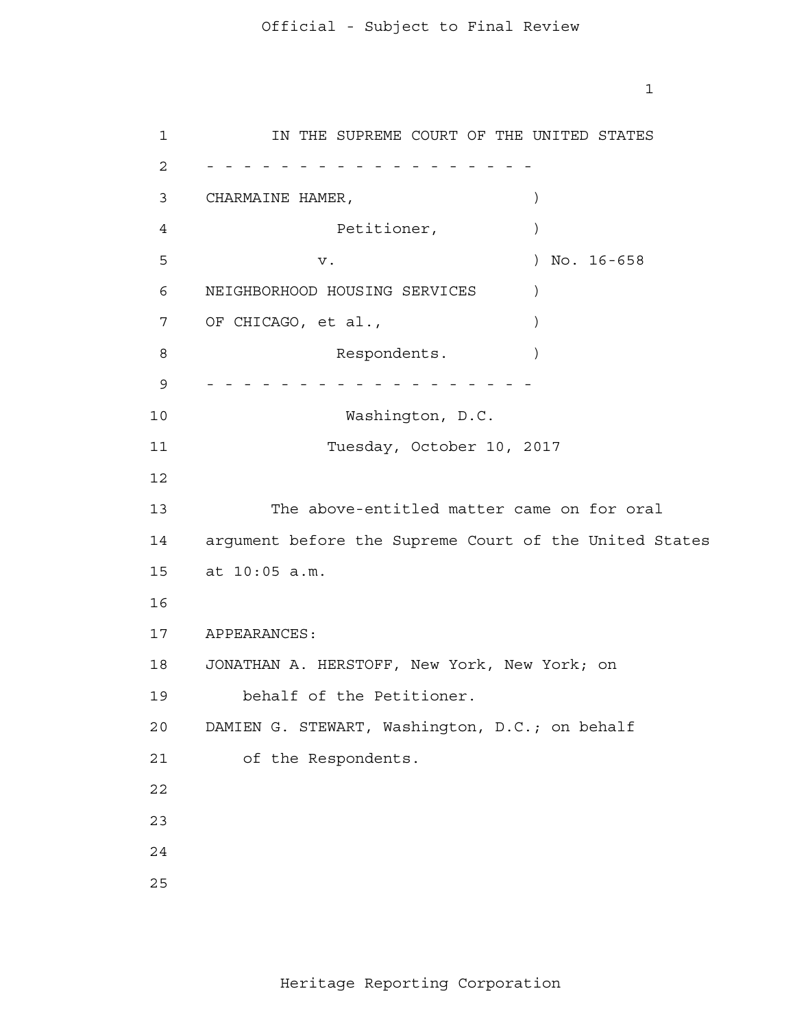IN THE SUPREME COURT OF THE UNITED STATES

- - - - - - - - - - - - - - - - - - - -

CHARMAINE HAMER, )

Petitioner, )

v. ) No. 16-658

NEIGHBORHOOD HOUSING SERVICES )

OF CHICAGO, et al., )

Respondents. )

- - - - - - - - - - - - - - - - - - - -

Washington, D.C.

Tuesday, October 10, 2017

The above-entitled matter came on for oral argument before the Supreme Court of the United States at 10:05 a.m.

APPEARANCES:

JONATHAN A. HERSTOFF, New York, New York; on behalf of the Petitioner.

DAMIEN G. STEWART, Washington, D.C.; on behalf of the Respondents.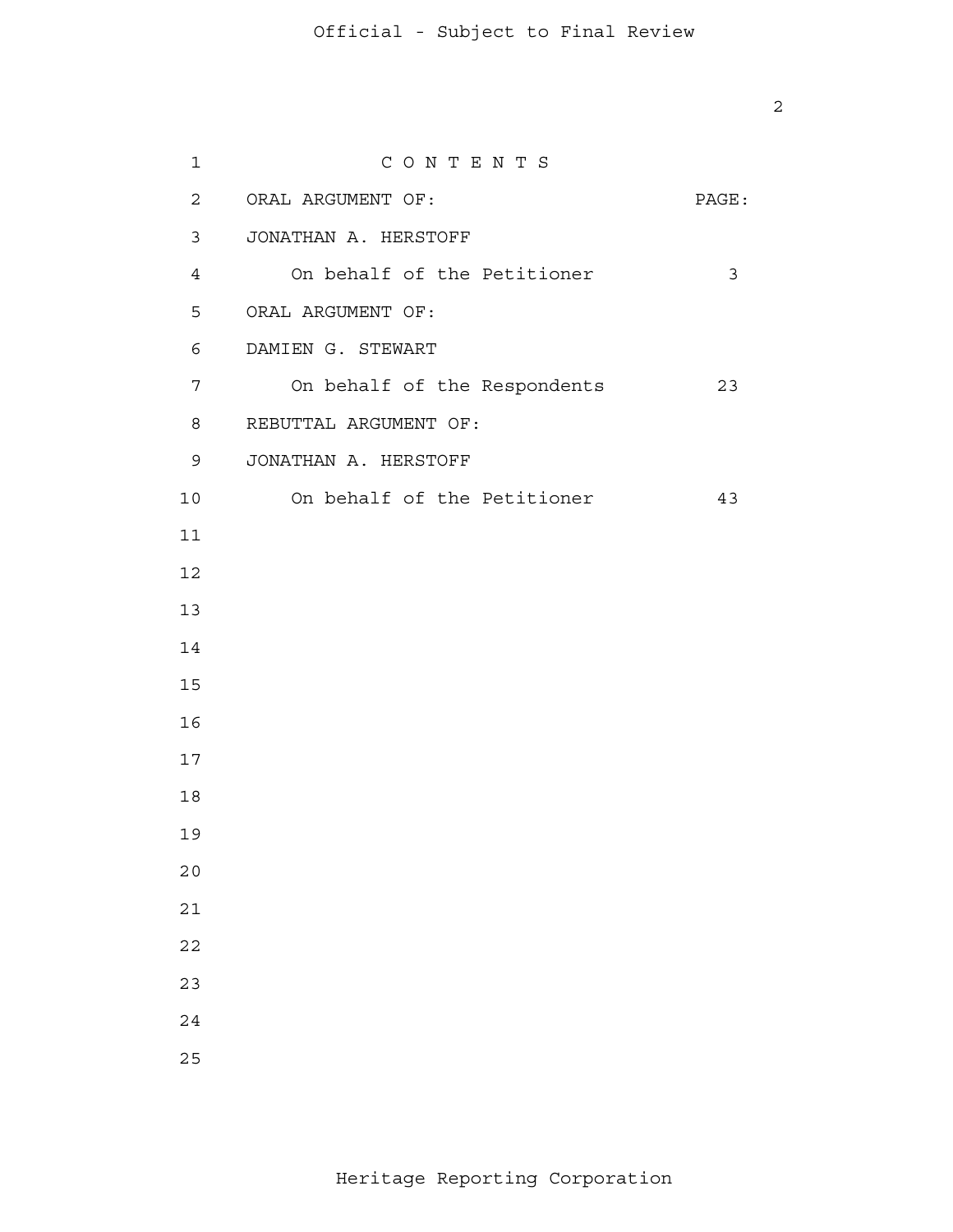C O N T E N T S

| ORAL ARGUMENT OF: | PAGE: |
|---|---|
| JONATHAN A. HERSTOFF | |
| On behalf of the Petitioner | 3 |
| ORAL ARGUMENT OF: | |
| DAMIEN G. STEWART | |
| On behalf of the Respondents | 23 |
| REBUTTAL ARGUMENT OF: | |
| JONATHAN A. HERSTOFF | |
| On behalf of the Petitioner | 43 |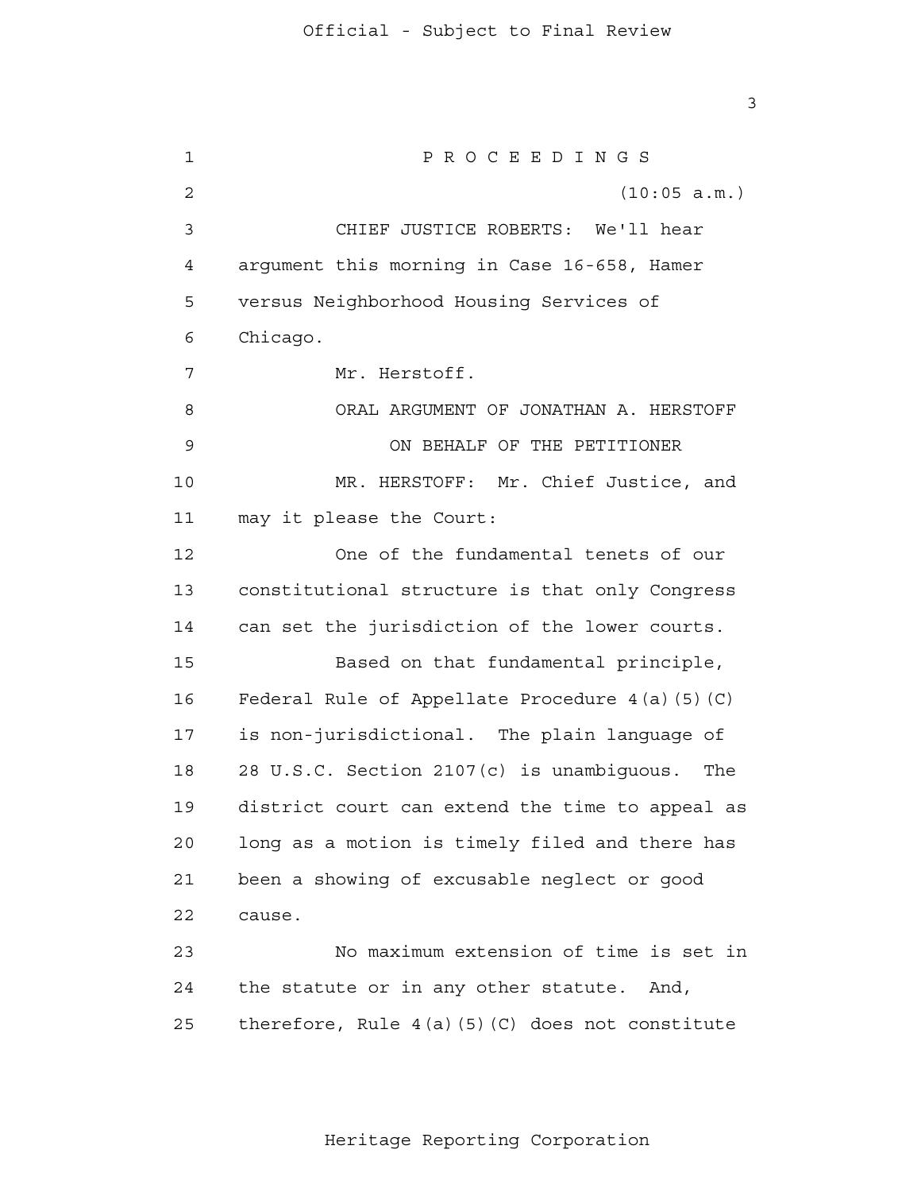P R O C E E D I N G S

(10:05 a.m.)

CHIEF JUSTICE ROBERTS: We'll hear argument this morning in Case 16-658, Hamer versus Neighborhood Housing Services of Chicago.

Mr. Herstoff.

ORAL ARGUMENT OF JONATHAN A. HERSTOFF

ON BEHALF OF THE PETITIONER

MR. HERSTOFF: Mr. Chief Justice, and may it please the Court:

One of the fundamental tenets of our constitutional structure is that only Congress can set the jurisdiction of the lower courts.

Based on that fundamental principle, Federal Rule of Appellate Procedure 4(a)(5)(C) is non-jurisdictional. The plain language of 28 U.S.C. Section 2107(c) is unambiguous. The district court can extend the time to appeal as long as a motion is timely filed and there has been a showing of excusable neglect or good cause.

No maximum extension of time is set in the statute or in any other statute. And, therefore, Rule 4(a)(5)(C) does not constitute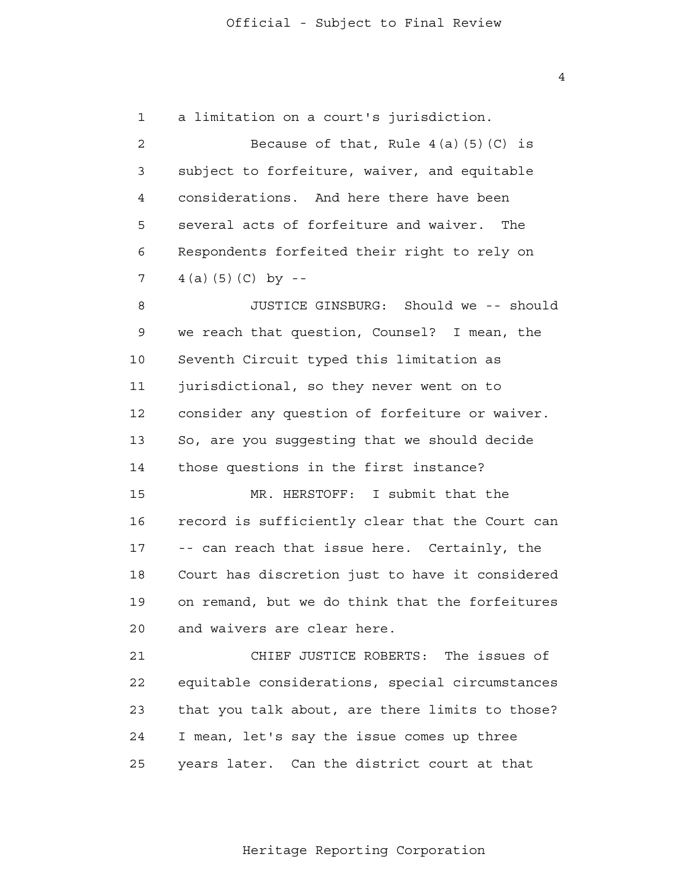1 a limitation on a court's jurisdiction.

2 Because of that, Rule 4(a)(5)(C) is

3 subject to forfeiture, waiver, and equitable

4 considerations. And here there have been

5 several acts of forfeiture and waiver. The

6 Respondents forfeited their right to rely on

7 4(a)(5)(C) by --

8 JUSTICE GINSBURG: Should we -- should

9 we reach that question, Counsel? I mean, the

10 Seventh Circuit typed this limitation as

11 jurisdictional, so they never went on to

12 consider any question of forfeiture or waiver.

13 So, are you suggesting that we should decide

14 those questions in the first instance?

15 MR. HERSTOFF: I submit that the

16 record is sufficiently clear that the Court can

17 -- can reach that issue here. Certainly, the

18 Court has discretion just to have it considered

19 on remand, but we do think that the forfeitures

20 and waivers are clear here.

21 CHIEF JUSTICE ROBERTS: The issues of

22 equitable considerations, special circumstances

23 that you talk about, are there limits to those?

24 I mean, let's say the issue comes up three

25 years later. Can the district court at that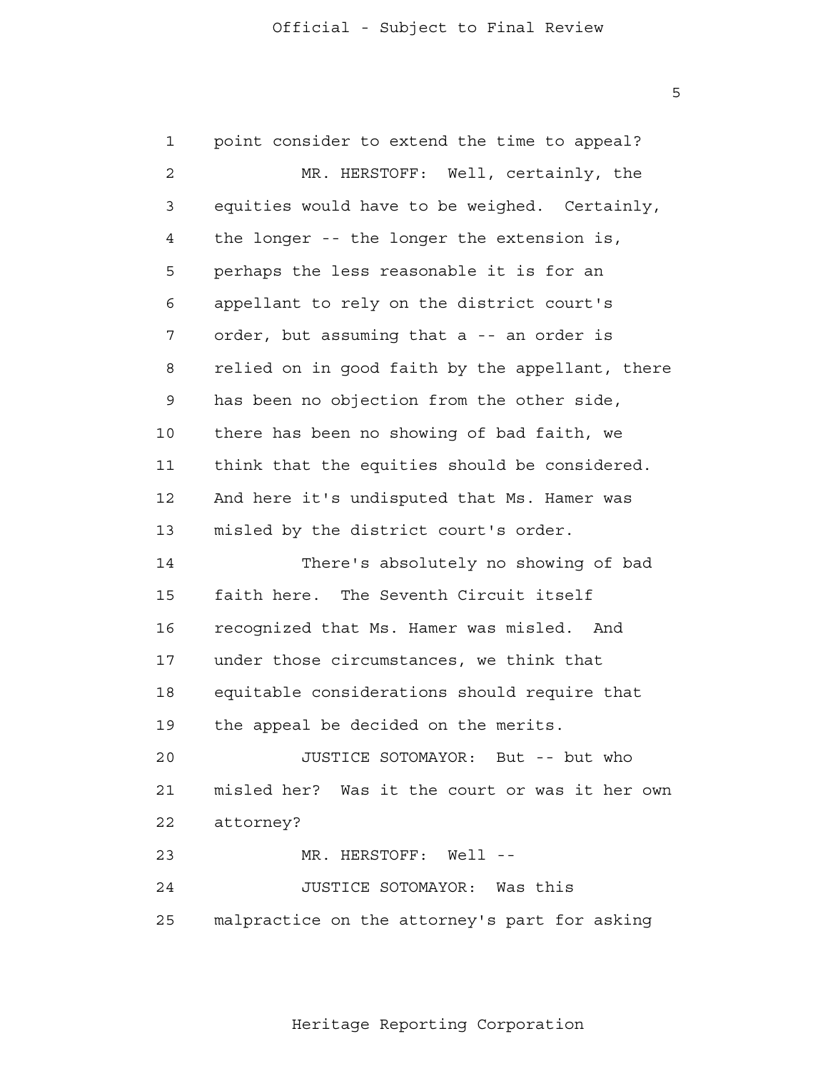1 point consider to extend the time to appeal?

2 MR. HERSTOFF: Well, certainly, the

3 equities would have to be weighed. Certainly,

4 the longer -- the longer the extension is,

5 perhaps the less reasonable it is for an

6 appellant to rely on the district court's

7 order, but assuming that a -- an order is

8 relied on in good faith by the appellant, there

9 has been no objection from the other side,

10 there has been no showing of bad faith, we

11 think that the equities should be considered.

12 And here it's undisputed that Ms. Hamer was

13 misled by the district court's order.

14 There's absolutely no showing of bad

15 faith here. The Seventh Circuit itself

16 recognized that Ms. Hamer was misled. And

17 under those circumstances, we think that

18 equitable considerations should require that

19 the appeal be decided on the merits.

20 JUSTICE SOTOMAYOR: But -- but who

21 misled her? Was it the court or was it her own

22 attorney?

23 MR. HERSTOFF: Well --

24 JUSTICE SOTOMAYOR: Was this

25 malpractice on the attorney's part for asking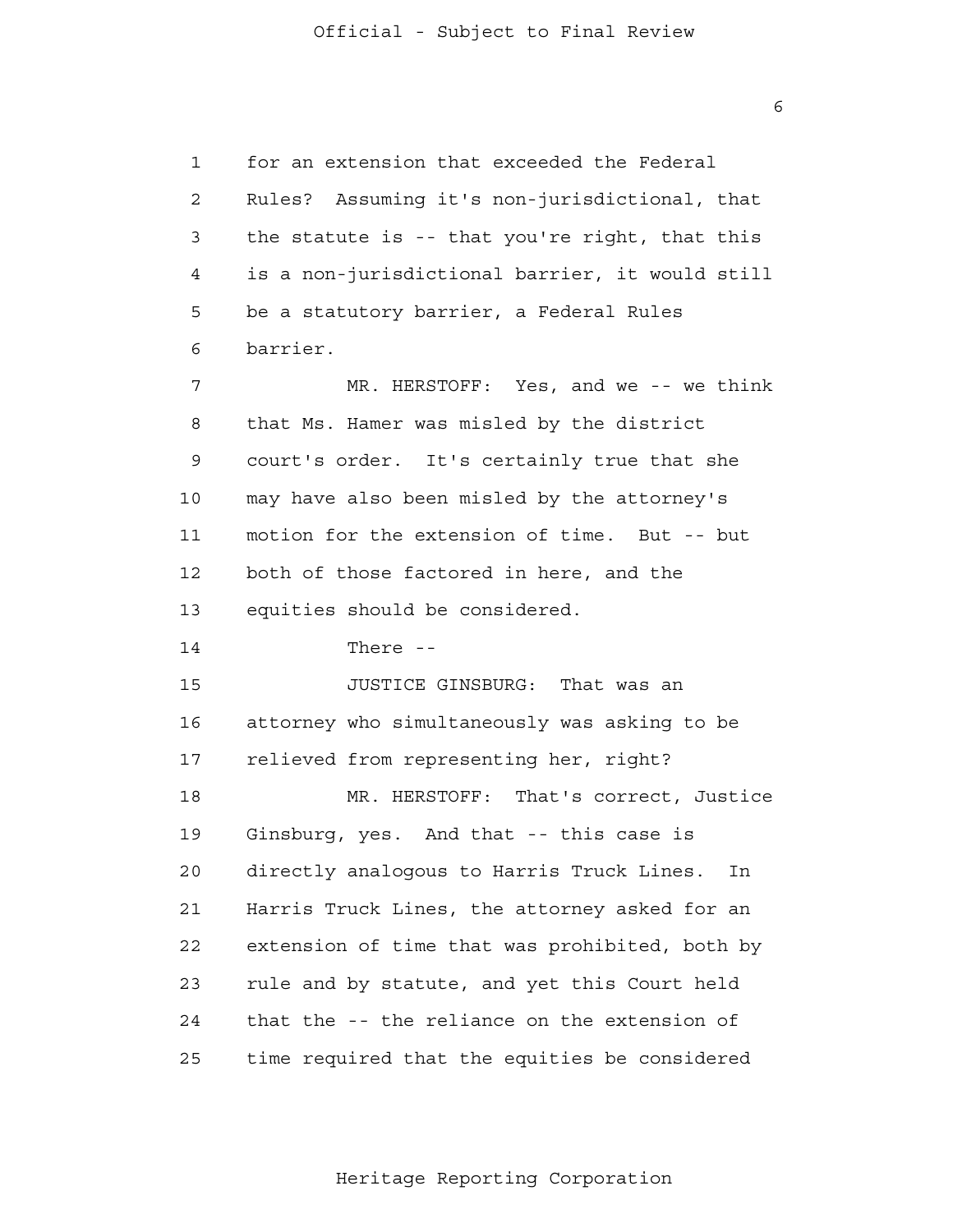for an extension that exceeded the Federal Rules? Assuming it's non-jurisdictional, that the statute is -- that you're right, that this is a non-jurisdictional barrier, it would still be a statutory barrier, a Federal Rules barrier.

MR. HERSTOFF: Yes, and we -- we think that Ms. Hamer was misled by the district court's order. It's certainly true that she may have also been misled by the attorney's motion for the extension of time. But -- but both of those factored in here, and the equities should be considered.

There --

JUSTICE GINSBURG: That was an attorney who simultaneously was asking to be relieved from representing her, right?

MR. HERSTOFF: That's correct, Justice Ginsburg, yes. And that -- this case is directly analogous to Harris Truck Lines. In Harris Truck Lines, the attorney asked for an extension of time that was prohibited, both by rule and by statute, and yet this Court held that the -- the reliance on the extension of time required that the equities be considered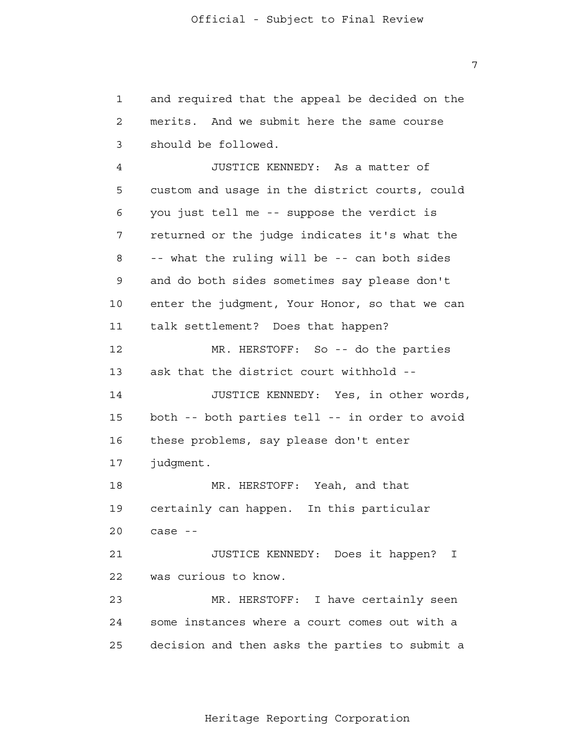and required that the appeal be decided on the merits. And we submit here the same course should be followed.

JUSTICE KENNEDY: As a matter of custom and usage in the district courts, could you just tell me -- suppose the verdict is returned or the judge indicates it's what the -- what the ruling will be -- can both sides and do both sides sometimes say please don't enter the judgment, Your Honor, so that we can talk settlement? Does that happen?

MR. HERSTOFF: So -- do the parties ask that the district court withhold --

JUSTICE KENNEDY: Yes, in other words, both -- both parties tell -- in order to avoid these problems, say please don't enter judgment.

MR. HERSTOFF: Yeah, and that certainly can happen. In this particular case --

JUSTICE KENNEDY: Does it happen? I was curious to know.

MR. HERSTOFF: I have certainly seen some instances where a court comes out with a decision and then asks the parties to submit a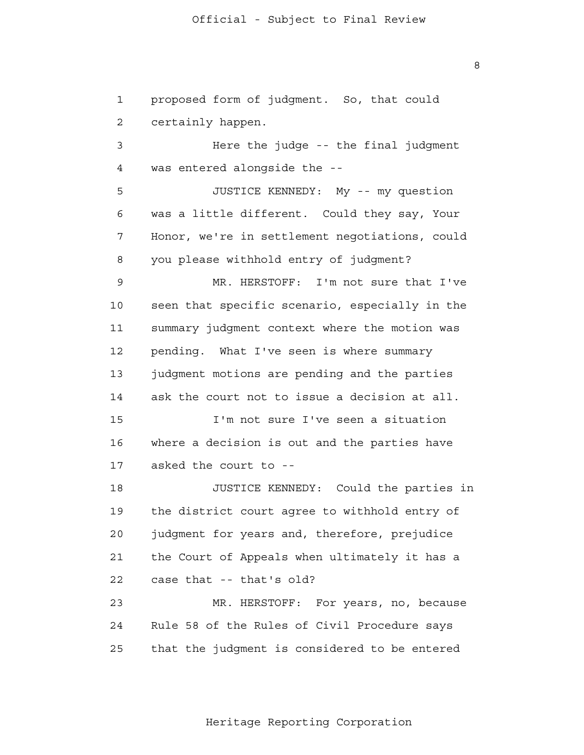proposed form of judgment. So, that could certainly happen.

Here the judge -- the final judgment was entered alongside the --

JUSTICE KENNEDY: My -- my question was a little different. Could they say, Your Honor, we're in settlement negotiations, could you please withhold entry of judgment?

MR. HERSTOFF: I'm not sure that I've seen that specific scenario, especially in the summary judgment context where the motion was pending. What I've seen is where summary judgment motions are pending and the parties ask the court not to issue a decision at all.

I'm not sure I've seen a situation where a decision is out and the parties have asked the court to --

JUSTICE KENNEDY: Could the parties in the district court agree to withhold entry of judgment for years and, therefore, prejudice the Court of Appeals when ultimately it has a case that -- that's old?

MR. HERSTOFF: For years, no, because Rule 58 of the Rules of Civil Procedure says that the judgment is considered to be entered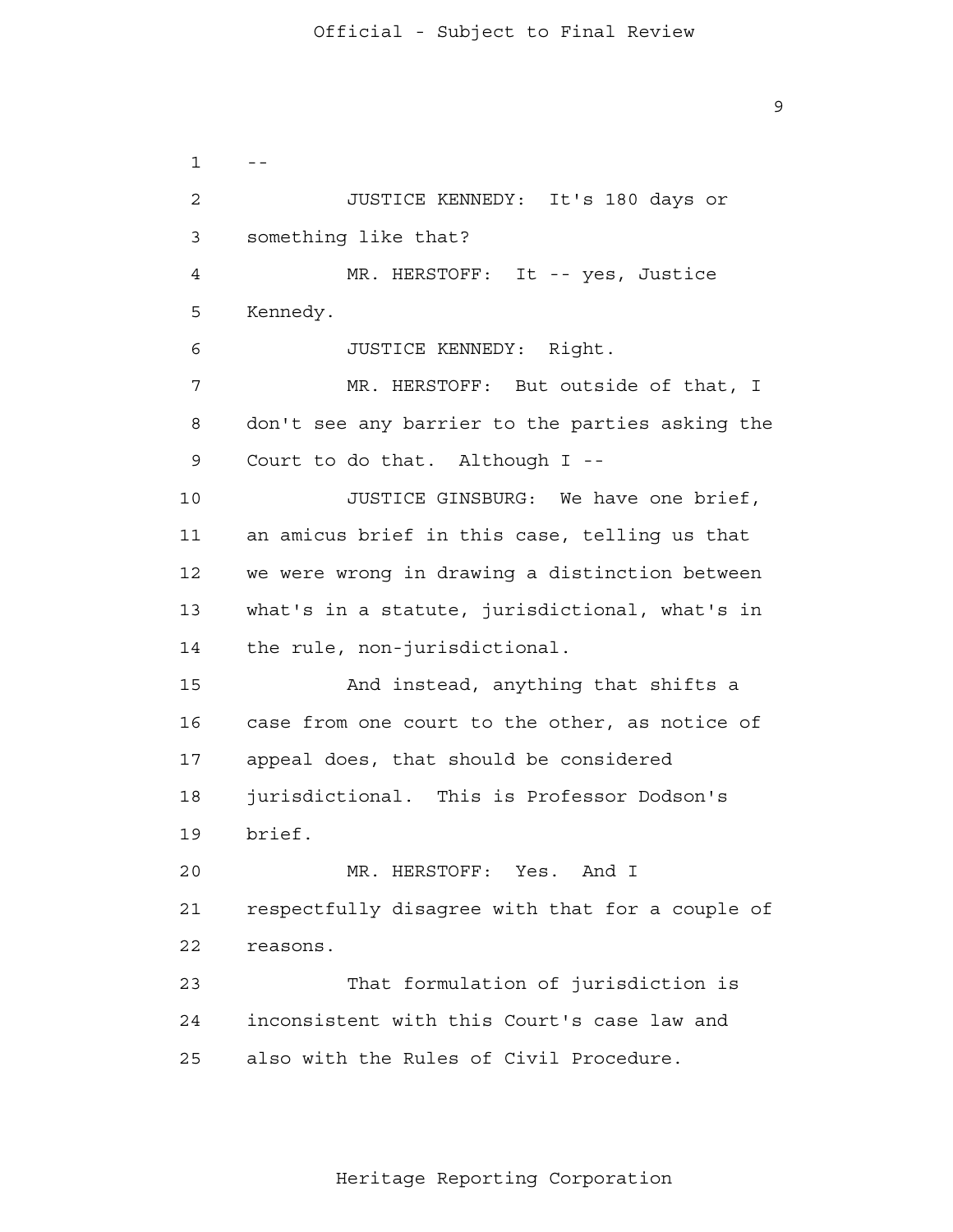--

JUSTICE KENNEDY: It's 180 days or something like that?

MR. HERSTOFF: It -- yes, Justice Kennedy.

JUSTICE KENNEDY: Right.

MR. HERSTOFF: But outside of that, I don't see any barrier to the parties asking the Court to do that. Although I --

JUSTICE GINSBURG: We have one brief, an amicus brief in this case, telling us that we were wrong in drawing a distinction between what's in a statute, jurisdictional, what's in the rule, non-jurisdictional.

And instead, anything that shifts a case from one court to the other, as notice of appeal does, that should be considered jurisdictional. This is Professor Dodson's brief.

MR. HERSTOFF: Yes. And I respectfully disagree with that for a couple of reasons.

That formulation of jurisdiction is inconsistent with this Court's case law and also with the Rules of Civil Procedure.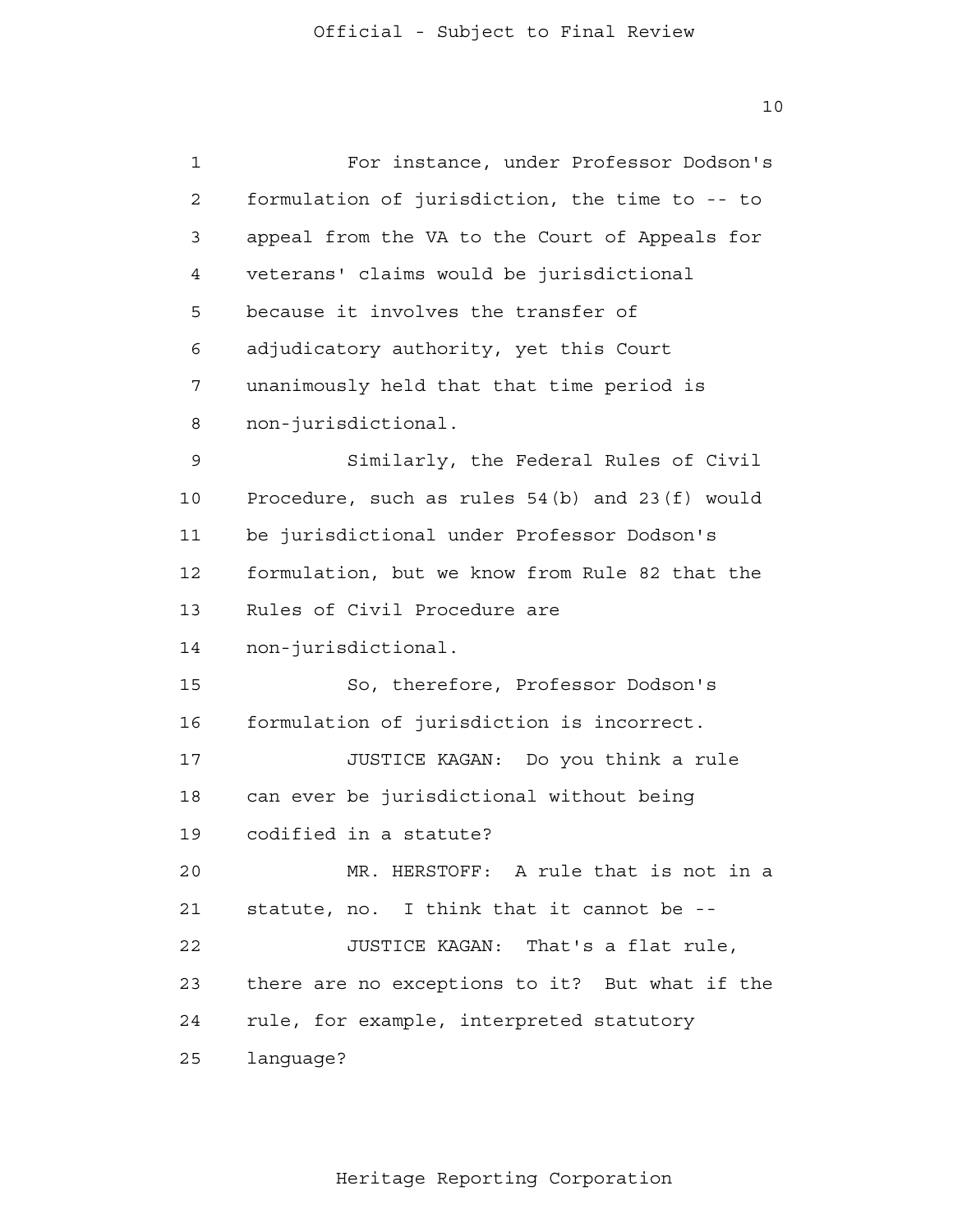For instance, under Professor Dodson's formulation of jurisdiction, the time to -- to appeal from the VA to the Court of Appeals for veterans' claims would be jurisdictional because it involves the transfer of adjudicatory authority, yet this Court unanimously held that that time period is non-jurisdictional.

Similarly, the Federal Rules of Civil Procedure, such as rules 54(b) and 23(f) would be jurisdictional under Professor Dodson's formulation, but we know from Rule 82 that the Rules of Civil Procedure are non-jurisdictional.

So, therefore, Professor Dodson's formulation of jurisdiction is incorrect.

JUSTICE KAGAN: Do you think a rule can ever be jurisdictional without being codified in a statute?

MR. HERSTOFF: A rule that is not in a statute, no. I think that it cannot be --

JUSTICE KAGAN: That's a flat rule, there are no exceptions to it? But what if the rule, for example, interpreted statutory language?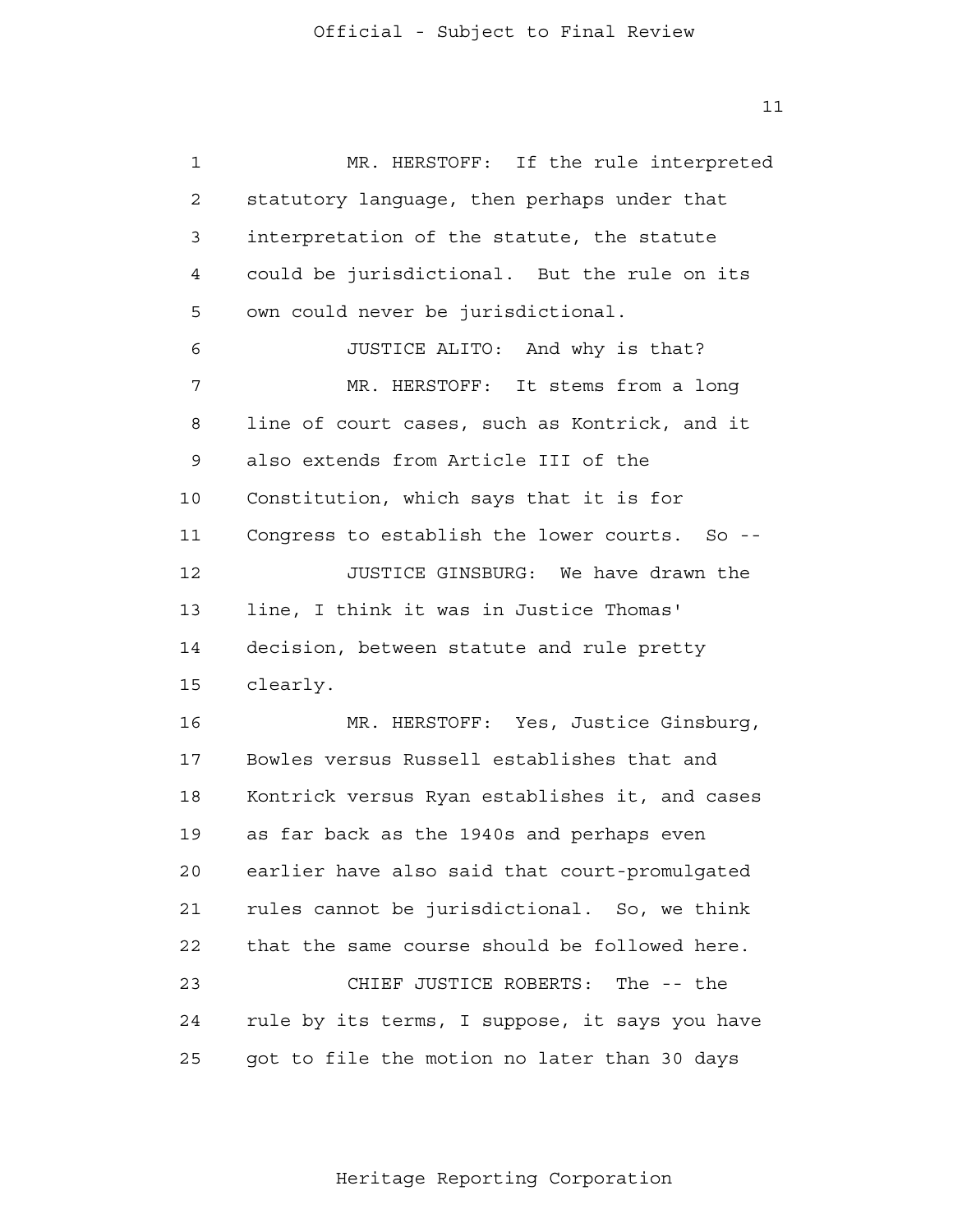MR. HERSTOFF: If the rule interpreted statutory language, then perhaps under that interpretation of the statute, the statute could be jurisdictional. But the rule on its own could never be jurisdictional.

JUSTICE ALITO: And why is that?

MR. HERSTOFF: It stems from a long line of court cases, such as Kontrick, and it also extends from Article III of the Constitution, which says that it is for Congress to establish the lower courts. So --

JUSTICE GINSBURG: We have drawn the line, I think it was in Justice Thomas' decision, between statute and rule pretty clearly.

MR. HERSTOFF: Yes, Justice Ginsburg, Bowles versus Russell establishes that and Kontrick versus Ryan establishes it, and cases as far back as the 1940s and perhaps even earlier have also said that court-promulgated rules cannot be jurisdictional. So, we think that the same course should be followed here.

CHIEF JUSTICE ROBERTS: The -- the rule by its terms, I suppose, it says you have got to file the motion no later than 30 days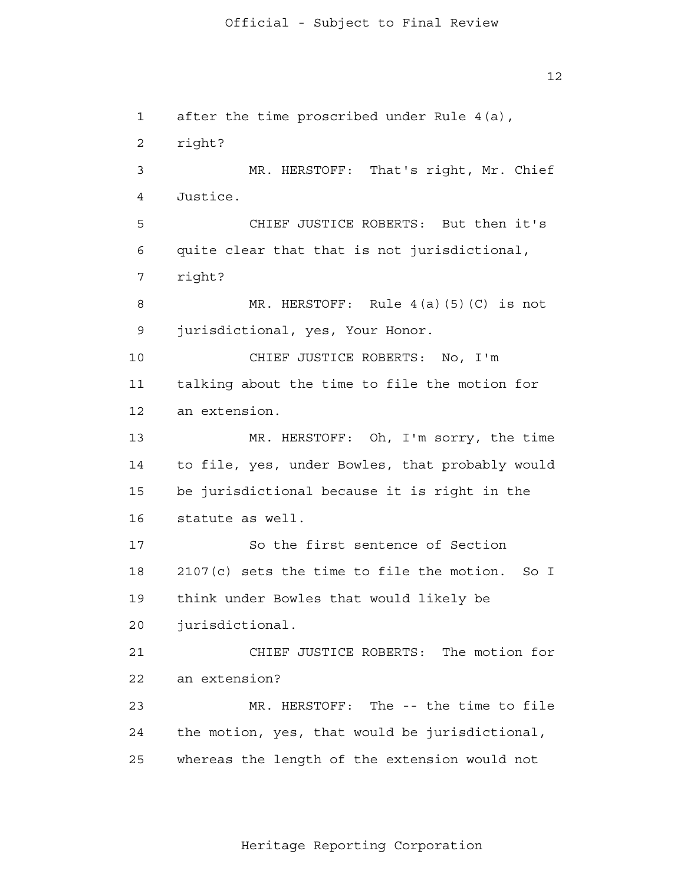1 after the time proscribed under Rule 4(a),

2 right?

3 MR. HERSTOFF: That's right, Mr. Chief

4 Justice.

5 CHIEF JUSTICE ROBERTS: But then it's

6 quite clear that that is not jurisdictional,

7 right?

8 MR. HERSTOFF: Rule 4(a)(5)(C) is not

9 jurisdictional, yes, Your Honor.

10 CHIEF JUSTICE ROBERTS: No, I'm

11 talking about the time to file the motion for

12 an extension.

13 MR. HERSTOFF: Oh, I'm sorry, the time

14 to file, yes, under Bowles, that probably would

15 be jurisdictional because it is right in the

16 statute as well.

17 So the first sentence of Section

18 2107(c) sets the time to file the motion. So I

19 think under Bowles that would likely be

20 jurisdictional.

21 CHIEF JUSTICE ROBERTS: The motion for

22 an extension?

23 MR. HERSTOFF: The -- the time to file

24 the motion, yes, that would be jurisdictional,

25 whereas the length of the extension would not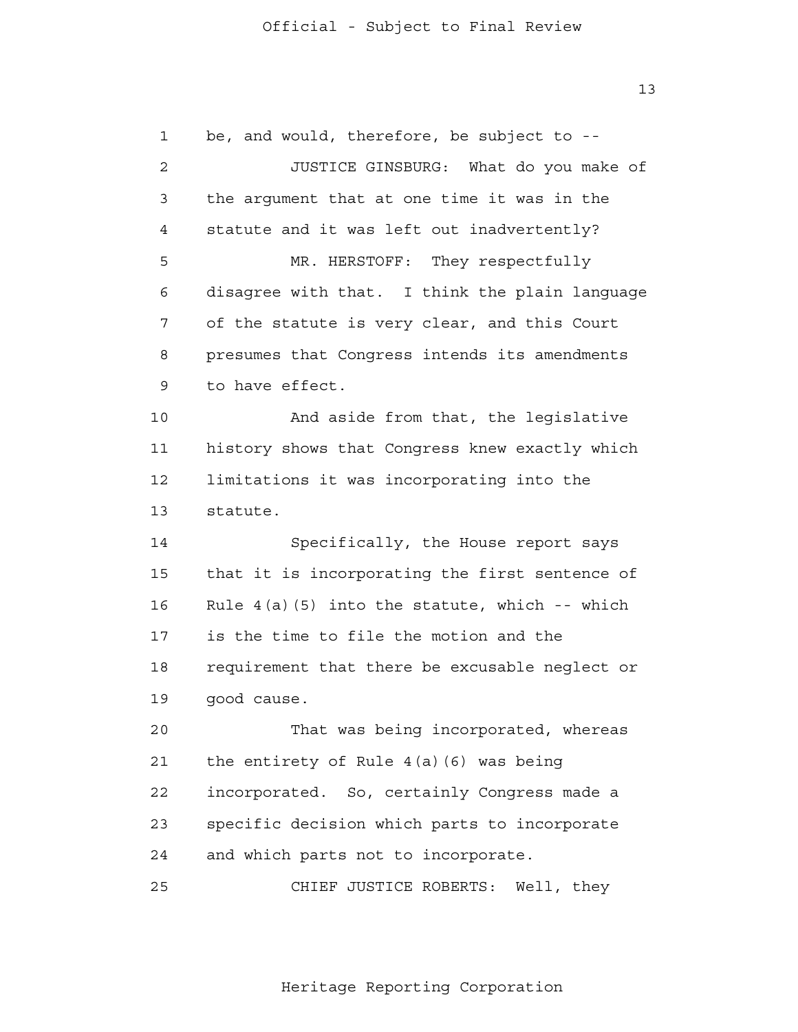be, and would, therefore, be subject to --

JUSTICE GINSBURG: What do you make of the argument that at one time it was in the statute and it was left out inadvertently?

MR. HERSTOFF: They respectfully disagree with that. I think the plain language of the statute is very clear, and this Court presumes that Congress intends its amendments to have effect.

And aside from that, the legislative history shows that Congress knew exactly which limitations it was incorporating into the statute.

Specifically, the House report says that it is incorporating the first sentence of Rule 4(a)(5) into the statute, which -- which is the time to file the motion and the requirement that there be excusable neglect or good cause.

That was being incorporated, whereas the entirety of Rule 4(a)(6) was being incorporated. So, certainly Congress made a specific decision which parts to incorporate and which parts not to incorporate.

CHIEF JUSTICE ROBERTS: Well, they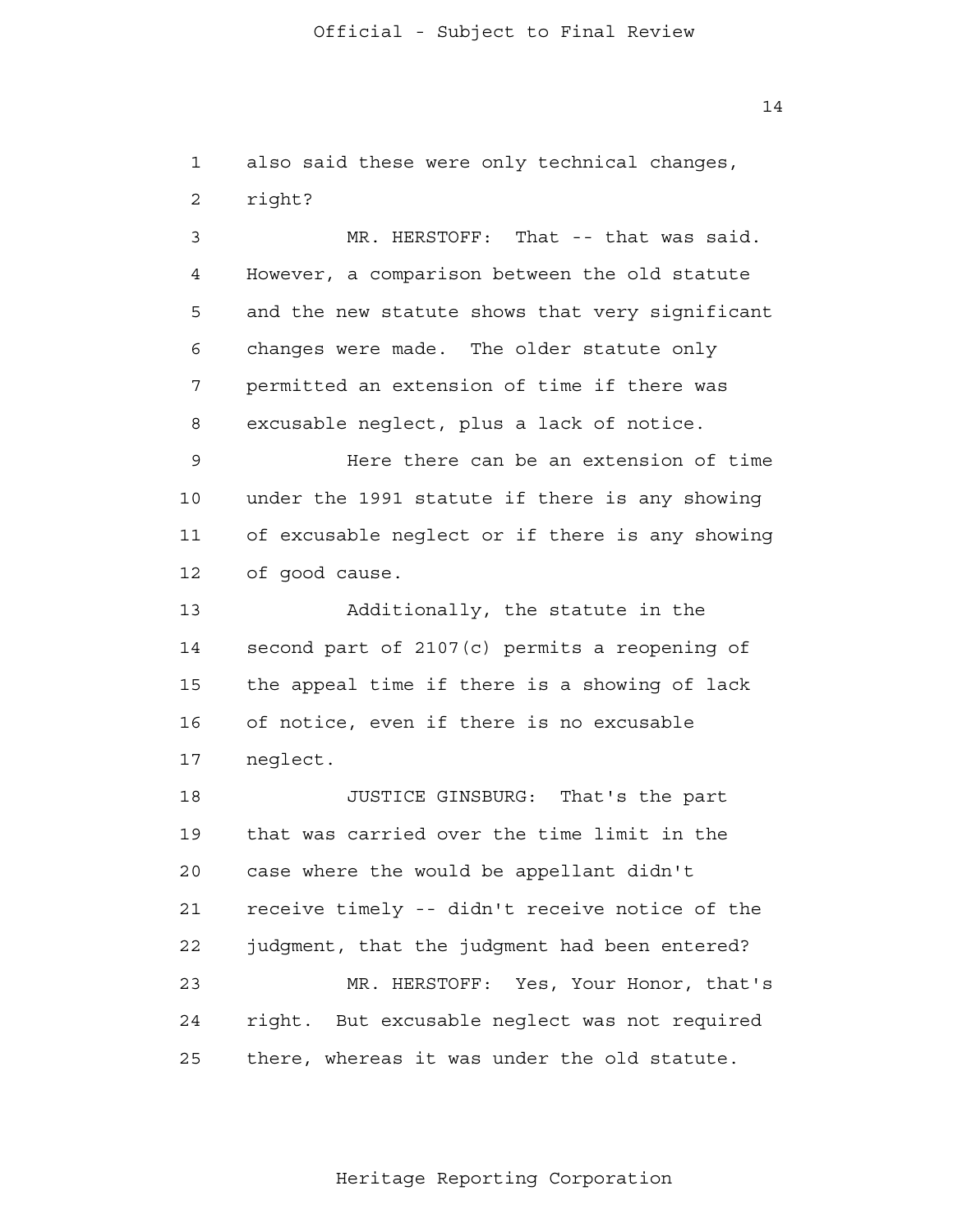also said these were only technical changes, right?

MR. HERSTOFF: That -- that was said. However, a comparison between the old statute and the new statute shows that very significant changes were made. The older statute only permitted an extension of time if there was excusable neglect, plus a lack of notice.

Here there can be an extension of time under the 1991 statute if there is any showing of excusable neglect or if there is any showing of good cause.

Additionally, the statute in the second part of 2107(c) permits a reopening of the appeal time if there is a showing of lack of notice, even if there is no excusable neglect.

JUSTICE GINSBURG: That's the part that was carried over the time limit in the case where the would be appellant didn't receive timely -- didn't receive notice of the judgment, that the judgment had been entered?

MR. HERSTOFF: Yes, Your Honor, that's right. But excusable neglect was not required there, whereas it was under the old statute.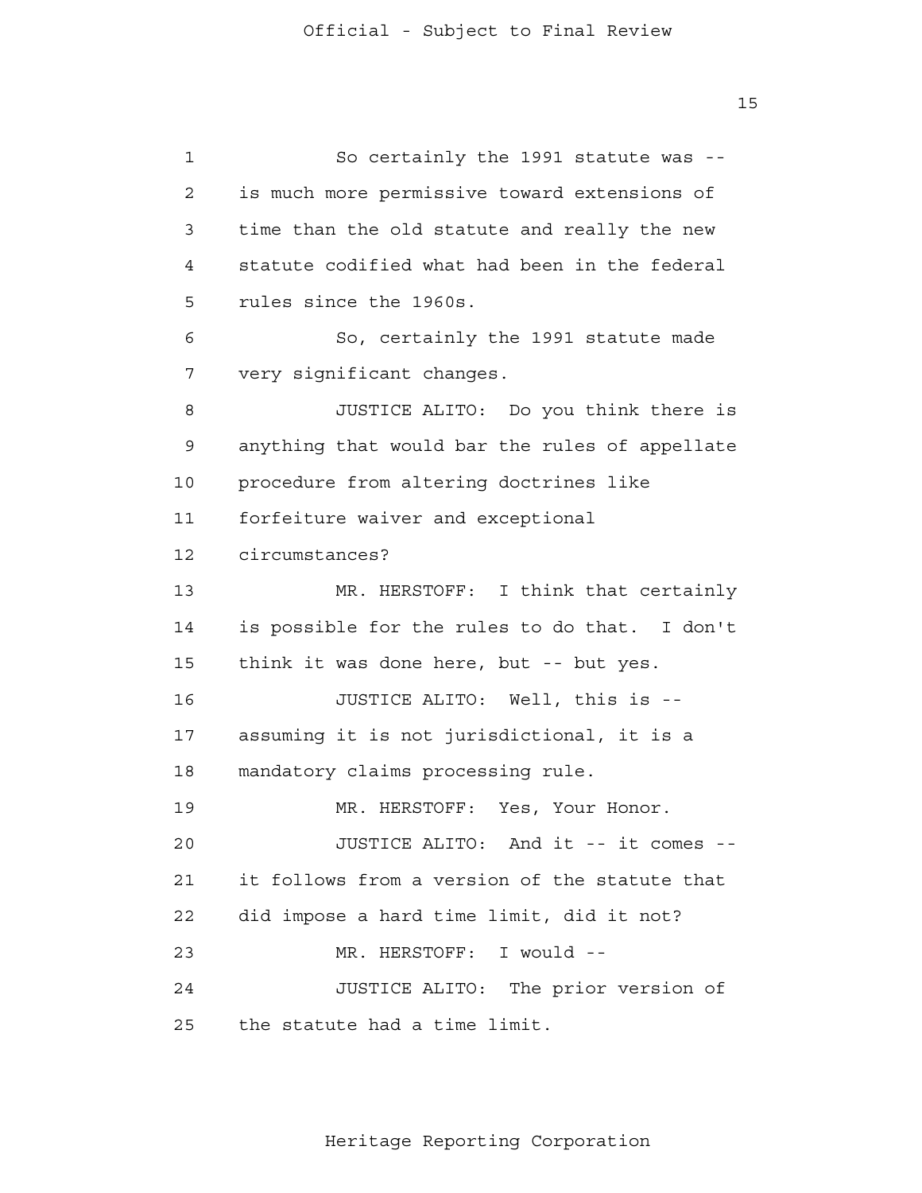So certainly the 1991 statute was -- is much more permissive toward extensions of time than the old statute and really the new statute codified what had been in the federal rules since the 1960s.

So, certainly the 1991 statute made very significant changes.

JUSTICE ALITO: Do you think there is anything that would bar the rules of appellate procedure from altering doctrines like forfeiture waiver and exceptional circumstances?

MR. HERSTOFF: I think that certainly is possible for the rules to do that. I don't think it was done here, but -- but yes.

JUSTICE ALITO: Well, this is -- assuming it is not jurisdictional, it is a mandatory claims processing rule.

MR. HERSTOFF: Yes, Your Honor.

JUSTICE ALITO: And it -- it comes -- it follows from a version of the statute that did impose a hard time limit, did it not?

MR. HERSTOFF: I would --

JUSTICE ALITO: The prior version of the statute had a time limit.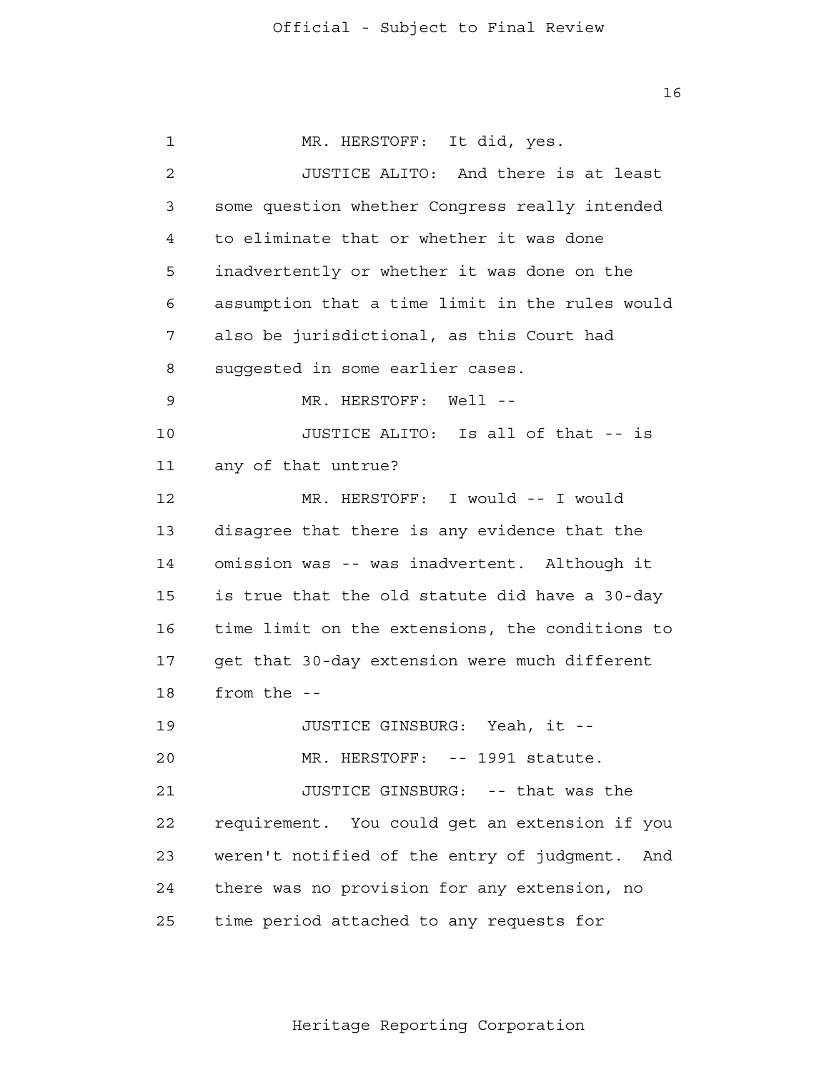MR. HERSTOFF: It did, yes.

JUSTICE ALITO: And there is at least some question whether Congress really intended to eliminate that or whether it was done inadvertently or whether it was done on the assumption that a time limit in the rules would also be jurisdictional, as this Court had suggested in some earlier cases.

MR. HERSTOFF: Well --

JUSTICE ALITO: Is all of that -- is any of that untrue?

MR. HERSTOFF: I would -- I would disagree that there is any evidence that the omission was -- was inadvertent. Although it is true that the old statute did have a 30-day time limit on the extensions, the conditions to get that 30-day extension were much different from the --

JUSTICE GINSBURG: Yeah, it --

MR. HERSTOFF: -- 1991 statute.

JUSTICE GINSBURG: -- that was the requirement. You could get an extension if you weren't notified of the entry of judgment. And there was no provision for any extension, no time period attached to any requests for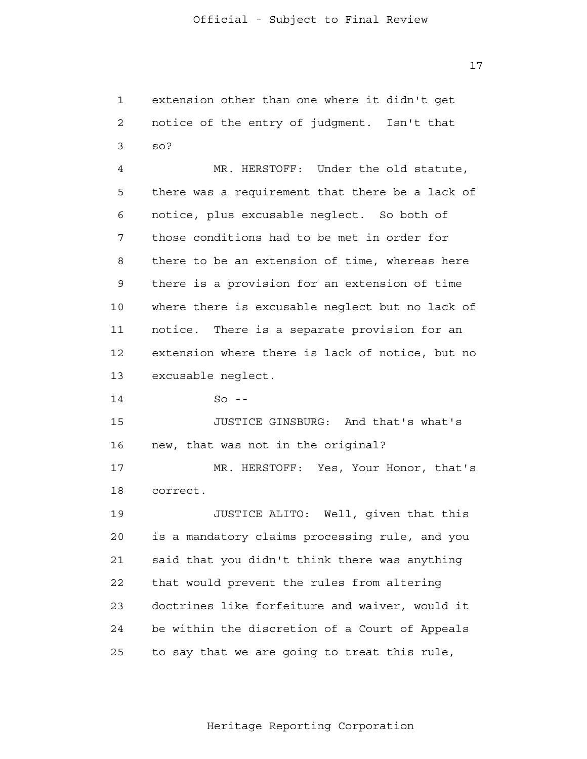1 extension other than one where it didn't get
2 notice of the entry of judgment. Isn't that
3 so?

4 MR. HERSTOFF: Under the old statute,
5 there was a requirement that there be a lack of
6 notice, plus excusable neglect. So both of
7 those conditions had to be met in order for
8 there to be an extension of time, whereas here
9 there is a provision for an extension of time
10 where there is excusable neglect but no lack of
11 notice. There is a separate provision for an
12 extension where there is lack of notice, but no
13 excusable neglect.

14 So --

15 JUSTICE GINSBURG: And that's what's
16 new, that was not in the original?

17 MR. HERSTOFF: Yes, Your Honor, that's
18 correct.

19 JUSTICE ALITO: Well, given that this
20 is a mandatory claims processing rule, and you
21 said that you didn't think there was anything
22 that would prevent the rules from altering
23 doctrines like forfeiture and waiver, would it
24 be within the discretion of a Court of Appeals
25 to say that we are going to treat this rule,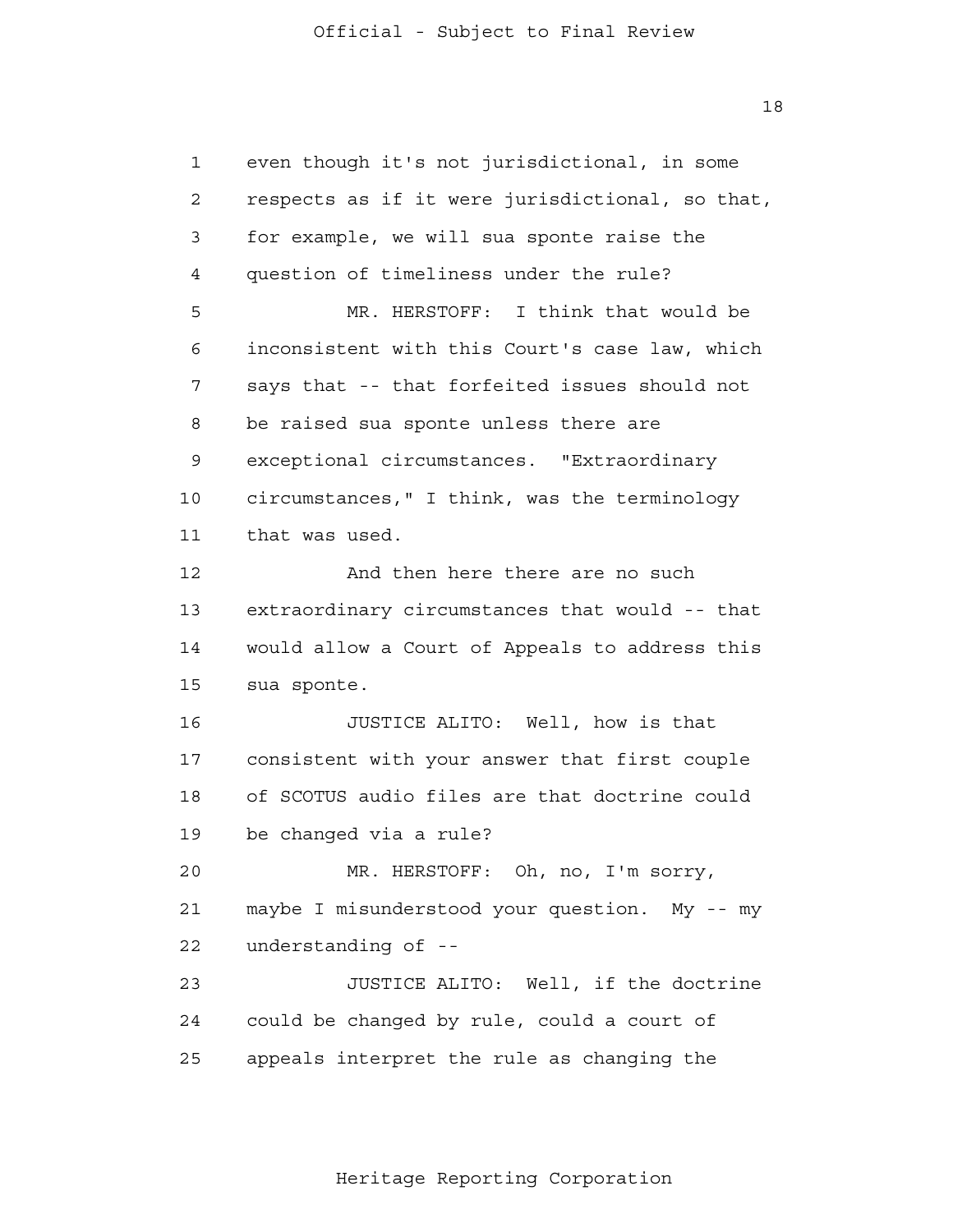even though it's not jurisdictional, in some respects as if it were jurisdictional, so that, for example, we will sua sponte raise the question of timeliness under the rule?

MR. HERSTOFF: I think that would be inconsistent with this Court's case law, which says that -- that forfeited issues should not be raised sua sponte unless there are exceptional circumstances. "Extraordinary circumstances," I think, was the terminology that was used.

And then here there are no such extraordinary circumstances that would -- that would allow a Court of Appeals to address this sua sponte.

JUSTICE ALITO: Well, how is that consistent with your answer that first couple of SCOTUS audio files are that doctrine could be changed via a rule?

MR. HERSTOFF: Oh, no, I'm sorry, maybe I misunderstood your question. My -- my understanding of --

JUSTICE ALITO: Well, if the doctrine could be changed by rule, could a court of appeals interpret the rule as changing the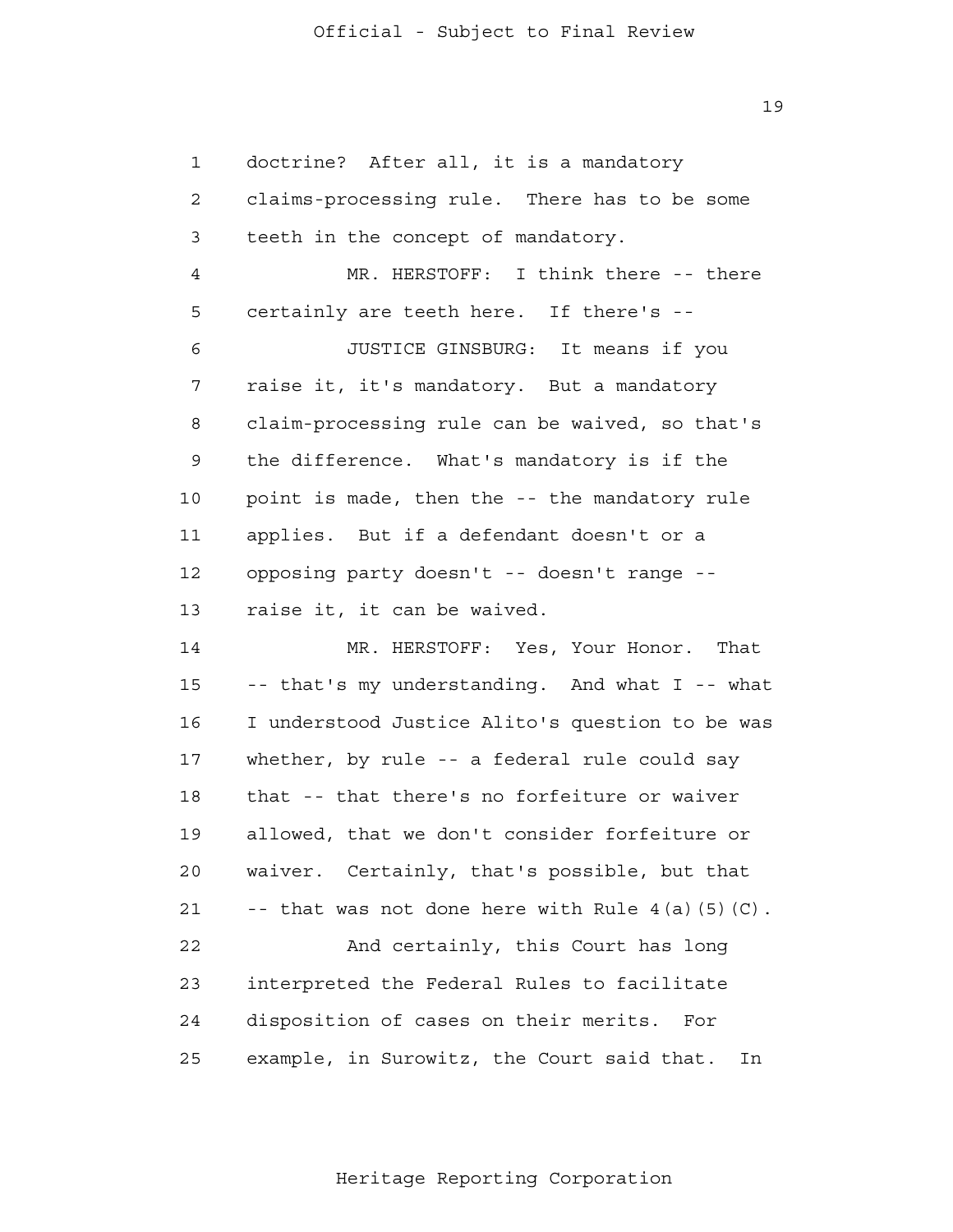doctrine? After all, it is a mandatory claims-processing rule. There has to be some teeth in the concept of mandatory.

MR. HERSTOFF: I think there -- there certainly are teeth here. If there's --

JUSTICE GINSBURG: It means if you raise it, it's mandatory. But a mandatory claim-processing rule can be waived, so that's the difference. What's mandatory is if the point is made, then the -- the mandatory rule applies. But if a defendant doesn't or a opposing party doesn't -- doesn't range -- raise it, it can be waived.

MR. HERSTOFF: Yes, Your Honor. That -- that's my understanding. And what I -- what I understood Justice Alito's question to be was whether, by rule -- a federal rule could say that -- that there's no forfeiture or waiver allowed, that we don't consider forfeiture or waiver. Certainly, that's possible, but that -- that was not done here with Rule 4(a)(5)(C).

And certainly, this Court has long interpreted the Federal Rules to facilitate disposition of cases on their merits. For example, in Surowitz, the Court said that. In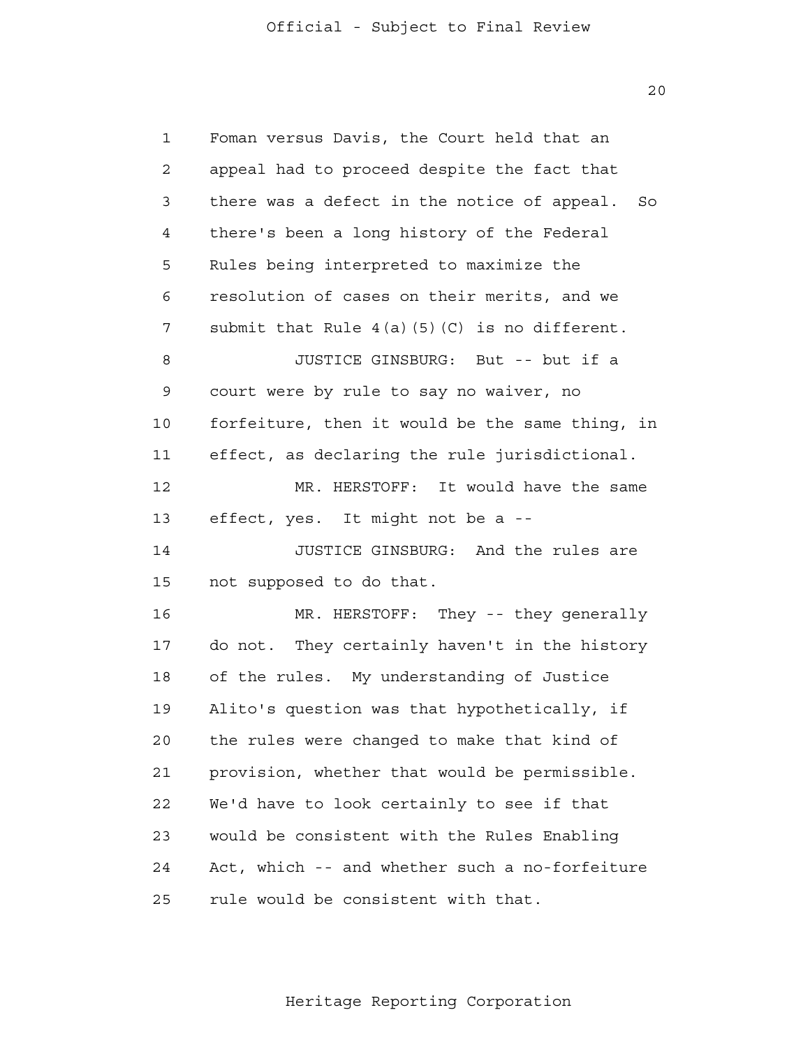1 Foman versus Davis, the Court held that an
2 appeal had to proceed despite the fact that
3 there was a defect in the notice of appeal. So
4 there's been a long history of the Federal
5 Rules being interpreted to maximize the
6 resolution of cases on their merits, and we
7 submit that Rule 4(a)(5)(C) is no different.

8 JUSTICE GINSBURG: But -- but if a
9 court were by rule to say no waiver, no
10 forfeiture, then it would be the same thing, in
11 effect, as declaring the rule jurisdictional.

12 MR. HERSTOFF: It would have the same
13 effect, yes. It might not be a --

14 JUSTICE GINSBURG: And the rules are
15 not supposed to do that.

16 MR. HERSTOFF: They -- they generally
17 do not. They certainly haven't in the history
18 of the rules. My understanding of Justice
19 Alito's question was that hypothetically, if
20 the rules were changed to make that kind of
21 provision, whether that would be permissible.
22 We'd have to look certainly to see if that
23 would be consistent with the Rules Enabling
24 Act, which -- and whether such a no-forfeiture
25 rule would be consistent with that.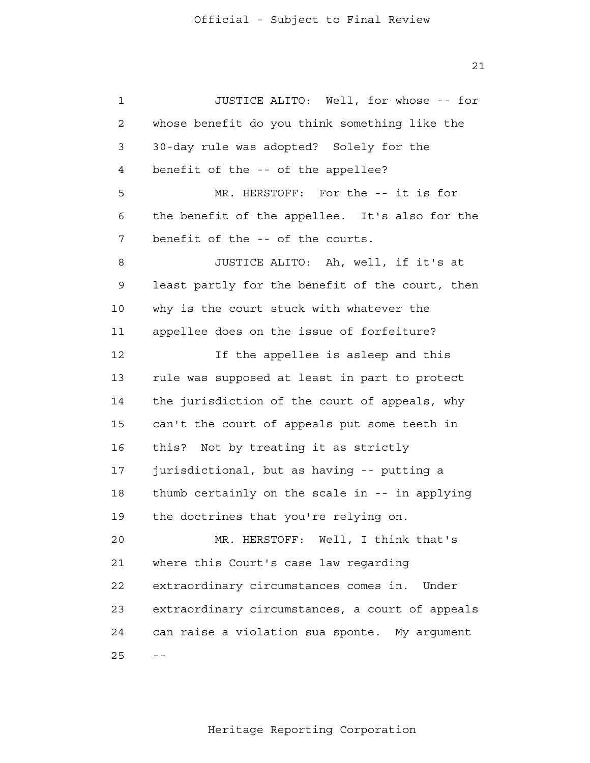JUSTICE ALITO: Well, for whose -- for whose benefit do you think something like the 30-day rule was adopted? Solely for the benefit of the -- of the appellee?

MR. HERSTOFF: For the -- it is for the benefit of the appellee. It's also for the benefit of the -- of the courts.

JUSTICE ALITO: Ah, well, if it's at least partly for the benefit of the court, then why is the court stuck with whatever the appellee does on the issue of forfeiture?

If the appellee is asleep and this rule was supposed at least in part to protect the jurisdiction of the court of appeals, why can't the court of appeals put some teeth in this? Not by treating it as strictly jurisdictional, but as having -- putting a thumb certainly on the scale in -- in applying the doctrines that you're relying on.

MR. HERSTOFF: Well, I think that's where this Court's case law regarding extraordinary circumstances comes in. Under extraordinary circumstances, a court of appeals can raise a violation sua sponte. My argument --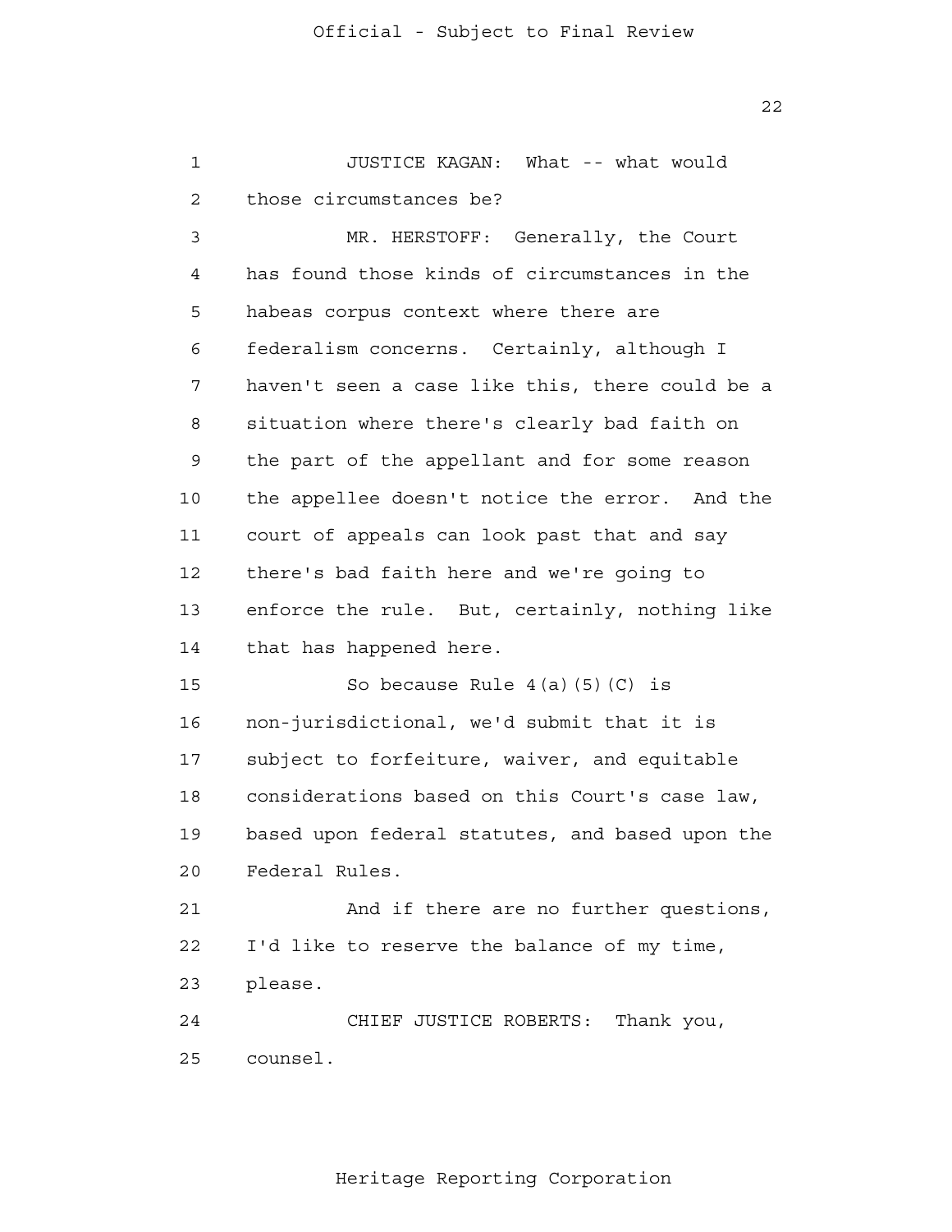JUSTICE KAGAN: What -- what would those circumstances be?

MR. HERSTOFF: Generally, the Court has found those kinds of circumstances in the habeas corpus context where there are federalism concerns. Certainly, although I haven't seen a case like this, there could be a situation where there's clearly bad faith on the part of the appellant and for some reason the appellee doesn't notice the error. And the court of appeals can look past that and say there's bad faith here and we're going to enforce the rule. But, certainly, nothing like that has happened here.

So because Rule 4(a)(5)(C) is non-jurisdictional, we'd submit that it is subject to forfeiture, waiver, and equitable considerations based on this Court's case law, based upon federal statutes, and based upon the Federal Rules.

And if there are no further questions, I'd like to reserve the balance of my time, please.

CHIEF JUSTICE ROBERTS: Thank you, counsel.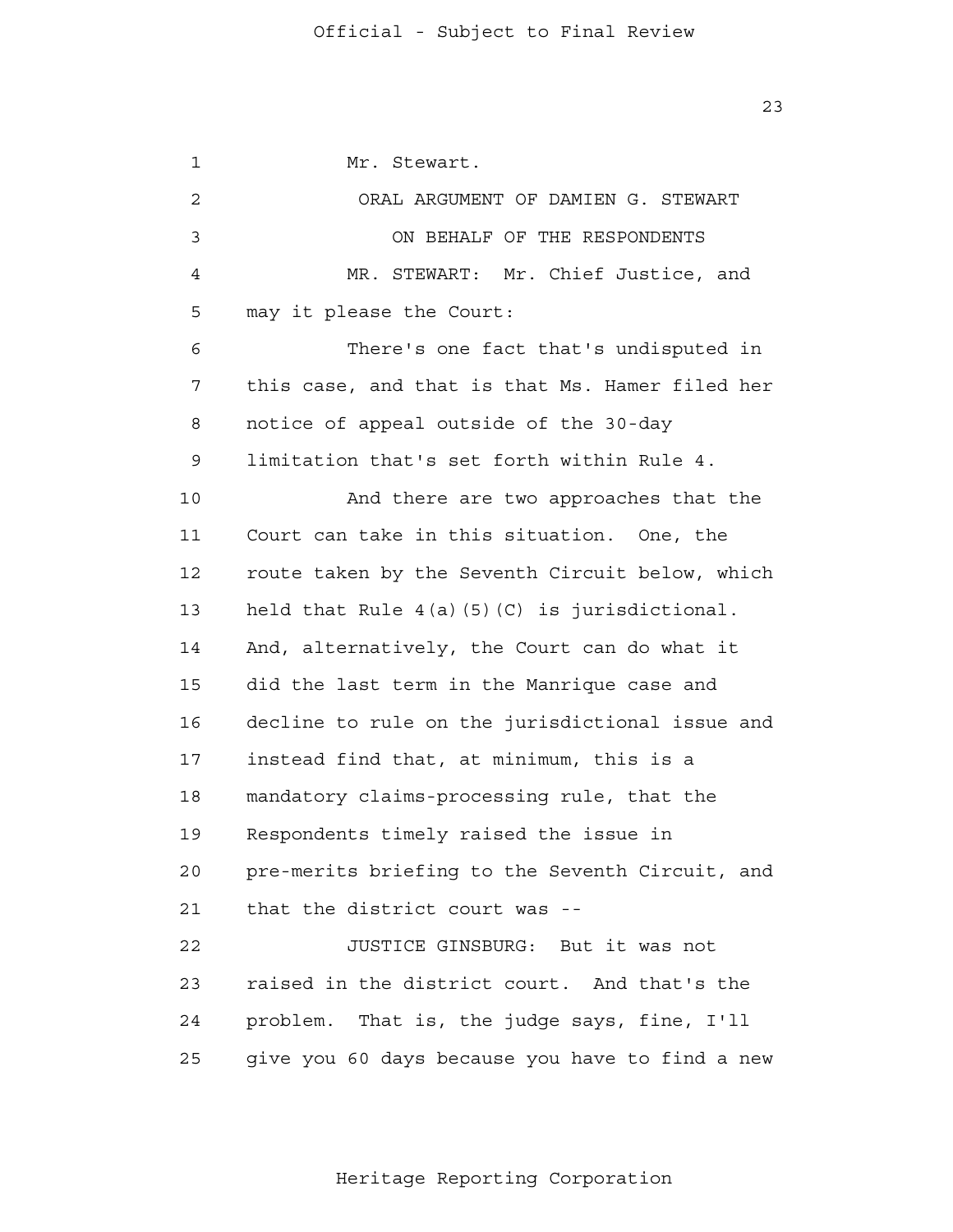Mr. Stewart.

ORAL ARGUMENT OF DAMIEN G. STEWART

ON BEHALF OF THE RESPONDENTS

MR. STEWART: Mr. Chief Justice, and may it please the Court:

There's one fact that's undisputed in this case, and that is that Ms. Hamer filed her notice of appeal outside of the 30-day limitation that's set forth within Rule 4.

And there are two approaches that the Court can take in this situation. One, the route taken by the Seventh Circuit below, which held that Rule 4(a)(5)(C) is jurisdictional. And, alternatively, the Court can do what it did the last term in the Manrique case and decline to rule on the jurisdictional issue and instead find that, at minimum, this is a mandatory claims-processing rule, that the Respondents timely raised the issue in pre-merits briefing to the Seventh Circuit, and that the district court was --

JUSTICE GINSBURG: But it was not raised in the district court. And that's the problem. That is, the judge says, fine, I'll give you 60 days because you have to find a new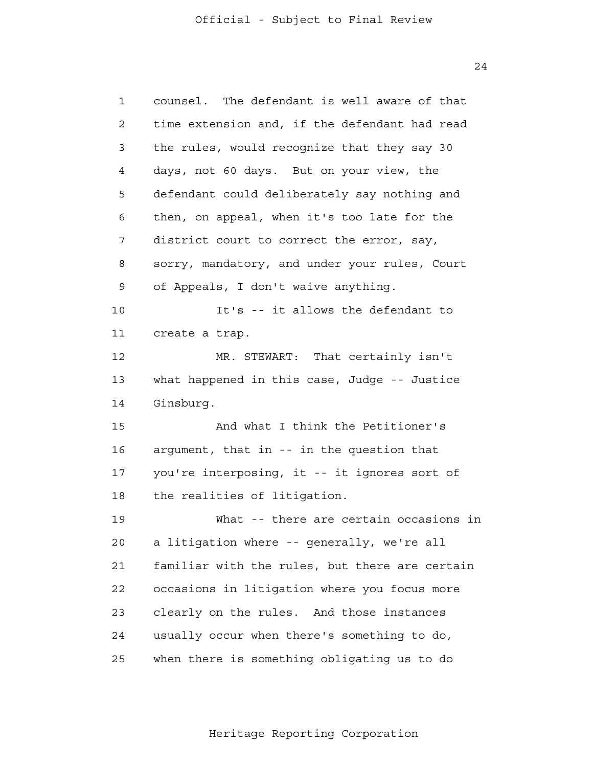counsel. The defendant is well aware of that time extension and, if the defendant had read the rules, would recognize that they say 30 days, not 60 days. But on your view, the defendant could deliberately say nothing and then, on appeal, when it's too late for the district court to correct the error, say, sorry, mandatory, and under your rules, Court of Appeals, I don't waive anything.

It's -- it allows the defendant to create a trap.

MR. STEWART: That certainly isn't what happened in this case, Judge -- Justice Ginsburg.

And what I think the Petitioner's argument, that in -- in the question that you're interposing, it -- it ignores sort of the realities of litigation.

What -- there are certain occasions in a litigation where -- generally, we're all familiar with the rules, but there are certain occasions in litigation where you focus more clearly on the rules. And those instances usually occur when there's something to do, when there is something obligating us to do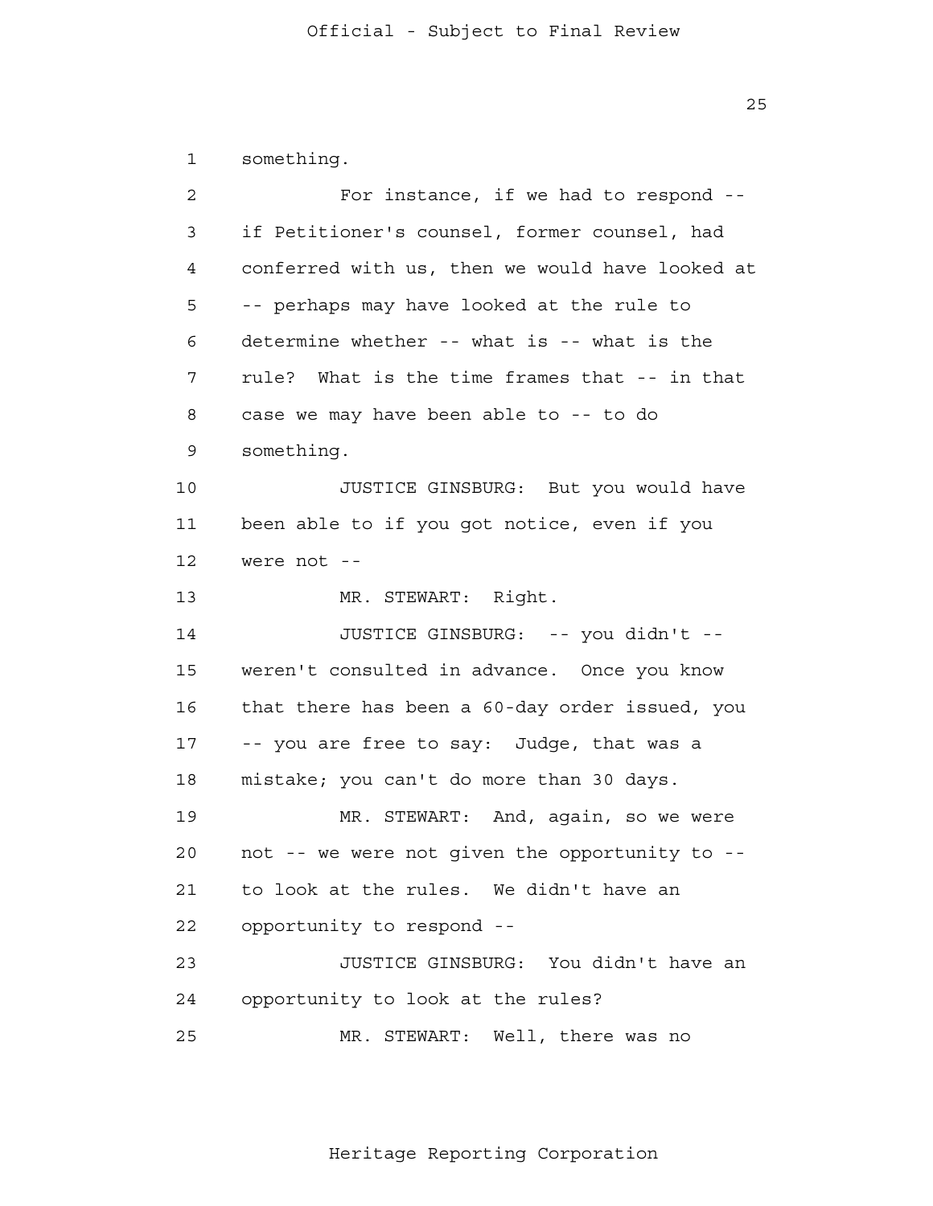something.

For instance, if we had to respond -- if Petitioner's counsel, former counsel, had conferred with us, then we would have looked at -- perhaps may have looked at the rule to determine whether -- what is -- what is the rule? What is the time frames that -- in that case we may have been able to -- to do something.

JUSTICE GINSBURG: But you would have been able to if you got notice, even if you were not --

MR. STEWART: Right.

JUSTICE GINSBURG: -- you didn't -- weren't consulted in advance. Once you know that there has been a 60-day order issued, you -- you are free to say: Judge, that was a mistake; you can't do more than 30 days.

MR. STEWART: And, again, so we were not -- we were not given the opportunity to -- to look at the rules. We didn't have an opportunity to respond --

JUSTICE GINSBURG: You didn't have an opportunity to look at the rules?

MR. STEWART: Well, there was no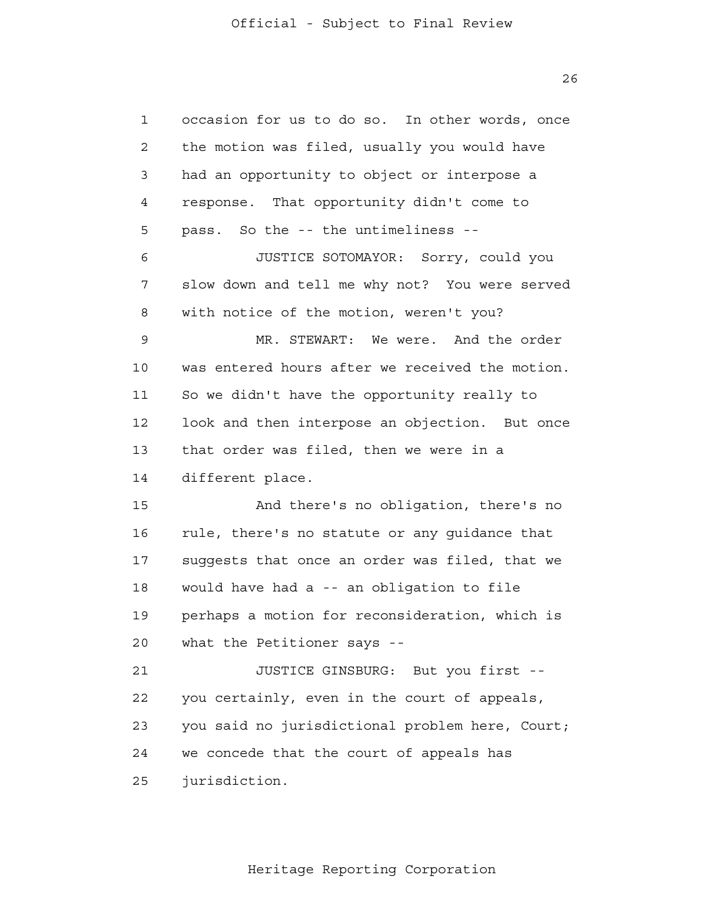occasion for us to do so. In other words, once the motion was filed, usually you would have had an opportunity to object or interpose a response. That opportunity didn't come to pass. So the -- the untimeliness --

JUSTICE SOTOMAYOR: Sorry, could you slow down and tell me why not? You were served with notice of the motion, weren't you?

MR. STEWART: We were. And the order was entered hours after we received the motion. So we didn't have the opportunity really to look and then interpose an objection. But once that order was filed, then we were in a different place.

And there's no obligation, there's no rule, there's no statute or any guidance that suggests that once an order was filed, that we would have had a -- an obligation to file perhaps a motion for reconsideration, which is what the Petitioner says --

JUSTICE GINSBURG: But you first -- you certainly, even in the court of appeals, you said no jurisdictional problem here, Court; we concede that the court of appeals has jurisdiction.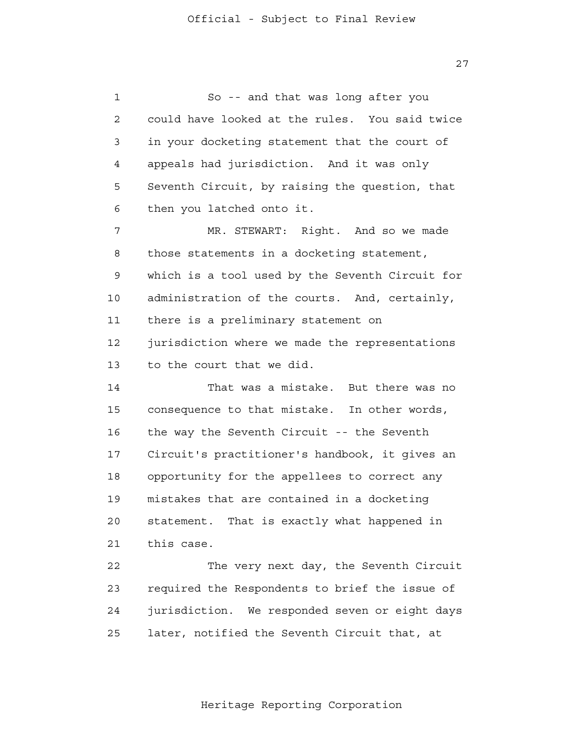So -- and that was long after you could have looked at the rules. You said twice in your docketing statement that the court of appeals had jurisdiction. And it was only Seventh Circuit, by raising the question, that then you latched onto it.

MR. STEWART: Right. And so we made those statements in a docketing statement, which is a tool used by the Seventh Circuit for administration of the courts. And, certainly, there is a preliminary statement on jurisdiction where we made the representations to the court that we did.

That was a mistake. But there was no consequence to that mistake. In other words, the way the Seventh Circuit -- the Seventh Circuit's practitioner's handbook, it gives an opportunity for the appellees to correct any mistakes that are contained in a docketing statement. That is exactly what happened in this case.

The very next day, the Seventh Circuit required the Respondents to brief the issue of jurisdiction. We responded seven or eight days later, notified the Seventh Circuit that, at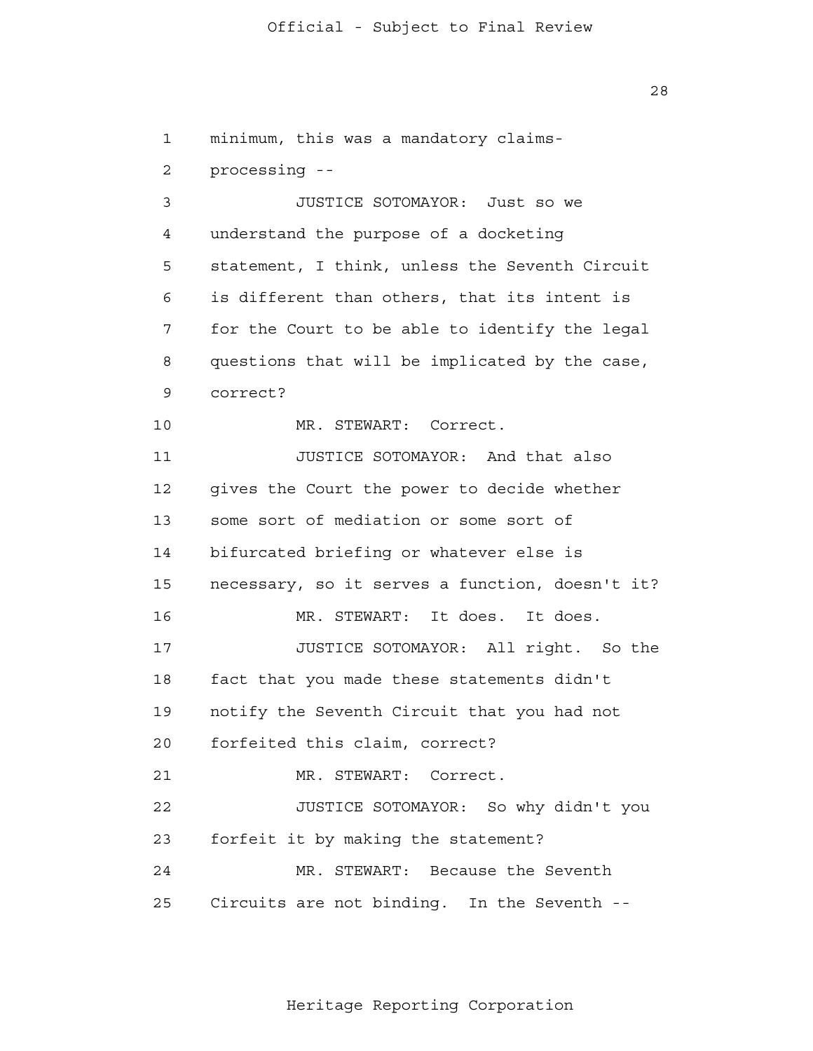minimum, this was a mandatory claims-processing --

JUSTICE SOTOMAYOR: Just so we understand the purpose of a docketing statement, I think, unless the Seventh Circuit is different than others, that its intent is for the Court to be able to identify the legal questions that will be implicated by the case, correct?

MR. STEWART: Correct.

JUSTICE SOTOMAYOR: And that also gives the Court the power to decide whether some sort of mediation or some sort of bifurcated briefing or whatever else is necessary, so it serves a function, doesn't it?

MR. STEWART: It does. It does.

JUSTICE SOTOMAYOR: All right. So the fact that you made these statements didn't notify the Seventh Circuit that you had not forfeited this claim, correct?

MR. STEWART: Correct.

JUSTICE SOTOMAYOR: So why didn't you forfeit it by making the statement?

MR. STEWART: Because the Seventh Circuits are not binding. In the Seventh --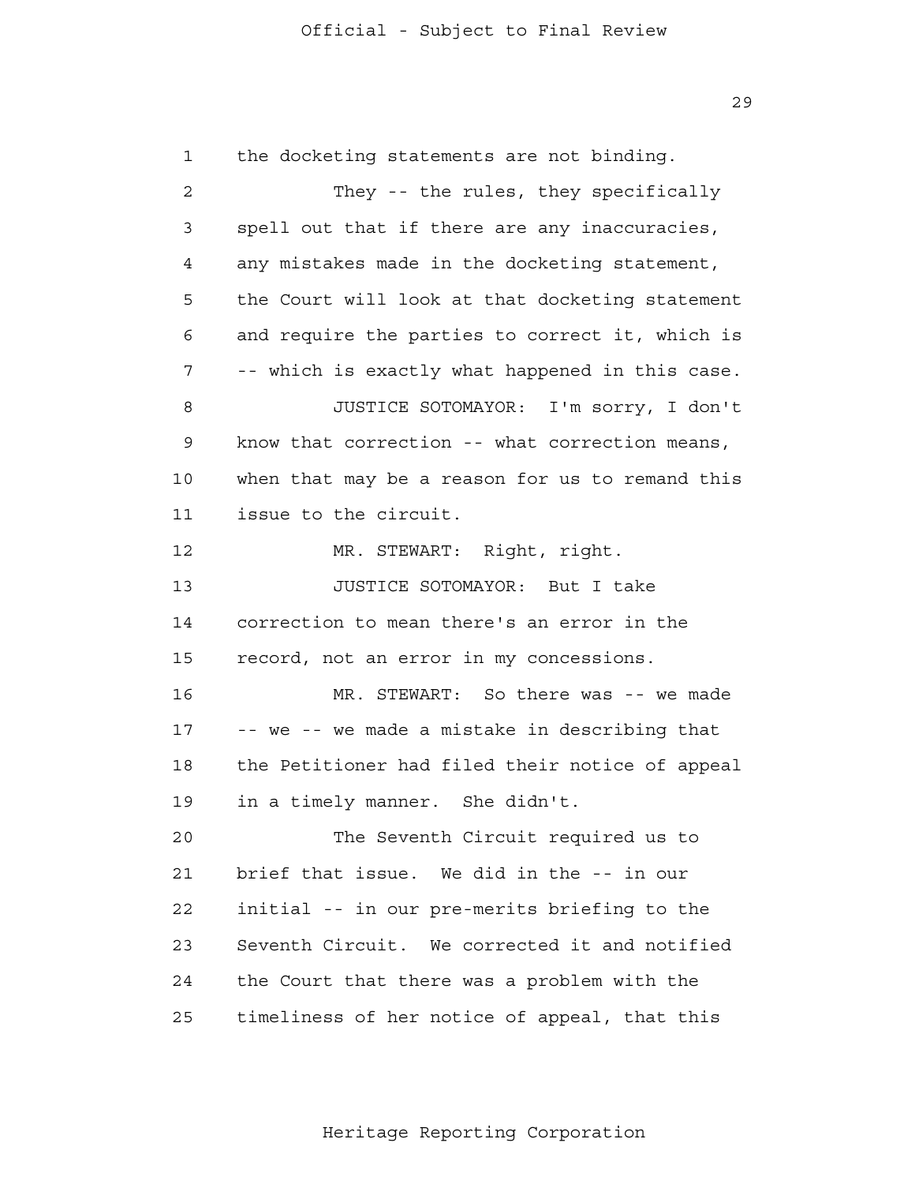the docketing statements are not binding.

They -- the rules, they specifically spell out that if there are any inaccuracies, any mistakes made in the docketing statement, the Court will look at that docketing statement and require the parties to correct it, which is -- which is exactly what happened in this case.

JUSTICE SOTOMAYOR: I'm sorry, I don't know that correction -- what correction means, when that may be a reason for us to remand this issue to the circuit.

MR. STEWART: Right, right.

JUSTICE SOTOMAYOR: But I take correction to mean there's an error in the record, not an error in my concessions.

MR. STEWART: So there was -- we made -- we -- we made a mistake in describing that the Petitioner had filed their notice of appeal in a timely manner. She didn't.

The Seventh Circuit required us to brief that issue. We did in the -- in our initial -- in our pre-merits briefing to the Seventh Circuit. We corrected it and notified the Court that there was a problem with the timeliness of her notice of appeal, that this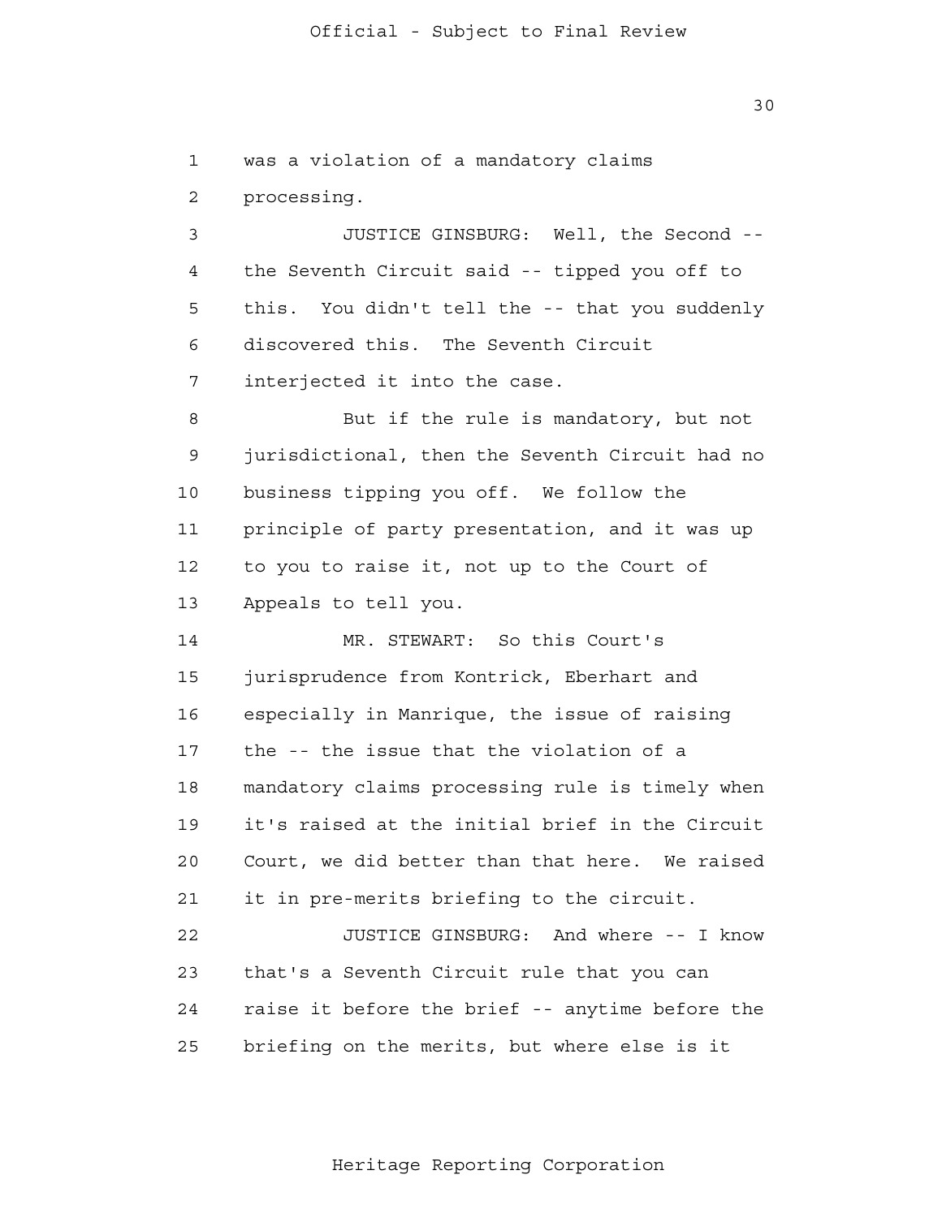was a violation of a mandatory claims processing.

JUSTICE GINSBURG: Well, the Second -- the Seventh Circuit said -- tipped you off to this. You didn't tell the -- that you suddenly discovered this. The Seventh Circuit interjected it into the case.

But if the rule is mandatory, but not jurisdictional, then the Seventh Circuit had no business tipping you off. We follow the principle of party presentation, and it was up to you to raise it, not up to the Court of Appeals to tell you.

MR. STEWART: So this Court's jurisprudence from Kontrick, Eberhart and especially in Manrique, the issue of raising the -- the issue that the violation of a mandatory claims processing rule is timely when it's raised at the initial brief in the Circuit Court, we did better than that here. We raised it in pre-merits briefing to the circuit.

JUSTICE GINSBURG: And where -- I know that's a Seventh Circuit rule that you can raise it before the brief -- anytime before the briefing on the merits, but where else is it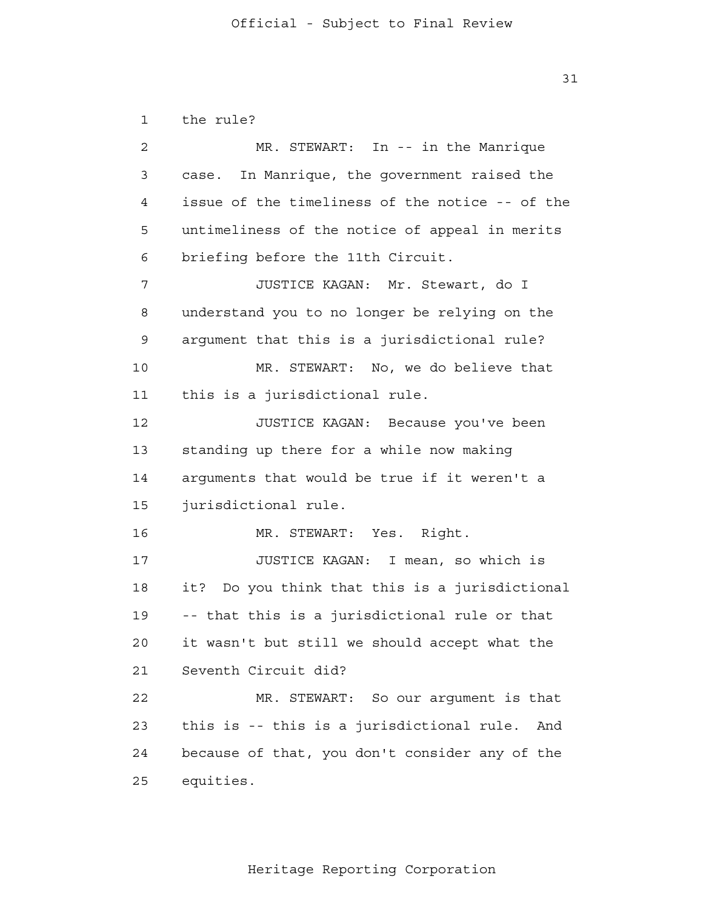the rule?

MR. STEWART: In -- in the Manrique case. In Manrique, the government raised the issue of the timeliness of the notice -- of the untimeliness of the notice of appeal in merits briefing before the 11th Circuit.

JUSTICE KAGAN: Mr. Stewart, do I understand you to no longer be relying on the argument that this is a jurisdictional rule?

MR. STEWART: No, we do believe that this is a jurisdictional rule.

JUSTICE KAGAN: Because you've been standing up there for a while now making arguments that would be true if it weren't a jurisdictional rule.

MR. STEWART: Yes. Right.

JUSTICE KAGAN: I mean, so which is it? Do you think that this is a jurisdictional -- that this is a jurisdictional rule or that it wasn't but still we should accept what the Seventh Circuit did?

MR. STEWART: So our argument is that this is -- this is a jurisdictional rule. And because of that, you don't consider any of the equities.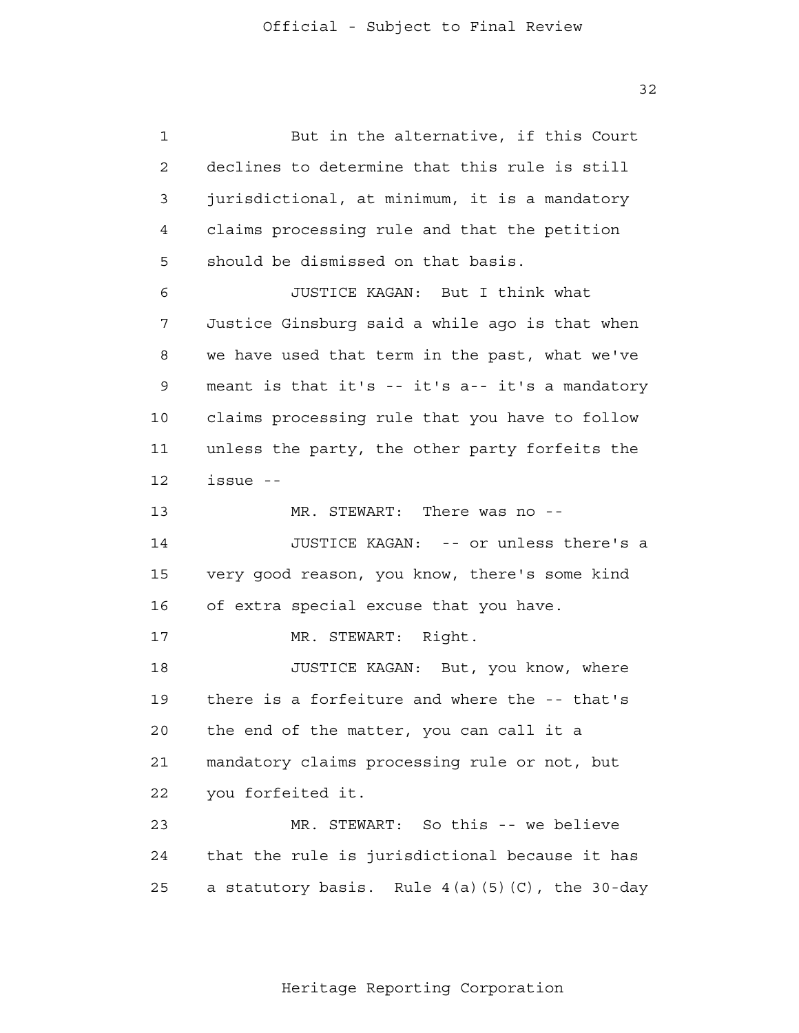But in the alternative, if this Court declines to determine that this rule is still jurisdictional, at minimum, it is a mandatory claims processing rule and that the petition should be dismissed on that basis.

JUSTICE KAGAN: But I think what Justice Ginsburg said a while ago is that when we have used that term in the past, what we've meant is that it's -- it's a-- it's a mandatory claims processing rule that you have to follow unless the party, the other party forfeits the issue --

MR. STEWART: There was no --

JUSTICE KAGAN: -- or unless there's a very good reason, you know, there's some kind of extra special excuse that you have.

MR. STEWART: Right.

JUSTICE KAGAN: But, you know, where there is a forfeiture and where the -- that's the end of the matter, you can call it a mandatory claims processing rule or not, but you forfeited it.

MR. STEWART: So this -- we believe that the rule is jurisdictional because it has a statutory basis. Rule 4(a)(5)(C), the 30-day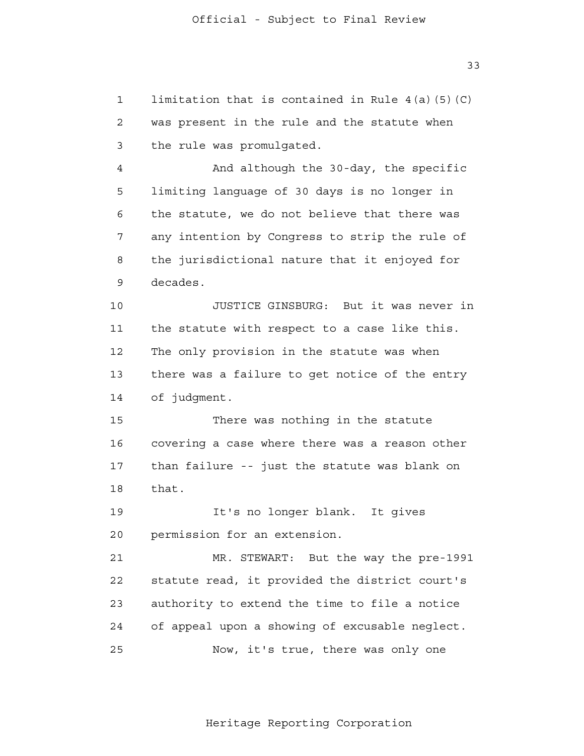limitation that is contained in Rule 4(a)(5)(C) was present in the rule and the statute when the rule was promulgated.

And although the 30-day, the specific limiting language of 30 days is no longer in the statute, we do not believe that there was any intention by Congress to strip the rule of the jurisdictional nature that it enjoyed for decades.

JUSTICE GINSBURG: But it was never in the statute with respect to a case like this. The only provision in the statute was when there was a failure to get notice of the entry of judgment.

There was nothing in the statute covering a case where there was a reason other than failure -- just the statute was blank on that.

It's no longer blank. It gives permission for an extension.

MR. STEWART: But the way the pre-1991 statute read, it provided the district court's authority to extend the time to file a notice of appeal upon a showing of excusable neglect.

Now, it's true, there was only one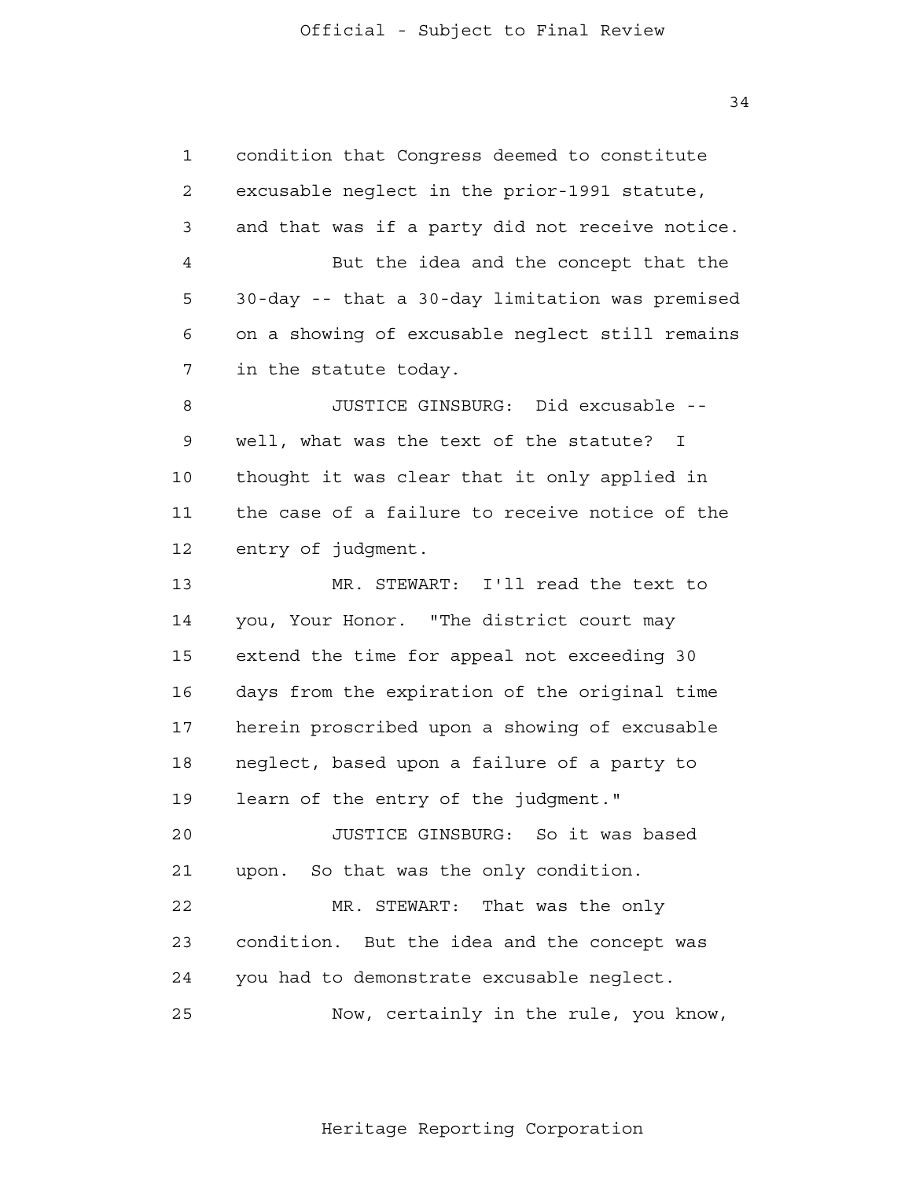condition that Congress deemed to constitute excusable neglect in the prior-1991 statute, and that was if a party did not receive notice.

But the idea and the concept that the 30-day -- that a 30-day limitation was premised on a showing of excusable neglect still remains in the statute today.

JUSTICE GINSBURG: Did excusable -- well, what was the text of the statute? I thought it was clear that it only applied in the case of a failure to receive notice of the entry of judgment.

MR. STEWART: I'll read the text to you, Your Honor. "The district court may extend the time for appeal not exceeding 30 days from the expiration of the original time herein proscribed upon a showing of excusable neglect, based upon a failure of a party to learn of the entry of the judgment."

JUSTICE GINSBURG: So it was based upon. So that was the only condition.

MR. STEWART: That was the only condition. But the idea and the concept was you had to demonstrate excusable neglect.

Now, certainly in the rule, you know,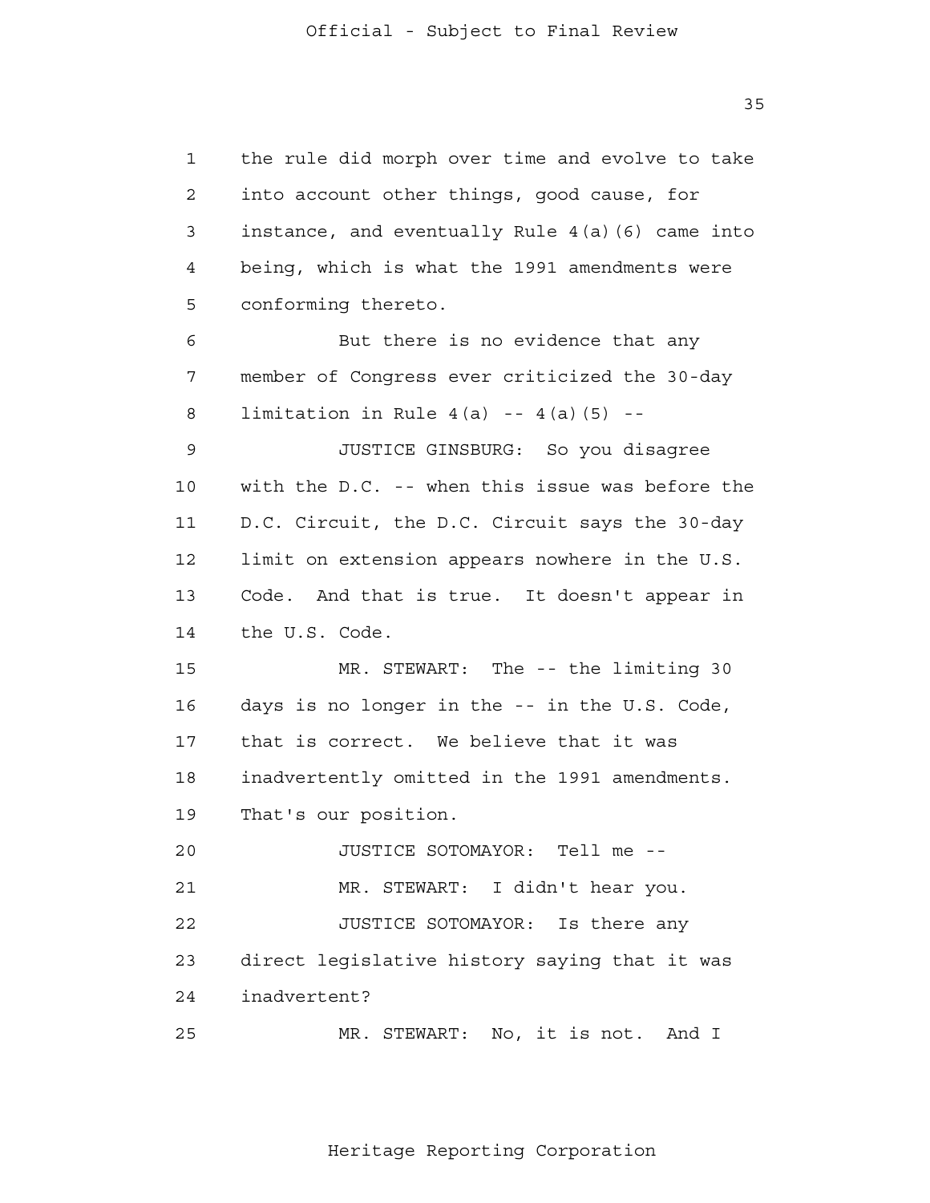1 the rule did morph over time and evolve to take
2 into account other things, good cause, for
3 instance, and eventually Rule 4(a)(6) came into
4 being, which is what the 1991 amendments were
5 conforming thereto.

6 But there is no evidence that any
7 member of Congress ever criticized the 30-day
8 limitation in Rule 4(a) -- 4(a)(5) --

9 JUSTICE GINSBURG: So you disagree
10 with the D.C. -- when this issue was before the
11 D.C. Circuit, the D.C. Circuit says the 30-day
12 limit on extension appears nowhere in the U.S.
13 Code. And that is true. It doesn't appear in
14 the U.S. Code.

15 MR. STEWART: The -- the limiting 30
16 days is no longer in the -- in the U.S. Code,
17 that is correct. We believe that it was
18 inadvertently omitted in the 1991 amendments.
19 That's our position.

20 JUSTICE SOTOMAYOR: Tell me --

21 MR. STEWART: I didn't hear you.

22 JUSTICE SOTOMAYOR: Is there any
23 direct legislative history saying that it was
24 inadvertent?

25 MR. STEWART: No, it is not. And I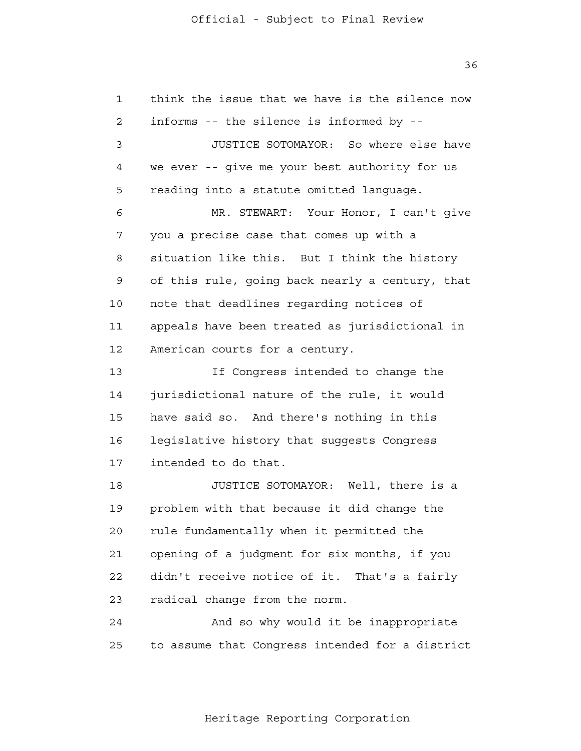think the issue that we have is the silence now informs -- the silence is informed by --

JUSTICE SOTOMAYOR: So where else have we ever -- give me your best authority for us reading into a statute omitted language.

MR. STEWART: Your Honor, I can't give you a precise case that comes up with a situation like this. But I think the history of this rule, going back nearly a century, that note that deadlines regarding notices of appeals have been treated as jurisdictional in American courts for a century.

If Congress intended to change the jurisdictional nature of the rule, it would have said so. And there's nothing in this legislative history that suggests Congress intended to do that.

JUSTICE SOTOMAYOR: Well, there is a problem with that because it did change the rule fundamentally when it permitted the opening of a judgment for six months, if you didn't receive notice of it. That's a fairly radical change from the norm.

And so why would it be inappropriate to assume that Congress intended for a district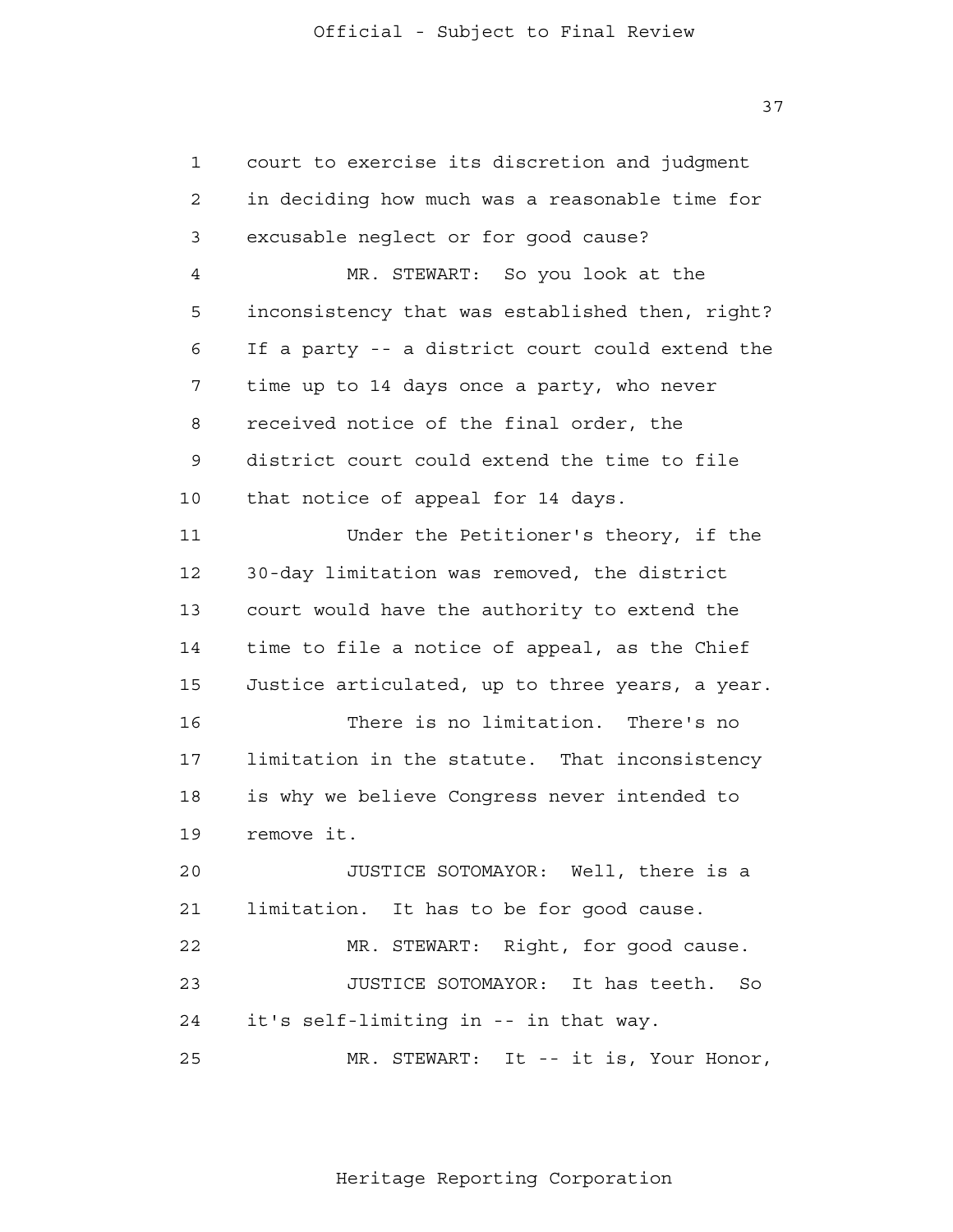court to exercise its discretion and judgment in deciding how much was a reasonable time for excusable neglect or for good cause?

MR. STEWART: So you look at the inconsistency that was established then, right? If a party -- a district court could extend the time up to 14 days once a party, who never received notice of the final order, the district court could extend the time to file that notice of appeal for 14 days.

Under the Petitioner's theory, if the 30-day limitation was removed, the district court would have the authority to extend the time to file a notice of appeal, as the Chief Justice articulated, up to three years, a year.

There is no limitation. There's no limitation in the statute. That inconsistency is why we believe Congress never intended to remove it.

JUSTICE SOTOMAYOR: Well, there is a limitation. It has to be for good cause.

MR. STEWART: Right, for good cause.

JUSTICE SOTOMAYOR: It has teeth. So it's self-limiting in -- in that way.

MR. STEWART: It -- it is, Your Honor,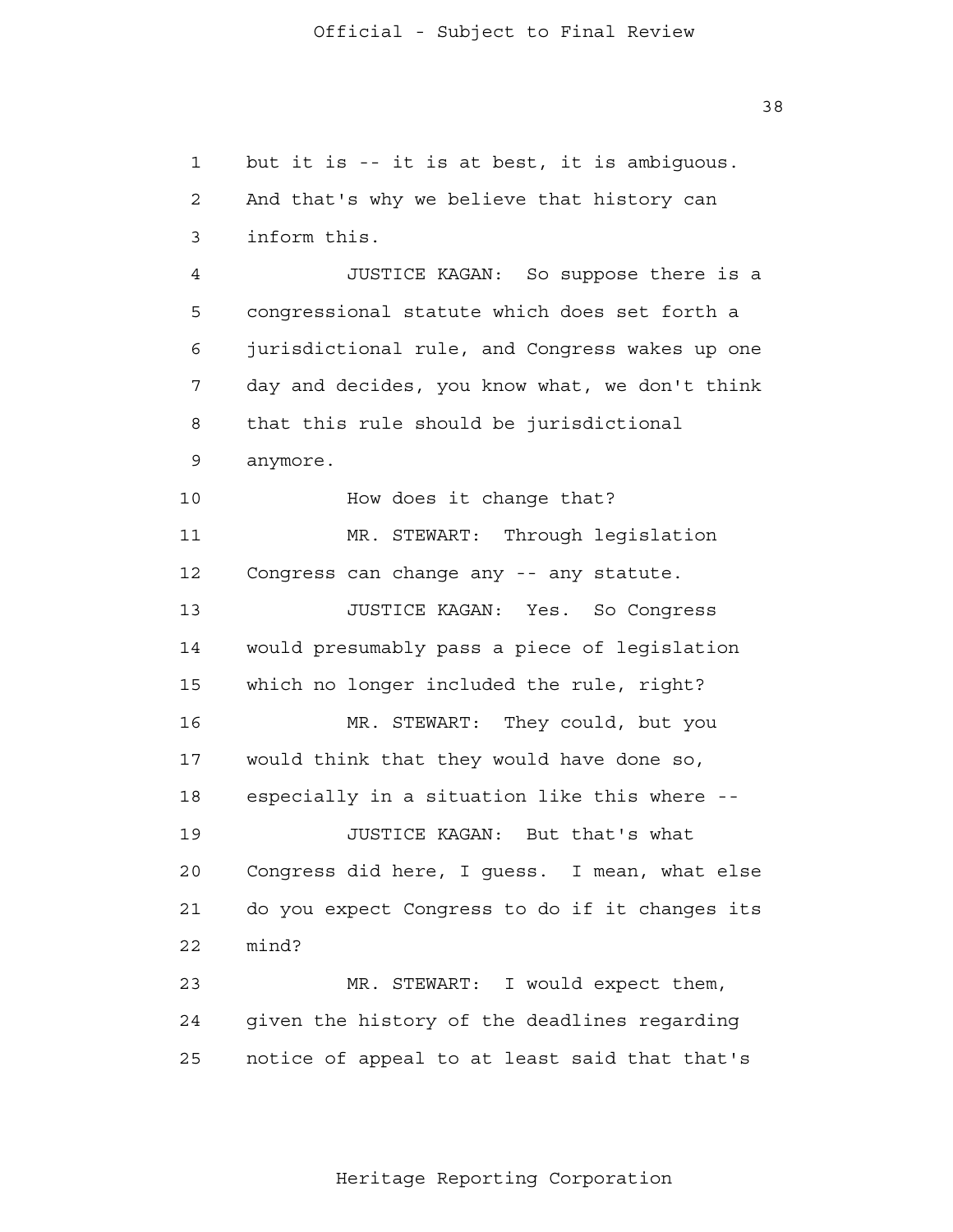but it is -- it is at best, it is ambiguous. And that's why we believe that history can inform this.

JUSTICE KAGAN: So suppose there is a congressional statute which does set forth a jurisdictional rule, and Congress wakes up one day and decides, you know what, we don't think that this rule should be jurisdictional anymore.

How does it change that?

MR. STEWART: Through legislation Congress can change any -- any statute.

JUSTICE KAGAN: Yes. So Congress would presumably pass a piece of legislation which no longer included the rule, right?

MR. STEWART: They could, but you would think that they would have done so, especially in a situation like this where --

JUSTICE KAGAN: But that's what Congress did here, I guess. I mean, what else do you expect Congress to do if it changes its mind?

MR. STEWART: I would expect them, given the history of the deadlines regarding notice of appeal to at least said that that's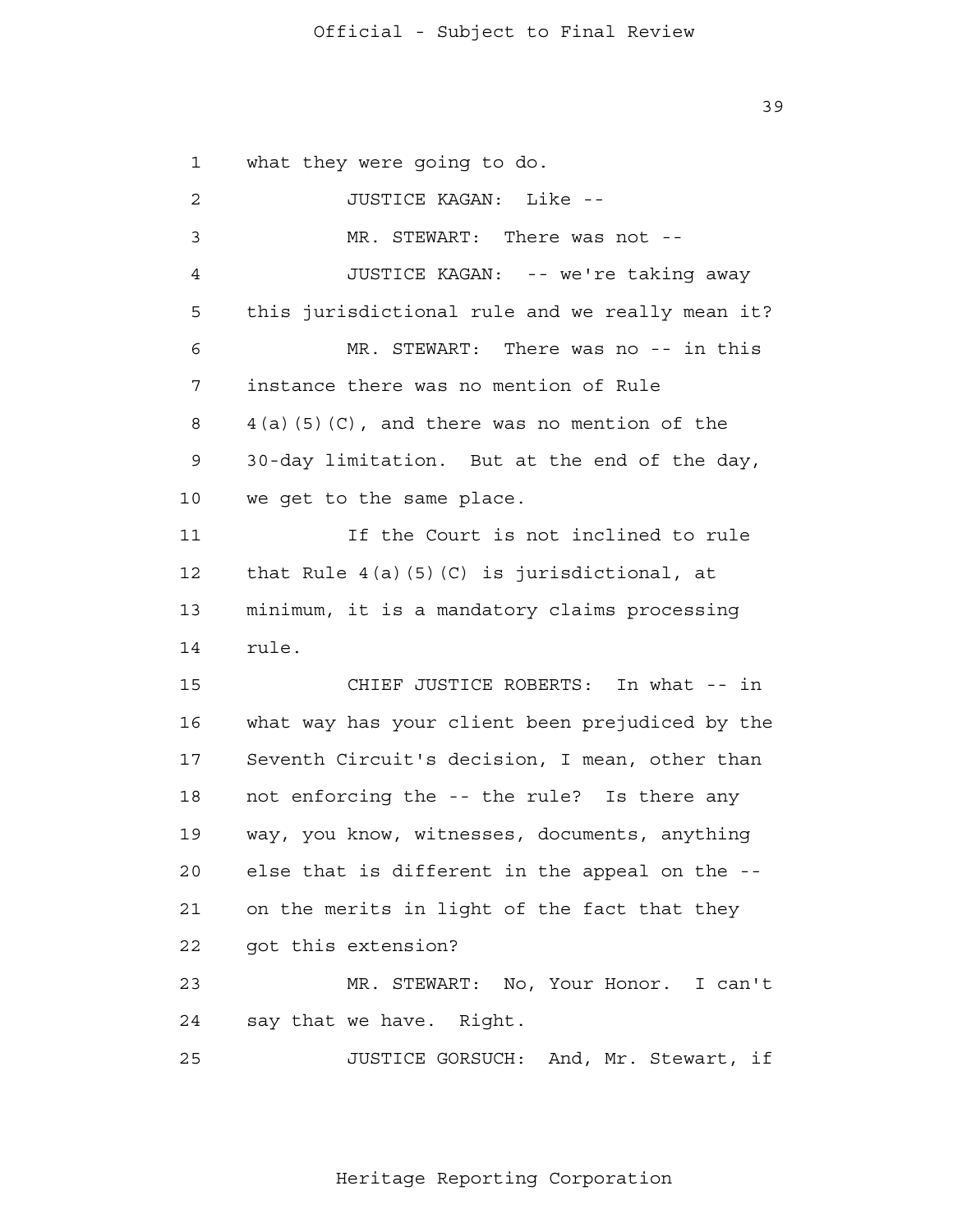1 what they were going to do.

2 JUSTICE KAGAN: Like --

3 MR. STEWART: There was not --

4 JUSTICE KAGAN: -- we're taking away

5 this jurisdictional rule and we really mean it?

6 MR. STEWART: There was no -- in this

7 instance there was no mention of Rule

8 4(a)(5)(C), and there was no mention of the

9 30-day limitation. But at the end of the day,

10 we get to the same place.

11 If the Court is not inclined to rule

12 that Rule 4(a)(5)(C) is jurisdictional, at

13 minimum, it is a mandatory claims processing

14 rule.

15 CHIEF JUSTICE ROBERTS: In what -- in

16 what way has your client been prejudiced by the

17 Seventh Circuit's decision, I mean, other than

18 not enforcing the -- the rule? Is there any

19 way, you know, witnesses, documents, anything

20 else that is different in the appeal on the --

21 on the merits in light of the fact that they

22 got this extension?

23 MR. STEWART: No, Your Honor. I can't

24 say that we have. Right.

25 JUSTICE GORSUCH: And, Mr. Stewart, if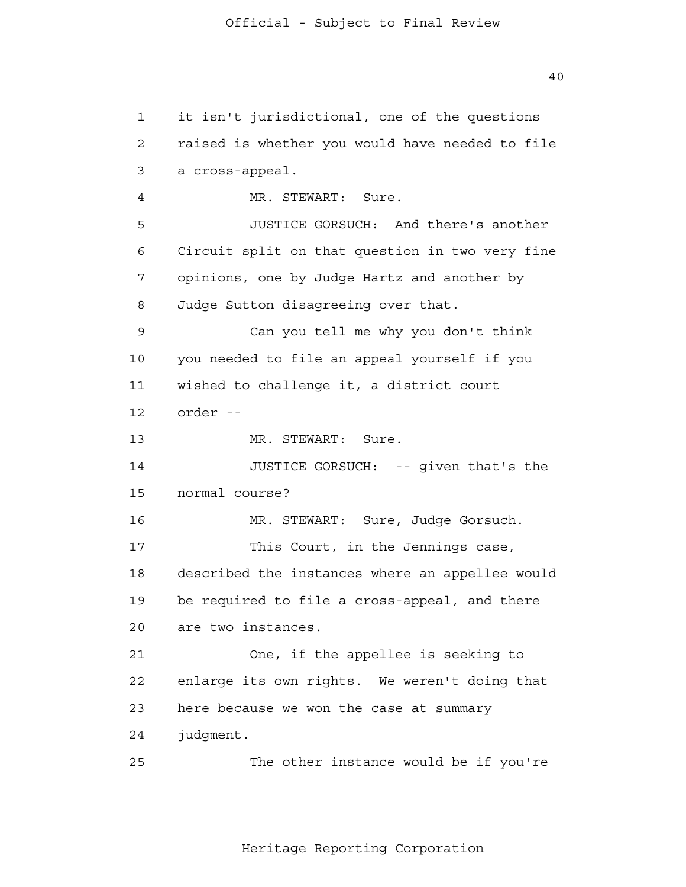it isn't jurisdictional, one of the questions raised is whether you would have needed to file a cross-appeal.

MR. STEWART: Sure.

JUSTICE GORSUCH: And there's another Circuit split on that question in two very fine opinions, one by Judge Hartz and another by Judge Sutton disagreeing over that.

Can you tell me why you don't think you needed to file an appeal yourself if you wished to challenge it, a district court order --

MR. STEWART: Sure.

JUSTICE GORSUCH: -- given that's the normal course?

MR. STEWART: Sure, Judge Gorsuch.

This Court, in the Jennings case, described the instances where an appellee would be required to file a cross-appeal, and there are two instances.

One, if the appellee is seeking to enlarge its own rights. We weren't doing that here because we won the case at summary judgment.

The other instance would be if you're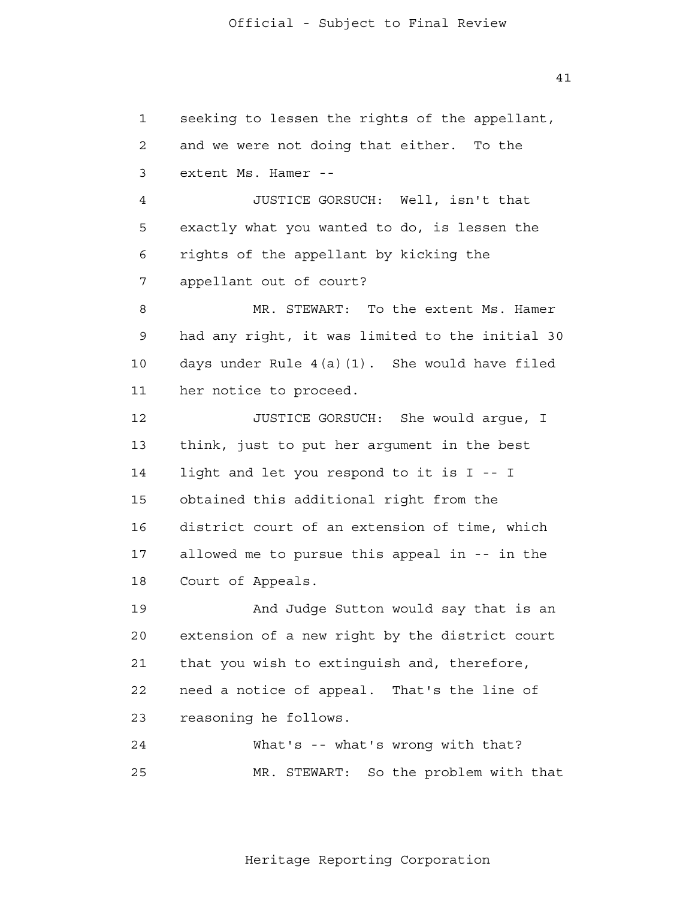seeking to lessen the rights of the appellant, and we were not doing that either. To the extent Ms. Hamer --

JUSTICE GORSUCH: Well, isn't that exactly what you wanted to do, is lessen the rights of the appellant by kicking the appellant out of court?

MR. STEWART: To the extent Ms. Hamer had any right, it was limited to the initial 30 days under Rule 4(a)(1). She would have filed her notice to proceed.

JUSTICE GORSUCH: She would argue, I think, just to put her argument in the best light and let you respond to it is I -- I obtained this additional right from the district court of an extension of time, which allowed me to pursue this appeal in -- in the Court of Appeals.

And Judge Sutton would say that is an extension of a new right by the district court that you wish to extinguish and, therefore, need a notice of appeal. That's the line of reasoning he follows.

What's -- what's wrong with that?

MR. STEWART: So the problem with that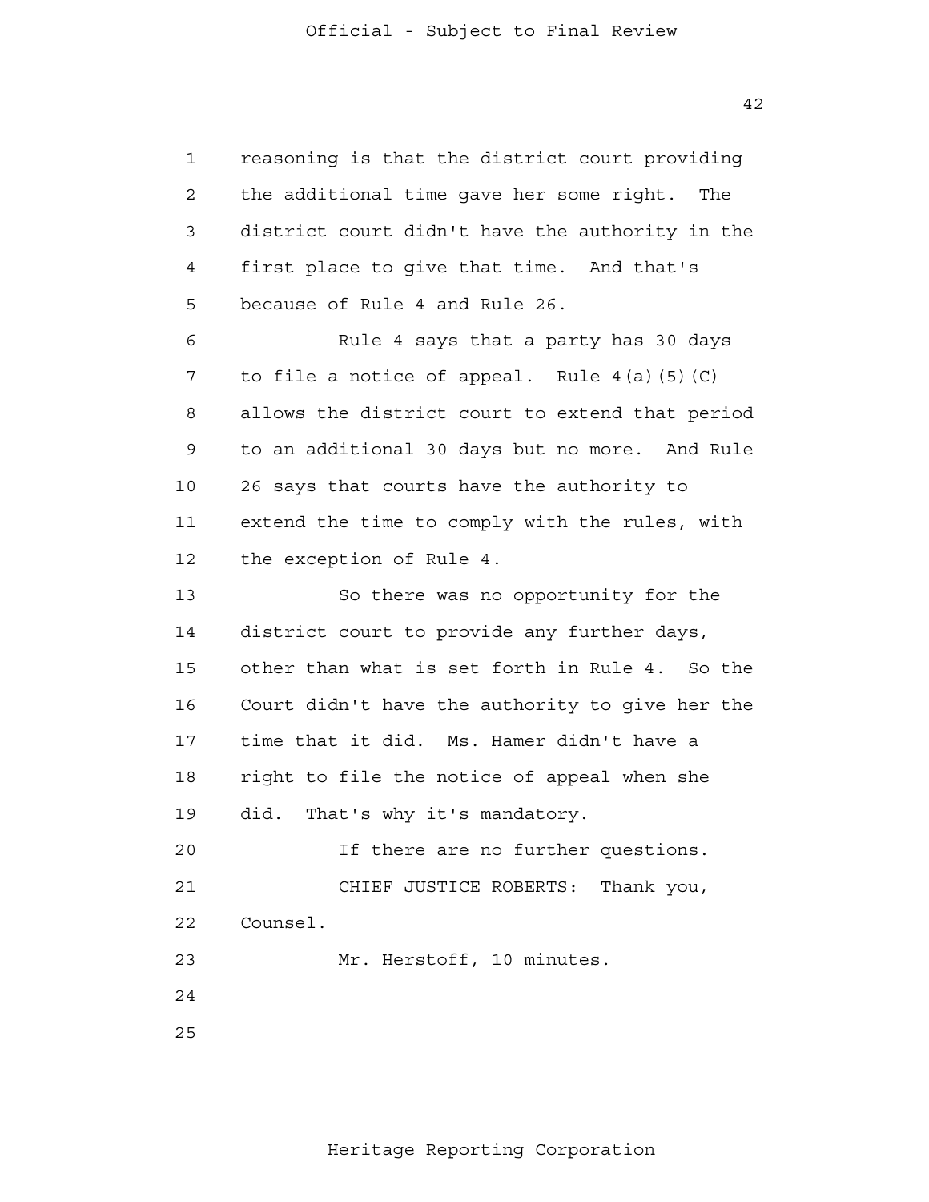reasoning is that the district court providing the additional time gave her some right. The district court didn't have the authority in the first place to give that time. And that's because of Rule 4 and Rule 26.

Rule 4 says that a party has 30 days to file a notice of appeal. Rule 4(a)(5)(C) allows the district court to extend that period to an additional 30 days but no more. And Rule 26 says that courts have the authority to extend the time to comply with the rules, with the exception of Rule 4.

So there was no opportunity for the district court to provide any further days, other than what is set forth in Rule 4. So the Court didn't have the authority to give her the time that it did. Ms. Hamer didn't have a right to file the notice of appeal when she did. That's why it's mandatory.

If there are no further questions.

CHIEF JUSTICE ROBERTS: Thank you, Counsel.

Mr. Herstoff, 10 minutes.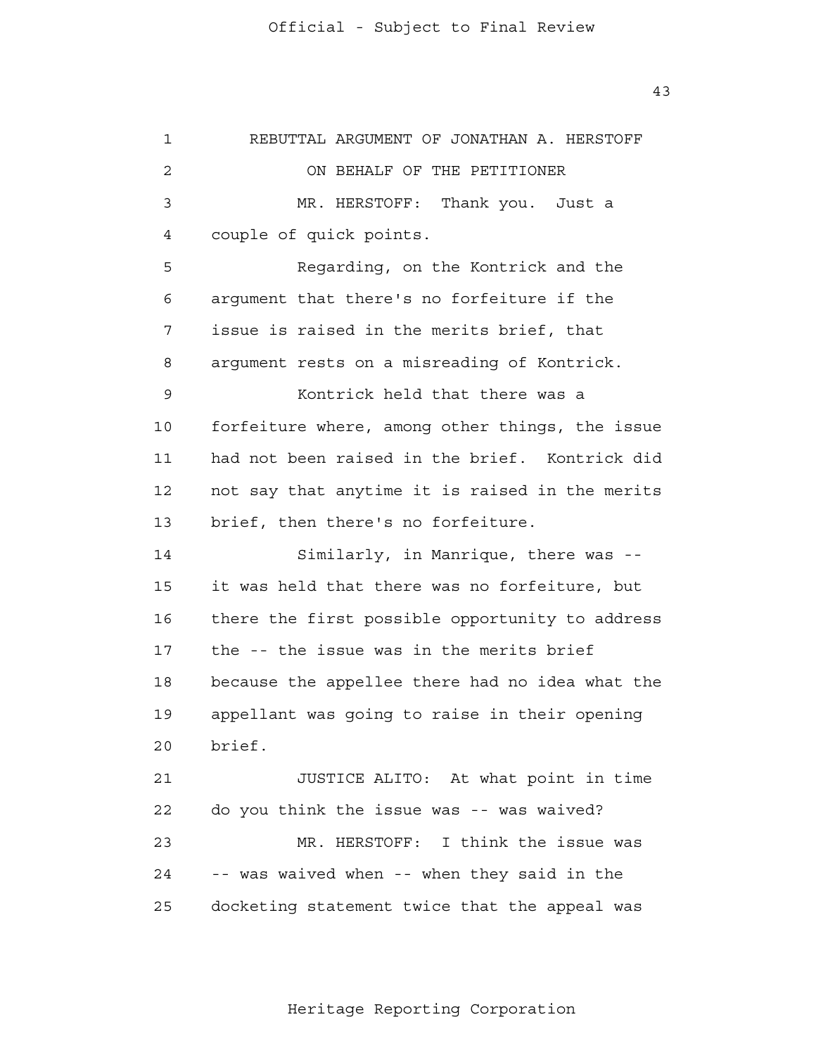REBUTTAL ARGUMENT OF JONATHAN A. HERSTOFF

ON BEHALF OF THE PETITIONER

MR. HERSTOFF: Thank you. Just a couple of quick points.

Regarding, on the Kontrick and the argument that there's no forfeiture if the issue is raised in the merits brief, that argument rests on a misreading of Kontrick.

Kontrick held that there was a forfeiture where, among other things, the issue had not been raised in the brief. Kontrick did not say that anytime it is raised in the merits brief, then there's no forfeiture.

Similarly, in Manrique, there was -- it was held that there was no forfeiture, but there the first possible opportunity to address the -- the issue was in the merits brief because the appellee there had no idea what the appellant was going to raise in their opening brief.

JUSTICE ALITO: At what point in time do you think the issue was -- was waived?

MR. HERSTOFF: I think the issue was -- was waived when -- when they said in the docketing statement twice that the appeal was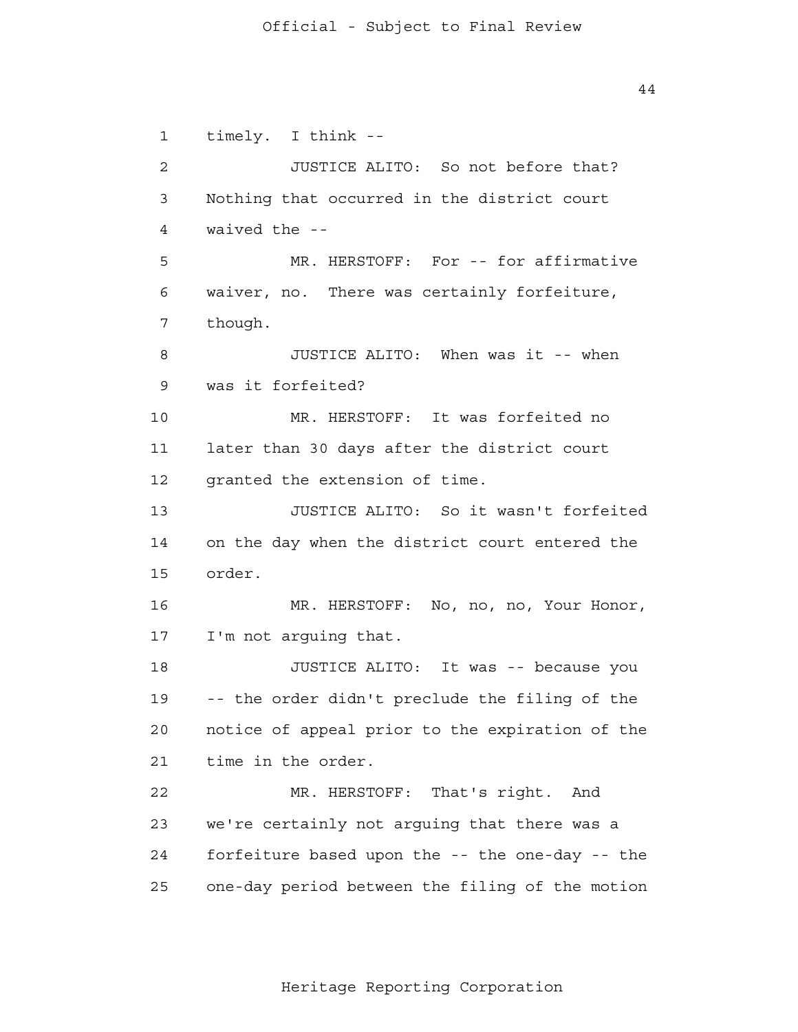timely. I think --

JUSTICE ALITO: So not before that? Nothing that occurred in the district court waived the --

MR. HERSTOFF: For -- for affirmative waiver, no. There was certainly forfeiture, though.

JUSTICE ALITO: When was it -- when was it forfeited?

MR. HERSTOFF: It was forfeited no later than 30 days after the district court granted the extension of time.

JUSTICE ALITO: So it wasn't forfeited on the day when the district court entered the order.

MR. HERSTOFF: No, no, no, Your Honor, I'm not arguing that.

JUSTICE ALITO: It was -- because you -- the order didn't preclude the filing of the notice of appeal prior to the expiration of the time in the order.

MR. HERSTOFF: That's right. And we're certainly not arguing that there was a forfeiture based upon the -- the one-day -- the one-day period between the filing of the motion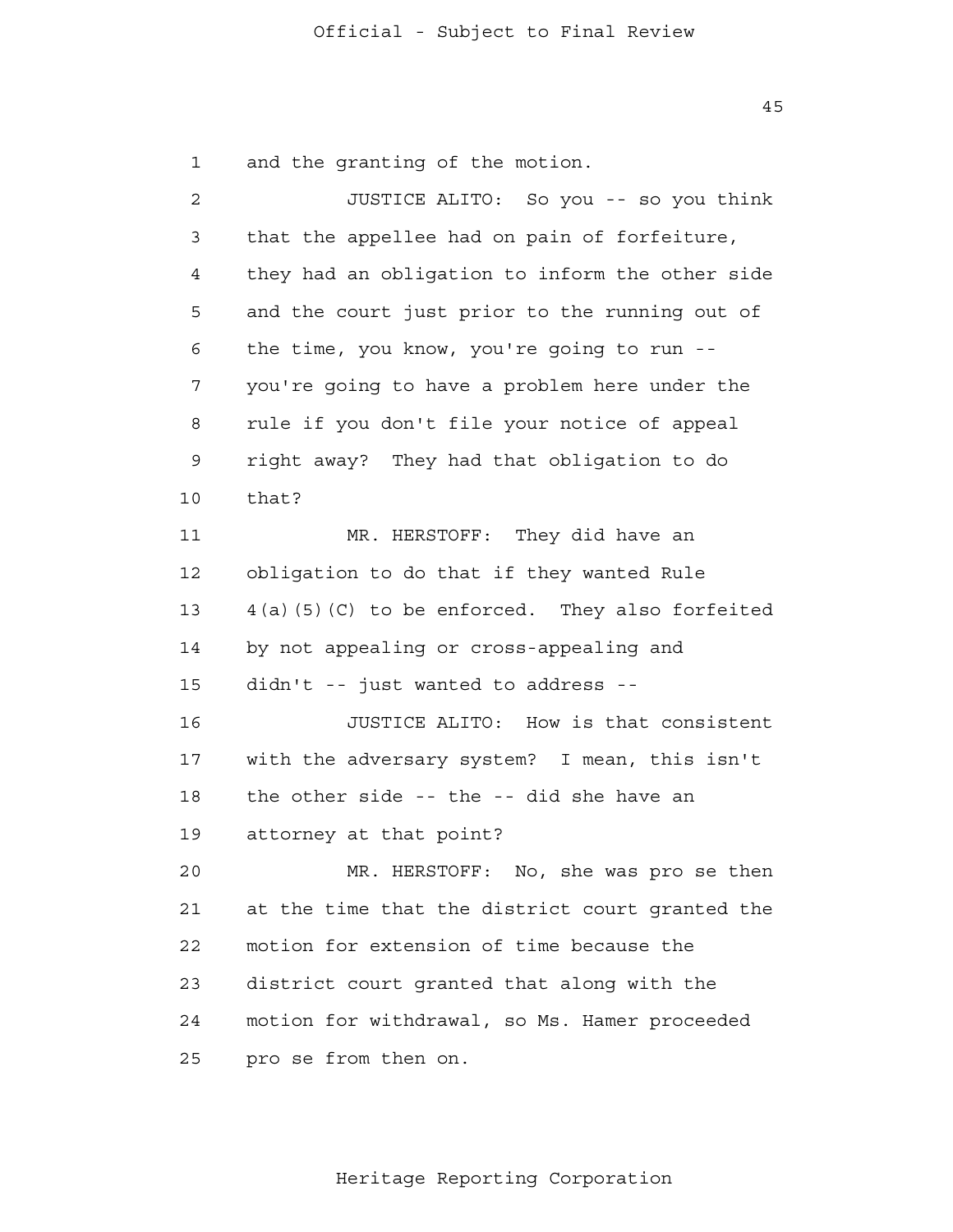and the granting of the motion.

JUSTICE ALITO: So you -- so you think that the appellee had on pain of forfeiture, they had an obligation to inform the other side and the court just prior to the running out of the time, you know, you're going to run -- you're going to have a problem here under the rule if you don't file your notice of appeal right away? They had that obligation to do that?

MR. HERSTOFF: They did have an obligation to do that if they wanted Rule 4(a)(5)(C) to be enforced. They also forfeited by not appealing or cross-appealing and didn't -- just wanted to address --

JUSTICE ALITO: How is that consistent with the adversary system? I mean, this isn't the other side -- the -- did she have an attorney at that point?

MR. HERSTOFF: No, she was pro se then at the time that the district court granted the motion for extension of time because the district court granted that along with the motion for withdrawal, so Ms. Hamer proceeded pro se from then on.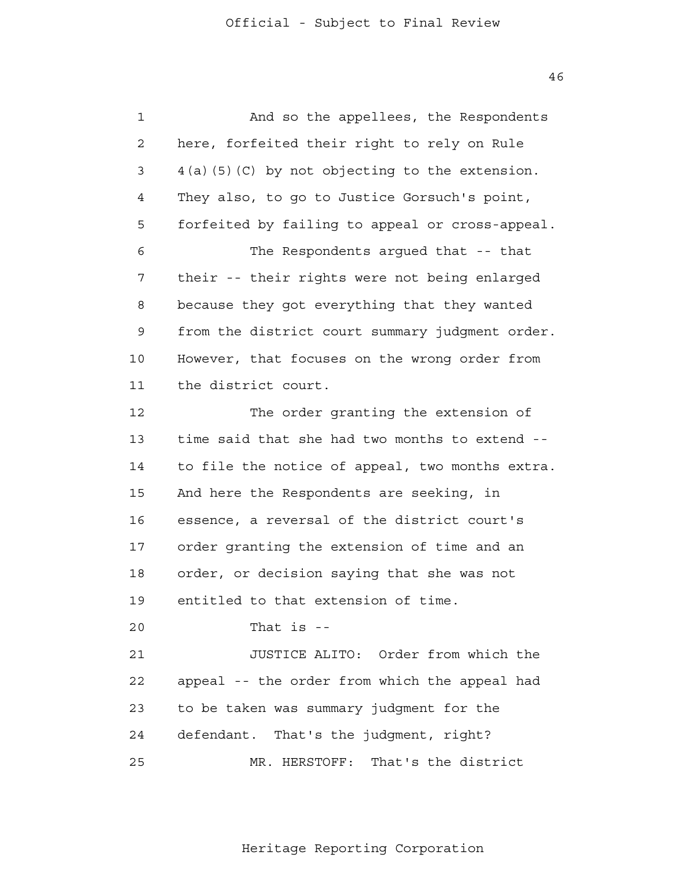And so the appellees, the Respondents here, forfeited their right to rely on Rule 4(a)(5)(C) by not objecting to the extension. They also, to go to Justice Gorsuch's point, forfeited by failing to appeal or cross-appeal.

The Respondents argued that -- that their -- their rights were not being enlarged because they got everything that they wanted from the district court summary judgment order. However, that focuses on the wrong order from the district court.

The order granting the extension of time said that she had two months to extend -- to file the notice of appeal, two months extra. And here the Respondents are seeking, in essence, a reversal of the district court's order granting the extension of time and an order, or decision saying that she was not entitled to that extension of time.

That is --

JUSTICE ALITO: Order from which the appeal -- the order from which the appeal had to be taken was summary judgment for the defendant. That's the judgment, right?

MR. HERSTOFF: That's the district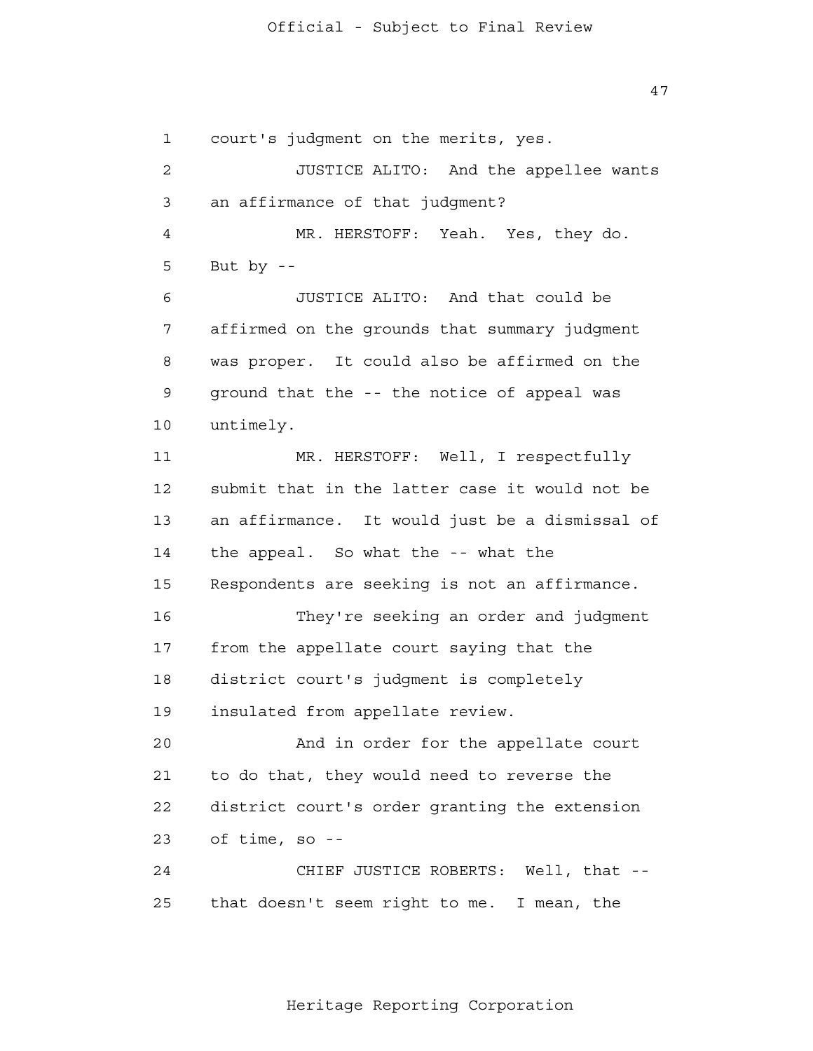court's judgment on the merits, yes.

JUSTICE ALITO: And the appellee wants an affirmance of that judgment?

MR. HERSTOFF: Yeah. Yes, they do. But by --

JUSTICE ALITO: And that could be affirmed on the grounds that summary judgment was proper. It could also be affirmed on the ground that the -- the notice of appeal was untimely.

MR. HERSTOFF: Well, I respectfully submit that in the latter case it would not be an affirmance. It would just be a dismissal of the appeal. So what the -- what the Respondents are seeking is not an affirmance.

They're seeking an order and judgment from the appellate court saying that the district court's judgment is completely insulated from appellate review.

And in order for the appellate court to do that, they would need to reverse the district court's order granting the extension of time, so --

CHIEF JUSTICE ROBERTS: Well, that -- that doesn't seem right to me. I mean, the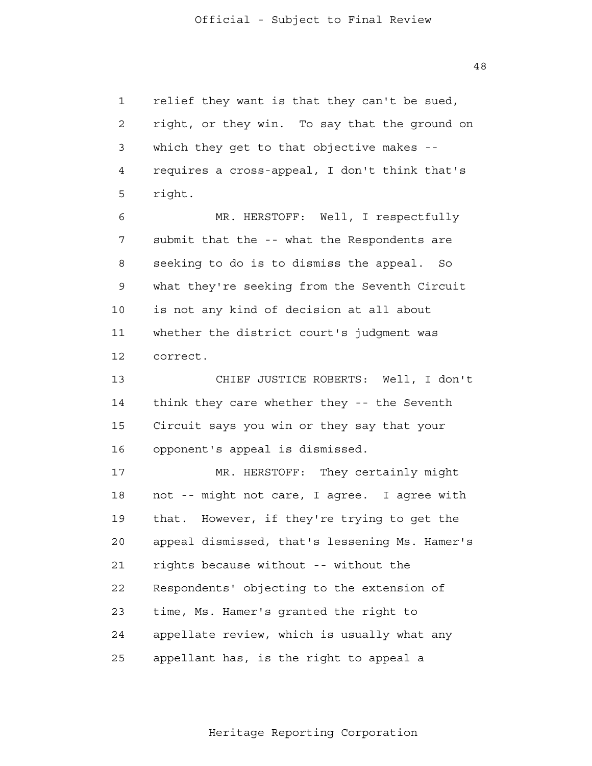relief they want is that they can't be sued, right, or they win. To say that the ground on which they get to that objective makes -- requires a cross-appeal, I don't think that's right.

MR. HERSTOFF: Well, I respectfully submit that the -- what the Respondents are seeking to do is to dismiss the appeal. So what they're seeking from the Seventh Circuit is not any kind of decision at all about whether the district court's judgment was correct.

CHIEF JUSTICE ROBERTS: Well, I don't think they care whether they -- the Seventh Circuit says you win or they say that your opponent's appeal is dismissed.

MR. HERSTOFF: They certainly might not -- might not care, I agree. I agree with that. However, if they're trying to get the appeal dismissed, that's lessening Ms. Hamer's rights because without -- without the Respondents' objecting to the extension of time, Ms. Hamer's granted the right to appellate review, which is usually what any appellant has, is the right to appeal a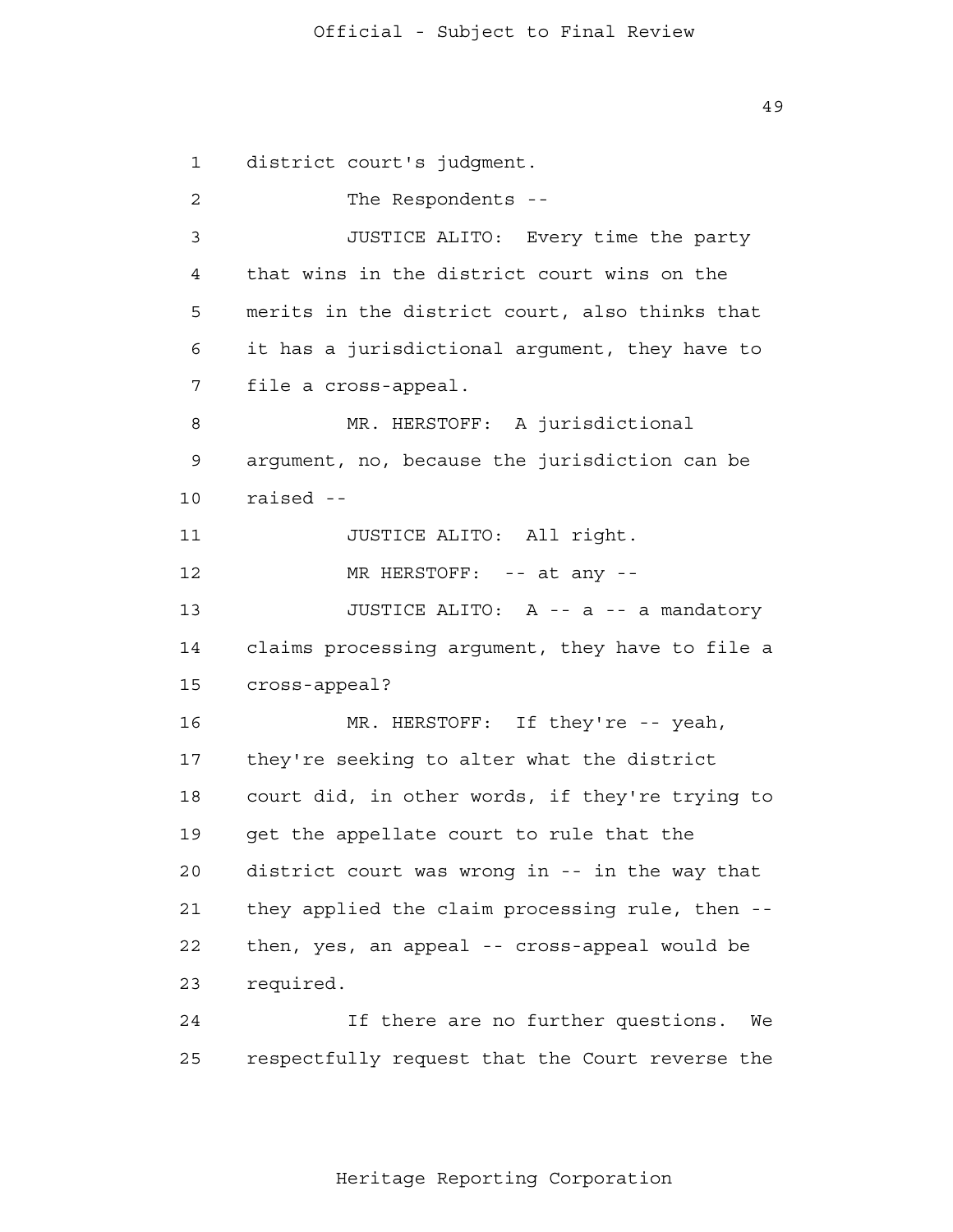district court's judgment.

The Respondents --

JUSTICE ALITO: Every time the party that wins in the district court wins on the merits in the district court, also thinks that it has a jurisdictional argument, they have to file a cross-appeal.

MR. HERSTOFF: A jurisdictional argument, no, because the jurisdiction can be raised --

JUSTICE ALITO: All right.

MR HERSTOFF: -- at any --

JUSTICE ALITO: A -- a -- a mandatory claims processing argument, they have to file a cross-appeal?

MR. HERSTOFF: If they're -- yeah, they're seeking to alter what the district court did, in other words, if they're trying to get the appellate court to rule that the district court was wrong in -- in the way that they applied the claim processing rule, then -- then, yes, an appeal -- cross-appeal would be required.

If there are no further questions. We respectfully request that the Court reverse the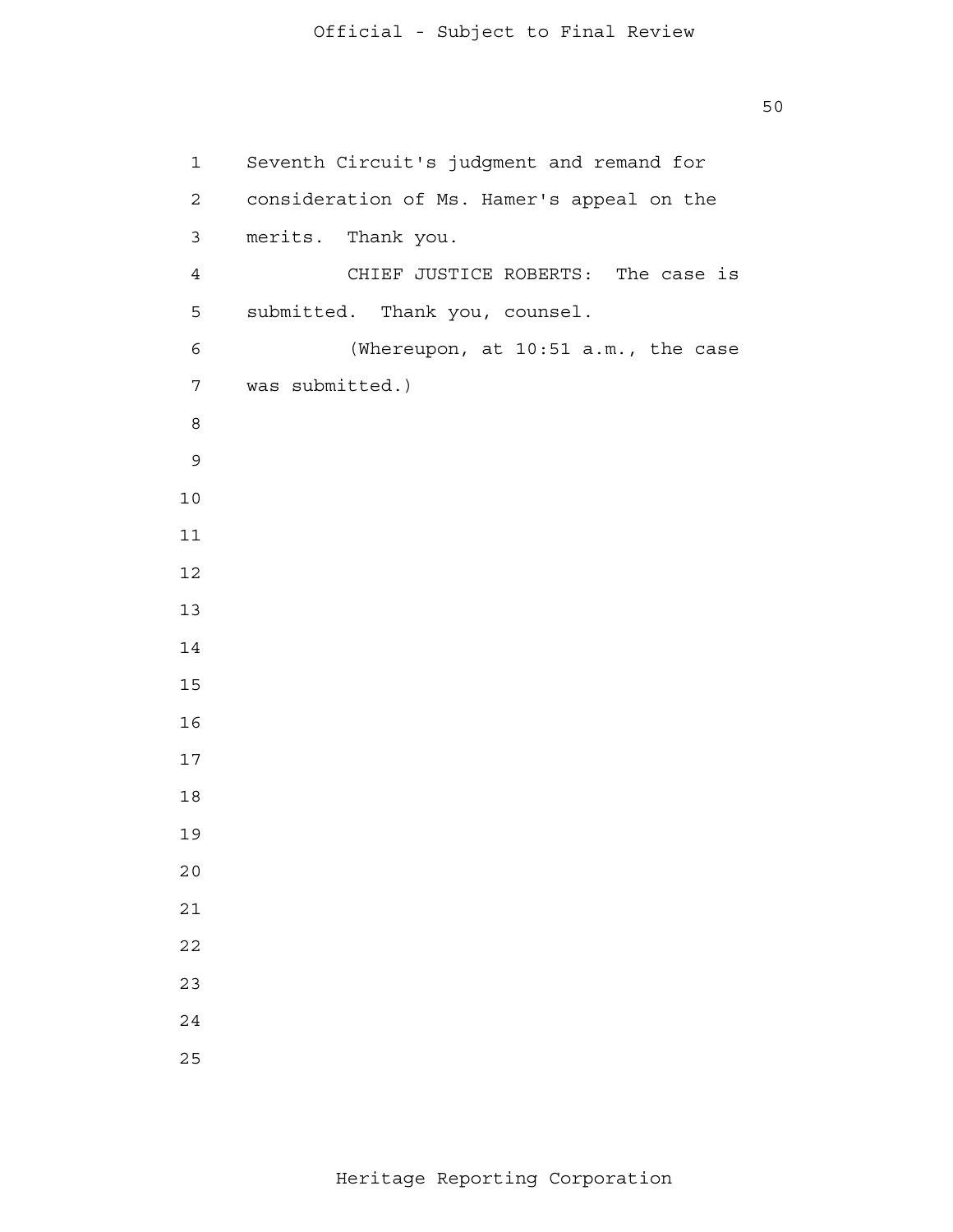Seventh Circuit's judgment and remand for consideration of Ms. Hamer's appeal on the merits. Thank you.

CHIEF JUSTICE ROBERTS: The case is submitted. Thank you, counsel.

(Whereupon, at 10:51 a.m., the case was submitted.)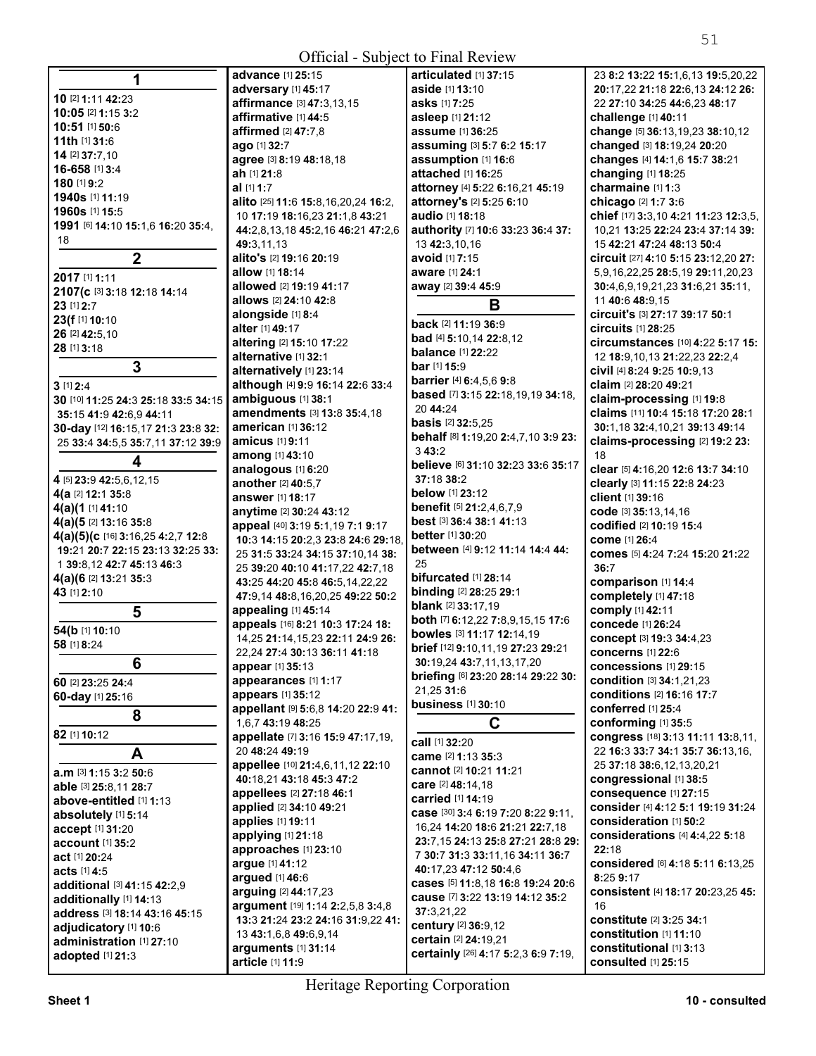Official - Subject to Final Review

## 1

**10** [2] **1:**11 **42:**23
**10:05** [2] **1:**15 **3:**2
**10:51** [1] **50:**6
**11th** [1] **31:**6
**14** [2] **37:**7,10
**16-658** [1] **3:**4
**180** [1] **9:**2
**1940s** [1] **11:**19
**1960s** [1] **15:**5
**1991** [6] **14:**10 **15:**1,6 **16:**20 **35:**4, 18

## 2

**2017** [1] **1:**11
**2107(c** [3] **3:**18 **12:**18 **14:**14
**23** [1] **2:**7
**23(f** [1] **10:**10
**26** [2] **42:**5,10
**28** [1] **3:**18

## 3

**3** [1] **2:**4
**30** [10] **11:**25 **24:**3 **25:**18 **33:**5 **34:**15 **35:**15 **41:**9 **42:**6,9 **44:**11
**30-day** [12] **16:**15,17 **21:**3 **23:**8 **32:**25 **33:**4 **34:**5,5 **35:**7,11 **37:**12 **39:**9

## 4

**4** [5] **23:**9 **42:**5,6,12,15
**4(a** [2] **12:**1 **35:**8
**4(a)(1** [1] **41:**10
**4(a)(5** [2] **13:**16 **35:**8
**4(a)(5)(c** [16] **3:**16,25 **4:**2,7 **12:**8 **19:**21 **20:**7 **22:**15 **23:**13 **32:**25 **33:**1 **39:**8,12 **42:**7 **45:**13 **46:**3
**4(a)(6** [2] **13:**21 **35:**3
**43** [1] **2:**10

## 5

**54(b** [1] **10:**10
**58** [1] **8:**24

## 6

**60** [2] **23:**25 **24:**4
**60-day** [1] **25:**16

## 8

**82** [1] **10:**12

## A

**a.m** [3] **1:**15 **3:**2 **50:**6
**able** [3] **25:**8,11 **28:**7
**above-entitled** [1] **1:**13
**absolutely** [1] **5:**14
**accept** [1] **31:**20
**account** [1] **35:**2
**act** [1] **20:**24
**acts** [1] **4:**5
**additional** [3] **41:**15 **42:**2,9
**additionally** [1] **14:**13
**address** [3] **18:**14 **43:**16 **45:**15
**adjudicatory** [1] **10:**6
**administration** [1] **27:**10
**adopted** [1] **21:**3
**advance** [1] **25:**15
**adversary** [1] **45:**17
**affirmance** [3] **47:**3,13,15
**affirmative** [1] **44:**5
**affirmed** [2] **47:**7,8
**ago** [1] **32:**7
**agree** [3] **8:**19 **48:**18,18
**ah** [1] **21:**8
**al** [1] **1:**7
**alito** [25] **11:**6 **15:**8,16,20,24 **16:**2, 10 **17:**19 **18:**16,23 **21:**1,8 **43:**21 **44:**2,8,13,18 **45:**2,16 **46:**21 **47:**2,6 **49:**3,11,13
**alito's** [2] **19:**16 **20:**19
**allow** [1] **18:**14
**allowed** [2] **19:**19 **41:**17
**allows** [2] **24:**10 **42:**8
**alongside** [1] **8:**4
**alter** [1] **49:**17
**altering** [2] **15:**10 **17:**22
**alternative** [1] **32:**1
**alternatively** [1] **23:**14
**although** [4] **9:**9 **16:**14 **22:**6 **33:**4
**ambiguous** [1] **38:**1
**amendments** [3] **13:**8 **35:**4,18
**american** [1] **36:**12
**amicus** [1] **9:**11
**among** [1] **43:**10
**analogous** [1] **6:**20
**another** [2] **40:**5,7
**answer** [1] **18:**17
**anytime** [2] **30:**24 **43:**12
**appeal** [40] **3:**19 **5:**1,19 **7:**1 **9:**17 **10:**3 **14:**15 **20:**2,3 **23:**8 **24:**6 **29:**18, 25 **31:**5 **33:**24 **34:**15 **37:**10,14 **38:**25 **39:**20 **40:**10 **41:**17,22 **42:**7,18 **43:**25 **44:**20 **45:**8 **46:**5,14,22,22 **47:**9,14 **48:**8,16,20,25 **49:**22 **50:**2
**appealing** [1] **45:**14
**appeals** [16] **8:**21 **10:**3 **17:**24 **18:**14,25 **21:**14,15,23 **22:**11 **24:**9 **26:**22,24 **27:**4 **30:**13 **36:**11 **41:**18
**appear** [1] **35:**13
**appearances** [1] **1:**17
**appears** [1] **35:**12
**appellant** [9] **5:**6,8 **14:**20 **22:**9 **41:**1,6,7 **43:**19 **48:**25
**appellate** [7] **3:**16 **15:**9 **47:**17,19, 20 **48:**24 **49:**19
**appellee** [10] **21:**4,6,11,12 **22:**10 **40:**18,21 **43:**18 **45:**3 **47:**2
**appellees** [2] **27:**18 **46:**1
**applied** [2] **34:**10 **49:**21
**applies** [1] **19:**11
**applying** [1] **21:**18
**approaches** [1] **23:**10
**argue** [1] **41:**12
**argued** [1] **46:**6
**arguing** [2] **44:**17,23
**argument** [19] **1:**14 **2:**2,5,8 **3:**4,8 **13:**3 **21:**24 **23:**2 **24:**16 **31:**9,22 **41:**13 **43:**1,6,8 **49:**6,9,14
**arguments** [1] **31:**14
**article** [1] **11:**9
**articulated** [1] **37:**15
**aside** [1] **13:**10
**asks** [1] **7:**25
**asleep** [1] **21:**12
**assume** [1] **36:**25
**assuming** [3] **5:**7 **6:**2 **15:**17
**assumption** [1] **16:**6
**attached** [1] **16:**25
**attorney** [4] **5:**22 **6:**16,21 **45:**19
**attorney's** [2] **5:**25 **6:**10
**audio** [1] **18:**18
**authority** [7] **10:**6 **33:**23 **36:**4 **37:**13 **42:**3,10,16
**avoid** [1] **7:**15
**aware** [1] **24:**1
**away** [2] **39:**4 **45:**9

## B

**back** [2] **11:**19 **36:**9
**bad** [4] **5:**10,14 **22:**8,12
**balance** [1] **22:**22
**bar** [1] **15:**9
**barrier** [4] **6:**4,5,6 **9:**8
**based** [7] **3:**15 **22:**18,19,19 **34:**18, 20 **44:**24
**basis** [2] **32:**5,25
**behalf** [8] **1:**19,20 **2:**4,7,10 **3:**9 **23:**3 **43:**2
**believe** [6] **31:**10 **32:**23 **33:**6 **35:**17 **37:**18 **38:**2
**below** [1] **23:**12
**benefit** [5] **21:**2,4,6,7,9
**best** [3] **36:**4 **38:**1 **41:**13
**better** [1] **30:**20
**between** [4] **9:**12 **11:**14 **14:**4 **44:**25
**bifurcated** [1] **28:**14
**binding** [2] **28:**25 **29:**1
**blank** [2] **33:**17,19
**both** [7] **6:**12,22 **7:**8,9,15,15 **17:**6
**bowles** [3] **11:**17 **12:**14,19
**brief** [12] **9:**10,11,19 **27:**23 **29:**21 **30:**19,24 **43:**7,11,13,17,20
**briefing** [6] **23:**20 **28:**14 **29:**22 **30:**21,25 **31:**6
**business** [1] **30:**10

## C

**call** [1] **32:**20
**came** [2] **1:**13 **35:**3
**cannot** [2] **10:**21 **11:**21
**care** [2] **48:**14,18
**carried** [1] **14:**19
**case** [30] **3:**4 **6:**19 **7:**20 **8:**22 **9:**11, 16,24 **14:**20 **18:**6 **21:**21 **22:**7,18 **23:**7,15 **24:**13 **25:**8 **27:**21 **28:**8 **29:**7 **30:**7 **31:**3 **33:**11,16 **34:**11 **36:**7 **40:**17,23 **47:**12 **50:**4,6
**cases** [5] **11:**8,18 **16:**8 **19:**24 **20:**6
**cause** [7] **3:**22 **13:**19 **14:**12 **35:**2 **37:**3,21,22
**century** [2] **36:**9,12
**certain** [2] **24:**19,21
**certainly** [26] **4:**17 **5:**2,3 **6:**9 **7:**19, 23 **8:**2 **13:**22 **15:**1,6,13 **19:**5,20,22 **20:**17,22 **21:**18 **22:**6,13 **24:**12 **26:**22 **27:**10 **34:**25 **44:**6,23 **48:**17
**challenge** [1] **40:**11
**change** [5] **36:**13,19,23 **38:**10,12
**changed** [3] **18:**19,24 **20:**20
**changes** [4] **14:**1,6 **15:**7 **38:**21
**changing** [1] **18:**25
**charmaine** [1] **1:**3
**chicago** [2] **1:**7 **3:**6
**chief** [17] **3:**3,10 **4:**21 **11:**23 **12:**3,5, 10,21 **13:**25 **22:**24 **23:**4 **37:**14 **39:**15 **42:**21 **47:**24 **48:**13 **50:**4
**circuit** [27] **4:**10 **5:**15 **23:**12,20 **27:**5,9,16,22,25 **28:**5,19 **29:**11,20,23 **30:**4,6,9,19,21,23 **31:**6,21 **35:**11, 11 **40:**6 **48:**9,15
**circuit's** [3] **27:**17 **39:**17 **50:**1
**circuits** [1] **28:**25
**circumstances** [10] **4:**22 **5:**17 **15:**12 **18:**9,10,13 **21:**22,23 **22:**2,4
**civil** [4] **8:**24 **9:**25 **10:**9,13
**claim** [2] **28:**20 **49:**21
**claim-processing** [1] **19:**8
**claims** [11] **10:**4 **15:**18 **17:**20 **28:**1 **30:**1,18 **32:**4,10,21 **39:**13 **49:**14
**claims-processing** [2] **19:**2 **23:**18
**clear** [5] **4:**16,20 **12:**6 **13:**7 **34:**10
**clearly** [3] **11:**15 **22:**8 **24:**23
**client** [1] **39:**16
**code** [3] **35:**13,14,16
**codified** [2] **10:**19 **15:**4
**come** [1] **26:**4
**comes** [5] **4:**24 **7:**24 **15:**20 **21:**22 **36:**7
**comparison** [1] **14:**4
**completely** [1] **47:**18
**comply** [1] **42:**11
**concede** [1] **26:**24
**concept** [3] **19:**3 **34:**4,23
**concerns** [1] **22:**6
**concessions** [1] **29:**15
**condition** [3] **34:**1,21,23
**conditions** [2] **16:**16 **17:**7
**conferred** [1] **25:**4
**conforming** [1] **35:**5
**congress** [18] **3:**13 **11:**11 **13:**8,11, 22 **16:**3 **33:**7 **34:**1 **35:**7 **36:**13,16, 25 **37:**18 **38:**6,12,13,20,21
**congressional** [1] **38:**5
**consequence** [1] **27:**15
**consider** [4] **4:**12 **5:**1 **19:**19 **31:**24
**consideration** [1] **50:**2
**considerations** [4] **4:**4,22 **5:**18 **22:**18
**considered** [6] **4:**18 **5:**11 **6:**13,25 **8:**25 **9:**17
**consistent** [4] **18:**17 **20:**23,25 **45:**16
**constitute** [2] **3:**25 **34:**1
**constitution** [1] **11:**10
**constitutional** [1] **3:**13
**consulted** [1] **25:**15

Heritage Reporting Corporation

Sheet 1 | 10 - consulted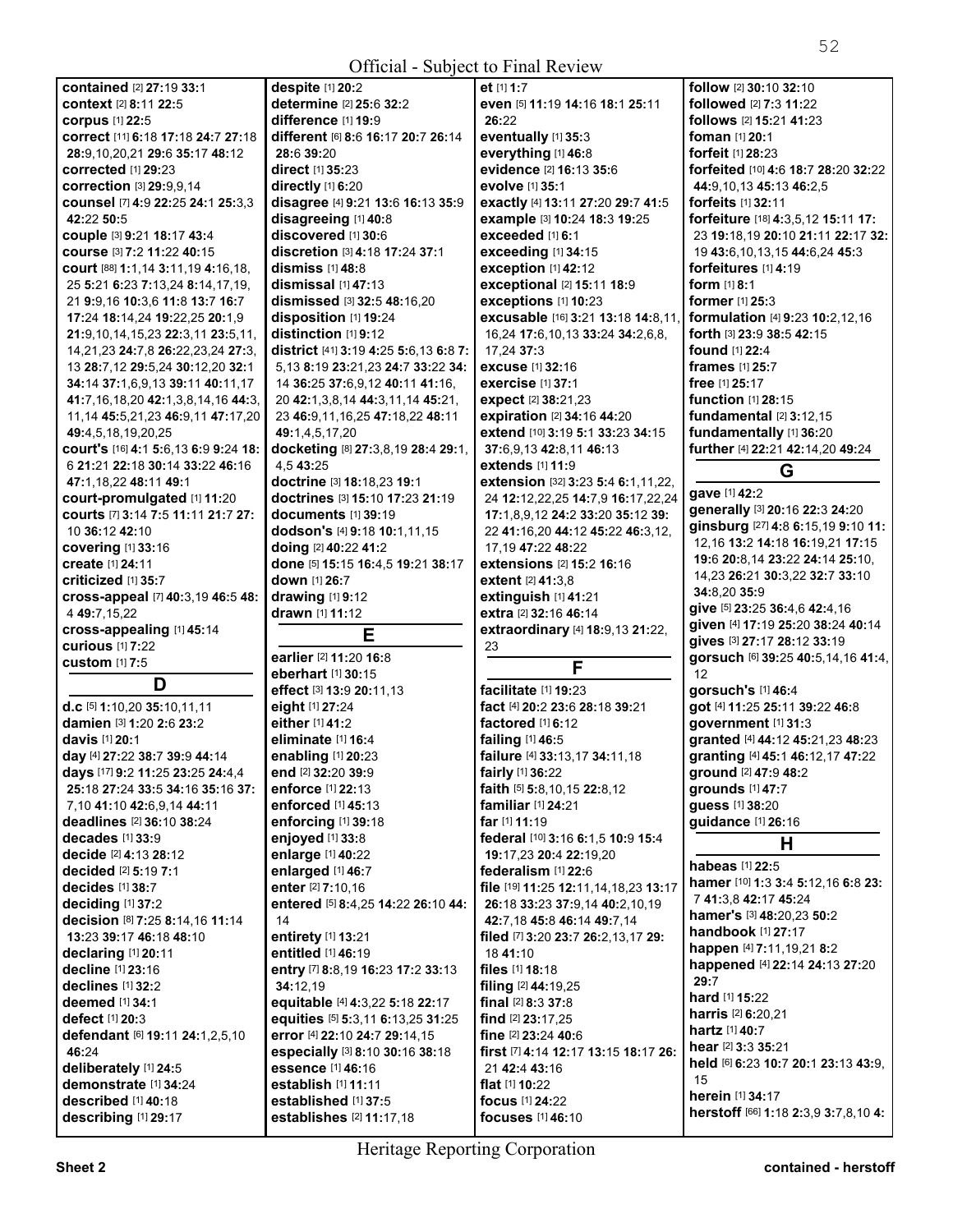**contained** [2] **27:**19 **33:**1
**context** [2] **8:**11 **22:**5
**corpus** [1] **22:**5
**correct** [11] **6:**18 **17:**18 **24:**7 **27:**18 **28:**9,10,20,21 **29:**6 **35:**17 **48:**12
**corrected** [1] **29:**23
**correction** [3] **29:**9,9,14
**counsel** [7] **4:**9 **22:**25 **24:**1 **25:**3,3 **42:**22 **50:**5
**couple** [3] **9:**21 **18:**17 **43:**4
**course** [3] **7:**2 **11:**22 **40:**15
**court** [88] **1:**1,14 **3:**11,19 **4:**16,18, 25 **5:**21 **6:**23 **7:**13,24 **8:**14,17,19, 21 **9:**9,16 **10:**3,6 **11:**8 **13:**7 **16:**7 **17:**24 **18:**14,24 **19:**22,25 **20:**1,9 **21:**9,10,14,15,23 **22:**3,11 **23:**5,11, 14,21,23 **24:**7,8 **26:**22,23,24 **27:**3, 13 **28:**7,12 **29:**5,24 **30:**12,20 **32:**1 **34:**14 **37:**1,6,9,13 **39:**11 **40:**11,17 **41:**7,16,18,20 **42:**1,3,8,14,16 **44:**3, 11,14 **45:**5,21,23 **46:**9,11 **47:**17,20 **49:**4,5,18,19,20,25
**court's** [16] **4:**1 **5:**6,13 **6:**9 **9:**24 **18:**6 **21:**21 **22:**18 **30:**14 **33:**22 **46:**16 **47:**1,18,22 **48:**11 **49:**1
**court-promulgated** [1] **11:**20
**courts** [7] **3:**14 **7:**5 **11:**11 **21:**7 **27:**10 **36:**12 **42:**10
**covering** [1] **33:**16
**create** [1] **24:**11
**criticized** [1] **35:**7
**cross-appeal** [7] **40:**3,19 **46:**5 **48:**4 **49:**7,15,22
**cross-appealing** [1] **45:**14
**curious** [1] **7:**22
**custom** [1] **7:**5

## D

**d.c** [5] **1:**10,20 **35:**10,11,11
**damien** [3] **1:**20 **2:**6 **23:**2
**davis** [1] **20:**1
**day** [4] **27:**22 **38:**7 **39:**9 **44:**14
**days** [17] **9:**2 **11:**25 **23:**25 **24:**4,4 **25:**18 **27:**24 **33:**5 **34:**16 **35:**16 **37:**7,10 **41:**10 **42:**6,9,14 **44:**11
**deadlines** [2] **36:**10 **38:**24
**decades** [1] **33:**9
**decide** [2] **4:**13 **28:**12
**decided** [2] **5:**19 **7:**1
**decides** [1] **38:**7
**deciding** [1] **37:**2
**decision** [8] **7:**25 **8:**14,16 **11:**14 **13:**23 **39:**17 **46:**18 **48:**10
**declaring** [1] **20:**11
**decline** [1] **23:**16
**declines** [1] **32:**2
**deemed** [1] **34:**1
**defect** [1] **20:**3
**defendant** [6] **19:**11 **24:**1,2,5,10 **46:**24
**deliberately** [1] **24:**5
**demonstrate** [1] **34:**24
**described** [1] **40:**18
**describing** [1] **29:**17
**despite** [1] **20:**2
**determine** [2] **25:**6 **32:**2
**difference** [1] **19:**9
**different** [6] **8:**6 **16:**17 **20:**7 **26:**14 **28:**6 **39:**20
**direct** [1] **35:**23
**directly** [1] **6:**20
**disagree** [4] **9:**21 **13:**6 **16:**13 **35:**9
**disagreeing** [1] **40:**8
**discovered** [1] **30:**6
**discretion** [3] **4:**18 **17:**24 **37:**1
**dismiss** [1] **48:**8
**dismissal** [1] **47:**13
**dismissed** [3] **32:**5 **48:**16,20
**disposition** [1] **19:**24
**distinction** [1] **9:**12
**district** [41] **3:**19 **4:**25 **5:**6,13 **6:**8 **7:**5,13 **8:**19 **23:**21,23 **24:**7 **33:**22 **34:**14 **36:**25 **37:**6,9,12 **40:**11 **41:**16, 20 **42:**1,3,8,14 **44:**3,11,14 **45:**21, 23 **46:**9,11,16,25 **47:**18,22 **48:**11 **49:**1,4,5,17,20
**docketing** [8] **27:**3,8,19 **28:**4 **29:**1, 4,5 **43:**25
**doctrine** [3] **18:**18,23 **19:**1
**doctrines** [3] **15:**10 **17:**23 **21:**19
**documents** [1] **39:**19
**dodson's** [4] **9:**18 **10:**1,11,15
**doing** [2] **40:**22 **41:**2
**done** [5] **15:**15 **16:**4,5 **19:**21 **38:**17
**down** [1] **26:**7
**drawing** [1] **9:**12
**drawn** [1] **11:**12

## E

**earlier** [2] **11:**20 **16:**8
**eberhart** [1] **30:**15
**effect** [3] **13:**9 **20:**11,13
**eight** [1] **27:**24
**either** [1] **41:**2
**eliminate** [1] **16:**4
**enabling** [1] **20:**23
**end** [2] **32:**20 **39:**9
**enforce** [1] **22:**13
**enforced** [1] **45:**13
**enforcing** [1] **39:**18
**enjoyed** [1] **33:**8
**enlarge** [1] **40:**22
**enlarged** [1] **46:**7
**enter** [2] **7:**10,16
**entered** [5] **8:**4,25 **14:**22 **26:**10 **44:**14
**entirety** [1] **13:**21
**entitled** [1] **46:**19
**entry** [7] **8:**8,19 **16:**23 **17:**2 **33:**13 **34:**12,19
**equitable** [4] **4:**3,22 **5:**18 **22:**17
**equities** [5] **5:**3,11 **6:**13,25 **31:**25
**error** [4] **22:**10 **24:**7 **29:**14,15
**especially** [3] **8:**10 **30:**16 **38:**18
**essence** [1] **46:**16
**establish** [1] **11:**11
**established** [1] **37:**5
**establishes** [2] **11:**17,18
**et** [1] **1:**7
**even** [5] **11:**19 **14:**16 **18:**1 **25:**11 **26:**22
**eventually** [1] **35:**3
**everything** [1] **46:**8
**evidence** [2] **16:**13 **35:**6
**evolve** [1] **35:**1
**exactly** [4] **13:**11 **27:**20 **29:**7 **41:**5
**example** [3] **10:**24 **18:**3 **19:**25
**exceeded** [1] **6:**1
**exceeding** [1] **34:**15
**exception** [1] **42:**12
**exceptional** [2] **15:**11 **18:**9
**exceptions** [1] **10:**23
**excusable** [16] **3:**21 **13:**18 **14:**8,11, 16,24 **17:**6,10,13 **33:**24 **34:**2,6,8, 17,24 **37:**3
**excuse** [1] **32:**16
**exercise** [1] **37:**1
**expect** [2] **38:**21,23
**expiration** [2] **34:**16 **44:**20
**extend** [10] **3:**19 **5:**1 **33:**23 **34:**15 **37:**6,9,13 **42:**8,11 **46:**13
**extends** [1] **11:**9
**extension** [32] **3:**23 **5:**4 **6:**1,11,22, 24 **12:**12,22,25 **14:**7,9 **16:**17,22,24 **17:**1,8,9,12 **24:**2 **33:**20 **35:**12 **39:**22 **41:**16,20 **44:**12 **45:**22 **46:**3,12, 17,19 **47:**22 **48:**22
**extensions** [2] **15:**2 **16:**16
**extent** [2] **41:**3,8
**extinguish** [1] **41:**21
**extra** [2] **32:**16 **46:**14
**extraordinary** [4] **18:**9,13 **21:**22, 23

## F

**facilitate** [1] **19:**23
**fact** [4] **20:**2 **23:**6 **28:**18 **39:**21
**factored** [1] **6:**12
**failing** [1] **46:**5
**failure** [4] **33:**13,17 **34:**11,18
**fairly** [1] **36:**22
**faith** [5] **5:**8,10,15 **22:**8,12
**familiar** [1] **24:**21
**far** [1] **11:**19
**federal** [10] **3:**16 **6:**1,5 **10:**9 **15:**4 **19:**17,23 **20:**4 **22:**19,20
**federalism** [1] **22:**6
**file** [19] **11:**25 **12:**11,14,18,23 **13:**17 **26:**18 **33:**23 **37:**9,14 **40:**2,10,19 **42:**7,18 **45:**8 **46:**14 **49:**7,14
**filed** [7] **3:**20 **23:**7 **26:**2,13,17 **29:**18 **41:**10
**files** [1] **18:**18
**filing** [2] **44:**19,25
**final** [2] **8:**3 **37:**8
**find** [2] **23:**17,25
**fine** [2] **23:**24 **40:**6
**first** [7] **4:**14 **12:**17 **13:**15 **18:**17 **26:**21 **42:**4 **43:**16
**flat** [1] **10:**22
**focus** [1] **24:**22
**focuses** [1] **46:**10
**follow** [2] **30:**10 **32:**10
**followed** [2] **7:**3 **11:**22
**follows** [2] **15:**21 **41:**23
**foman** [1] **20:**1
**forfeit** [1] **28:**23
**forfeited** [10] **4:**6 **18:**7 **28:**20 **32:**22 **44:**9,10,13 **45:**13 **46:**2,5
**forfeits** [1] **32:**11
**forfeiture** [18] **4:**3,5,12 **15:**11 **17:**23 **19:**18,19 **20:**10 **21:**11 **22:**17 **32:**19 **43:**6,10,13,15 **44:**6,24 **45:**3
**forfeitures** [1] **4:**19
**form** [1] **8:**1
**former** [1] **25:**3
**formulation** [4] **9:**23 **10:**2,12,16
**forth** [3] **23:**9 **38:**5 **42:**15
**found** [1] **22:**4
**frames** [1] **25:**7
**free** [1] **25:**17
**function** [1] **28:**15
**fundamental** [2] **3:**12,15
**fundamentally** [1] **36:**20
**further** [4] **22:**21 **42:**14,20 **49:**24

## G

**gave** [1] **42:**2
**generally** [3] **20:**16 **22:**3 **24:**20
**ginsburg** [27] **4:**8 **6:**15,19 **9:**10 **11:**12,16 **13:**2 **14:**18 **16:**19,21 **17:**15 **19:**6 **20:**8,14 **23:**18 **24:**14 **25:**10, 14,23 **26:**21 **30:**3,22 **32:**7 **33:**10 **34:**8,20 **35:**9
**give** [5] **23:**25 **36:**4,6 **42:**4,16
**given** [4] **17:**19 **25:**20 **38:**24 **40:**14
**gives** [3] **27:**17 **28:**12 **33:**19
**gorsuch** [6] **39:**25 **40:**5,14,16 **41:**4, 12
**gorsuch's** [1] **46:**4
**got** [4] **11:**25 **25:**11 **39:**22 **46:**8
**government** [1] **31:**3
**granted** [4] **44:**12 **45:**21,23 **48:**23
**granting** [4] **45:**1 **46:**12,17 **47:**22
**ground** [2] **47:**9 **48:**2
**grounds** [1] **47:**7
**guess** [1] **38:**20
**guidance** [1] **26:**16

## H

**habeas** [1] **22:**5
**hamer** [10] **1:**3 **3:**4 **5:**12,16 **6:**8 **23:**7 **41:**3,8 **42:**17 **45:**24
**hamer's** [3] **48:**20,23 **50:**2
**handbook** [1] **27:**17
**happen** [4] **7:**11,19,21 **8:**2
**happened** [4] **22:**14 **24:**13 **27:**20 **29:**7
**hard** [1] **15:**22
**harris** [2] **6:**20,21
**hartz** [1] **40:**7
**hear** [2] **3:**3 **35:**21
**held** [6] **6:**23 **10:**7 **20:**1 **23:**13 **43:**9, 15
**herein** [1] **34:**17
**herstoff** [66] **1:**18 **2:**3,9 **3:**7,8,10 **4:**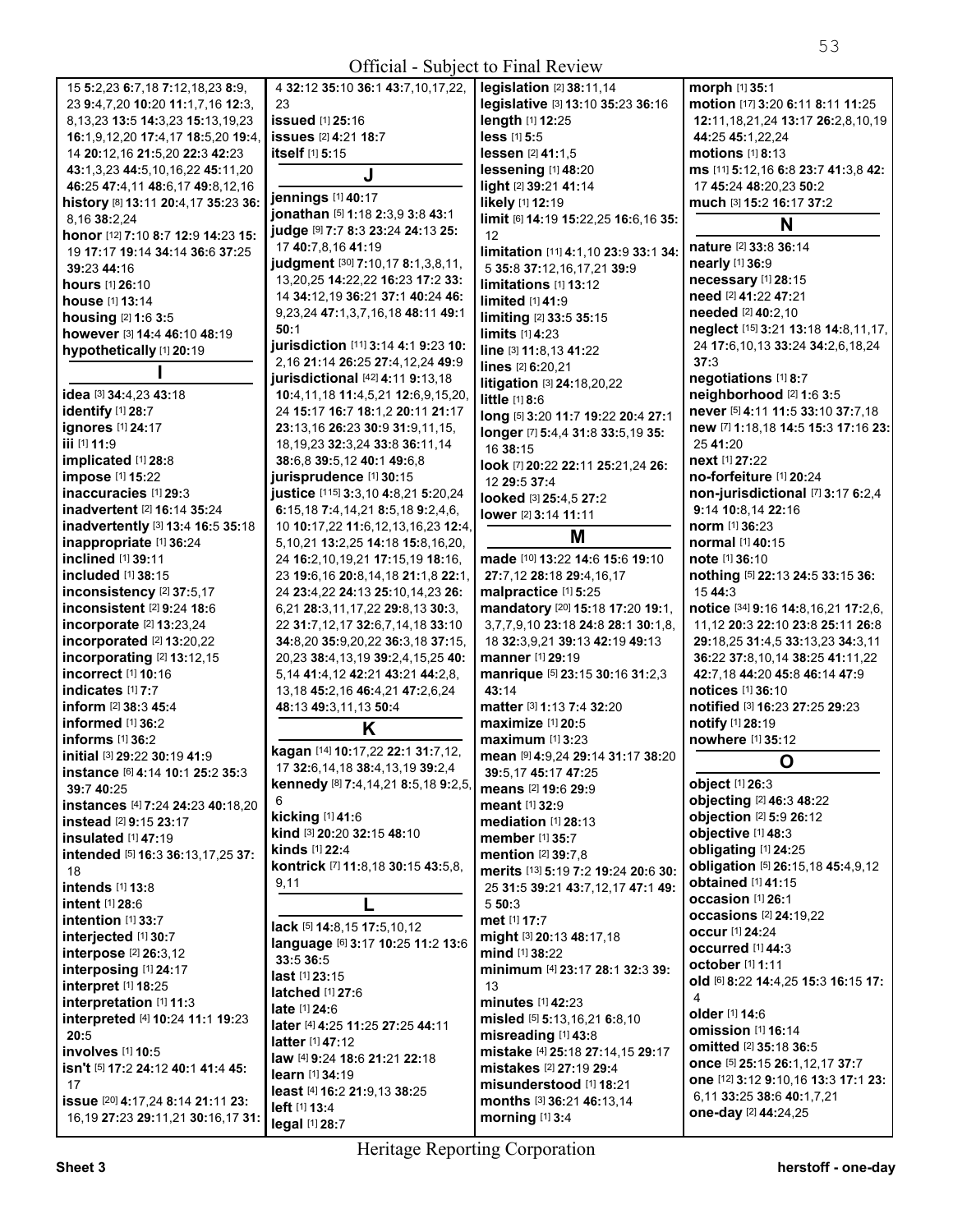15 **5:**2,23 **6:**7,18 **7:**12,18,23 **8:**9, 23 **9:**4,7,20 **10:**20 **11:**1,7,16 **12:**3, 8,13,23 **13:**5 **14:**3,23 **15:**13,19,23 **16:**1,9,12,20 **17:**4,17 **18:**5,20 **19:**4, 14 **20:**12,16 **21:**5,20 **22:**3 **42:**23 **43:**1,3,23 **44:**5,10,16,22 **45:**11,20 **46:**25 **47:**4,11 **48:**6,17 **49:**8,12,16

**history** [8] **13:**11 **20:**4,17 **35:**23 **36:** 8,16 **38:**2,24

**honor** [12] **7:**10 **8:**7 **12:**9 **14:**23 **15:** 19 **17:**17 **19:**14 **34:**14 **36:**6 **37:**25 **39:**23 **44:**16

**hours** [1] **26:**10

**house** [1] **13:**14

**housing** [2] **1:**6 **3:**5

**however** [3] **14:**4 **46:**10 **48:**19

**hypothetically** [1] **20:**19

## I

**idea** [3] **34:**4,23 **43:**18

**identify** [1] **28:**7

**ignores** [1] **24:**17

**iii** [1] **11:**9

**implicated** [1] **28:**8

**impose** [1] **15:**22

**inaccuracies** [1] **29:**3

**inadvertent** [2] **16:**14 **35:**24

**inadvertently** [3] **13:**4 **16:**5 **35:**18

**inappropriate** [1] **36:**24

**inclined** [1] **39:**11

**included** [1] **38:**15

**inconsistency** [2] **37:**5,17

**inconsistent** [2] **9:**24 **18:**6

**incorporate** [2] **13:**23,24

**incorporated** [2] **13:**20,22

**incorporating** [2] **13:**12,15

**incorrect** [1] **10:**16

**indicates** [1] **7:**7

**inform** [2] **38:**3 **45:**4

**informed** [1] **36:**2

**informs** [1] **36:**2

**initial** [3] **29:**22 **30:**19 **41:**9

**instance** [6] **4:**14 **10:**1 **25:**2 **35:**3 **39:**7 **40:**25

**instances** [4] **7:**24 **24:**23 **40:**18,20

**instead** [2] **9:**15 **23:**17

**insulated** [1] **47:**19

**intended** [5] **16:**3 **36:**13,17,25 **37:** 18

**intends** [1] **13:**8

**intent** [1] **28:**6

**intention** [1] **33:**7

**interjected** [1] **30:**7

**interpose** [2] **26:**3,12

**interposing** [1] **24:**17

**interpret** [1] **18:**25

**interpretation** [1] **11:**3

**interpreted** [4] **10:**24 **11:**1 **19:**23 **20:**5

**involves** [1] **10:**5

**isn't** [5] **17:**2 **24:**12 **40:**1 **41:**4 **45:** 17

**issue** [20] **4:**17,24 **8:**14 **21:**11 **23:** 16,19 **27:**23 **29:**11,21 **30:**16,17 **31:** 4 **32:**12 **35:**10 **36:**1 **43:**7,10,17,22, 23

**issued** [1] **25:**16

**issues** [2] **4:**21 **18:**7

**itself** [1] **5:**15

## J

**jennings** [1] **40:**17

**jonathan** [5] **1:**18 **2:**3,9 **3:**8 **43:**1

**judge** [9] **7:**7 **8:**3 **23:**24 **24:**13 **25:** 17 **40:**7,8,16 **41:**19

**judgment** [30] **7:**10,17 **8:**1,3,8,11, 13,20,25 **14:**22,22 **16:**23 **17:**2 **33:** 14 **34:**12,19 **36:**21 **37:**1 **40:**24 **46:** 9,23,24 **47:**1,3,7,16,18 **48:**11 **49:**1 **50:**1

**jurisdiction** [11] **3:**14 **4:**1 **9:**23 **10:** 2,16 **21:**14 **26:**25 **27:**4,12,24 **49:**9

**jurisdictional** [42] **4:**11 **9:**13,18 **10:**4,11,18 **11:**4,5,21 **12:**6,9,15,20, 24 **15:**17 **16:**7 **18:**1,2 **20:**11 **21:**17 **23:**13,16 **26:**23 **30:**9 **31:**9,11,15, 18,19,23 **32:**3,24 **33:**8 **36:**11,14 **38:**6,8 **39:**5,12 **40:**1 **49:**6,8

**jurisprudence** [1] **30:**15

**justice** [115] **3:**3,10 **4:**8,21 **5:**20,24 **6:**15,18 **7:**4,14,21 **8:**5,18 **9:**2,4,6, 10 **10:**17,22 **11:**6,12,13,16,23 **12:**4, 5,10,21 **13:**2,25 **14:**18 **15:**8,16,20, 24 **16:**2,10,19,21 **17:**15,19 **18:**16, 23 **19:**6,16 **20:**8,14,18 **21:**1,8 **22:**1, 24 **23:**4,22 **24:**13 **25:**10,14,23 **26:** 6,21 **28:**3,11,17,22 **29:**8,13 **30:**3, 22 **31:**7,12,17 **32:**6,7,14,18 **33:**10 **34:**8,20 **35:**9,20,22 **36:**3,18 **37:**15, 20,23 **38:**4,13,19 **39:**2,4,15,25 **40:** 5,14 **41:**4,12 **42:**21 **43:**21 **44:**2,8, 13,18 **45:**2,16 **46:**4,21 **47:**2,6,24 **48:**13 **49:**3,11,13 **50:**4

## K

**kagan** [14] **10:**17,22 **22:**1 **31:**7,12, 17 **32:**6,14,18 **38:**4,13,19 **39:**2,4

**kennedy** [8] **7:**4,14,21 **8:**5,18 **9:**2,5, 6

**kicking** [1] **41:**6

**kind** [3] **20:**20 **32:**15 **48:**10

**kinds** [1] **22:**4

**kontrick** [7] **11:**8,18 **30:**15 **43:**5,8, 9,11

## L

**lack** [5] **14:**8,15 **17:**5,10,12

**language** [6] **3:**17 **10:**25 **11:**2 **13:**6 **33:**5 **36:**5

**last** [1] **23:**15

**latched** [1] **27:**6

**late** [1] **24:**6

**later** [4] **4:**25 **11:**25 **27:**25 **44:**11

**latter** [1] **47:**12

**law** [4] **9:**24 **18:**6 **21:**21 **22:**18

**learn** [1] **34:**19

**least** [4] **16:**2 **21:**9,13 **38:**25

**left** [1] **13:**4

**legal** [1] **28:**7

**legislation** [2] **38:**11,14

**legislative** [3] **13:**10 **35:**23 **36:**16

**length** [1] **12:**25

**less** [1] **5:**5

**lessen** [2] **41:**1,5

**lessening** [1] **48:**20

**light** [2] **39:**21 **41:**14

**likely** [1] **12:**19

**limit** [6] **14:**19 **15:**22,25 **16:**6,16 **35:** 12

**limitation** [11] **4:**1,10 **23:**9 **33:**1 **34:** 5 **35:**8 **37:**12,16,17,21 **39:**9

**limitations** [1] **13:**12

**limited** [1] **41:**9

**limiting** [2] **33:**5 **35:**15

**limits** [1] **4:**23

**line** [3] **11:**8,13 **41:**22

**lines** [2] **6:**20,21

**litigation** [3] **24:**18,20,22

**little** [1] **8:**6

**long** [5] **3:**20 **11:**7 **19:**22 **20:**4 **27:**1

**longer** [7] **5:**4,4 **31:**8 **33:**5,19 **35:** 16 **38:**15

**look** [7] **20:**22 **22:**11 **25:**21,24 **26:** 12 **29:**5 **37:**4

**looked** [3] **25:**4,5 **27:**2

**lower** [2] **3:**14 **11:**11

## M

**made** [10] **13:**22 **14:**6 **15:**6 **19:**10 **27:**7,12 **28:**18 **29:**4,16,17

**malpractice** [1] **5:**25

**mandatory** [20] **15:**18 **17:**20 **19:**1, 3,7,7,9,10 **23:**18 **24:**8 **28:**1 **30:**1,8, 18 **32:**3,9,21 **39:**13 **42:**19 **49:**13

**manner** [1] **29:**19

**manrique** [5] **23:**15 **30:**16 **31:**2,3 **43:**14

**matter** [3] **1:**13 **7:**4 **32:**20

**maximize** [1] **20:**5

**maximum** [1] **3:**23

**mean** [9] **4:**9,24 **29:**14 **31:**17 **38:**20 **39:**5,17 **45:**17 **47:**25

**means** [2] **19:**6 **29:**9

**meant** [1] **32:**9

**mediation** [1] **28:**13

**member** [1] **35:**7

**mention** [2] **39:**7,8

**merits** [13] **5:**19 **7:**2 **19:**24 **20:**6 **30:** 25 **31:**5 **39:**21 **43:**7,12,17 **47:**1 **49:** 5 **50:**3

**met** [1] **17:**7

**might** [3] **20:**13 **48:**17,18

**mind** [1] **38:**22

**minimum** [4] **23:**17 **28:**1 **32:**3 **39:** 13

**minutes** [1] **42:**23

**misled** [5] **5:**13,16,21 **6:**8,10

**misreading** [1] **43:**8

**mistake** [4] **25:**18 **27:**14,15 **29:**17

**mistakes** [2] **27:**19 **29:**4

**misunderstood** [1] **18:**21

**months** [3] **36:**21 **46:**13,14

**morning** [1] **3:**4

**morph** [1] **35:**1

**motion** [17] **3:**20 **6:**11 **8:**11 **11:**25 **12:**11,18,21,24 **13:**17 **26:**2,8,10,19 **44:**25 **45:**1,22,24

**motions** [1] **8:**13

**ms** [11] **5:**12,16 **6:**8 **23:**7 **41:**3,8 **42:** 17 **45:**24 **48:**20,23 **50:**2

**much** [3] **15:**2 **16:**17 **37:**2

## N

**nature** [2] **33:**8 **36:**14

**nearly** [1] **36:**9

**necessary** [1] **28:**15

**need** [2] **41:**22 **47:**21

**needed** [2] **40:**2,10

**neglect** [15] **3:**21 **13:**18 **14:**8,11,17, 24 **17:**6,10,13 **33:**24 **34:**2,6,18,24 **37:**3

**negotiations** [1] **8:**7

**neighborhood** [2] **1:**6 **3:**5

**never** [5] **4:**11 **11:**5 **33:**10 **37:**7,18

**new** [7] **1:**18,18 **14:**5 **15:**3 **17:**16 **23:** 25 **41:**20

**next** [1] **27:**22

**no-forfeiture** [1] **20:**24

**non-jurisdictional** [7] **3:**17 **6:**2,4 **9:**14 **10:**8,14 **22:**16

**norm** [1] **36:**23

**normal** [1] **40:**15

**note** [1] **36:**10

**nothing** [5] **22:**13 **24:**5 **33:**15 **36:** 15 **44:**3

**notice** [34] **9:**16 **14:**8,16,21 **17:**2,6, 11,12 **20:**3 **22:**10 **23:**8 **25:**11 **26:**8 **29:**18,25 **31:**4,5 **33:**13,23 **34:**3,11 **36:**22 **37:**8,10,14 **38:**25 **41:**11,22 **42:**7,18 **44:**20 **45:**8 **46:**14 **47:**9

**notices** [1] **36:**10

**notified** [3] **16:**23 **27:**25 **29:**23

**notify** [1] **28:**19

**nowhere** [1] **35:**12

## O

**object** [1] **26:**3

**objecting** [2] **46:**3 **48:**22

**objection** [2] **5:**9 **26:**12

**objective** [1] **48:**3

**obligating** [1] **24:**25

**obligation** [5] **26:**15,18 **45:**4,9,12

**obtained** [1] **41:**15

**occasion** [1] **26:**1

**occasions** [2] **24:**19,22

**occur** [1] **24:**24

**occurred** [1] **44:**3

**october** [1] **1:**11

**old** [6] **8:**22 **14:**4,25 **15:**3 **16:**15 **17:** 4

**older** [1] **14:**6

**omission** [1] **16:**14

**omitted** [2] **35:**18 **36:**5

**once** [5] **25:**15 **26:**1,12,17 **37:**7

**one** [12] **3:**12 **9:**10,16 **13:**3 **17:**1 **23:** 6,11 **33:**25 **38:**6 **40:**1,7,21

**one-day** [2] **44:**24,25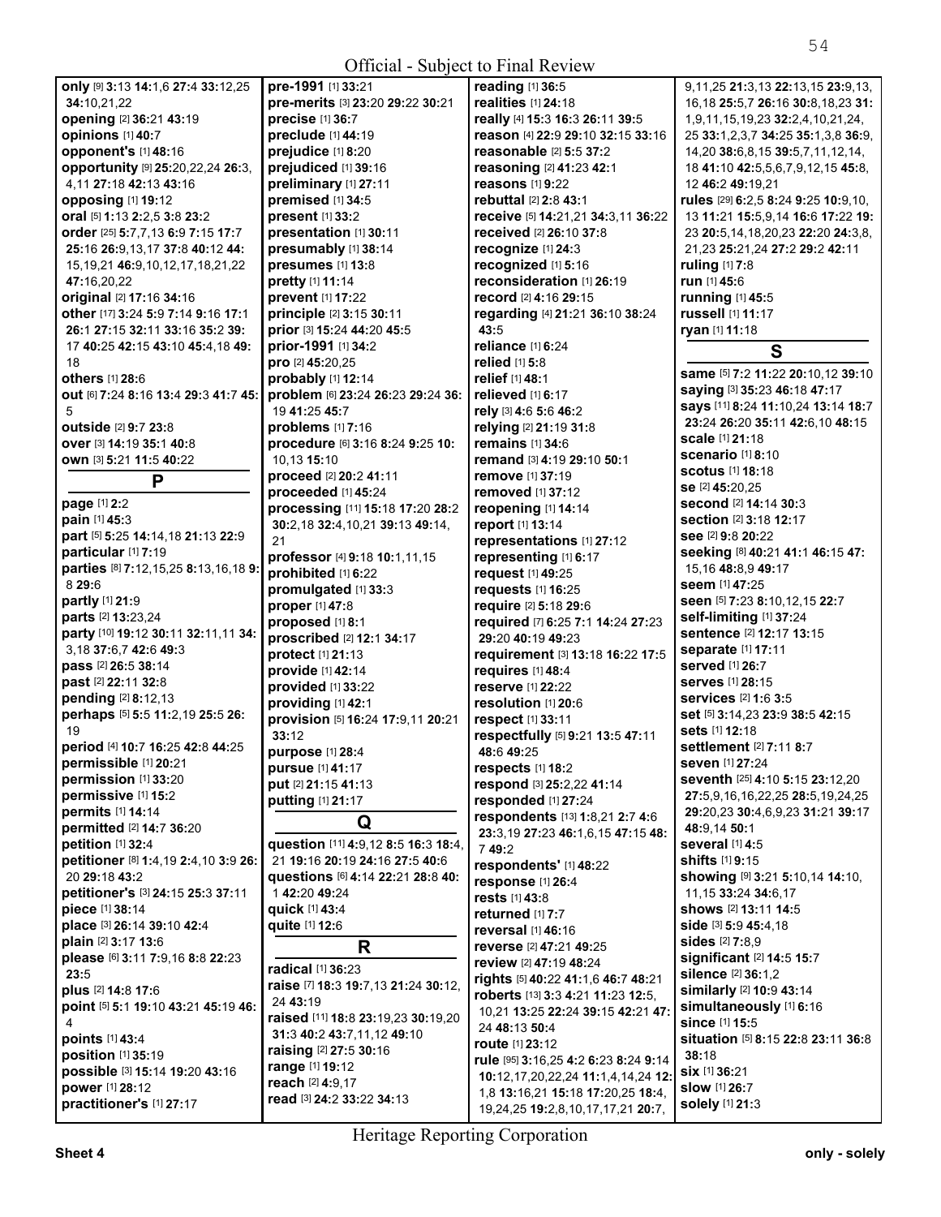**only** [9] **3:**13 **14:**1,6 **27:**4 **33:**12,25 **34:**10,21,22
**opening** [2] **36:**21 **43:**19
**opinions** [1] **40:**7
**opponent's** [1] **48:**16
**opportunity** [9] **25:**20,22,24 **26:**3,4,11 **27:**18 **42:**13 **43:**16
**opposing** [1] **19:**12
**oral** [5] **1:**13 **2:**2,5 **3:**8 **23:**2
**order** [25] **5:**7,7,13 **6:**9 **7:**15 **17:**7 **25:**16 **26:**9,13,17 **37:**8 **40:**12 **44:**15,19,21 **46:**9,10,12,17,18,21,22 **47:**16,20,22
**original** [2] **17:**16 **34:**16
**other** [17] **3:**24 **5:**9 **7:**14 **9:**16 **17:**1 **26:**1 **27:**15 **32:**11 **33:**16 **35:**2 **39:**17 **40:**25 **42:**15 **43:**10 **45:**4,18 **49:**18
**others** [1] **28:**6
**out** [6] **7:**24 **8:**16 **13:**4 **29:**3 **41:**7 **45:**5
**outside** [2] **9:**7 **23:**8
**over** [3] **14:**19 **35:**1 **40:**8
**own** [3] **5:**21 **11:**5 **40:**22

## P

**page** [1] **2:**2
**pain** [1] **45:**3
**part** [5] **5:**25 **14:**14,18 **21:**13 **22:**9
**particular** [1] **7:**19
**parties** [8] **7:**12,15,25 **8:**13,16,18 **9:**8 **29:**6
**partly** [1] **21:**9
**parts** [2] **13:**23,24
**party** [10] **19:**12 **30:**11 **32:**11,11 **34:**3,18 **37:**6,7 **42:**6 **49:**3
**pass** [2] **26:**5 **38:**14
**past** [2] **22:**11 **32:**8
**pending** [2] **8:**12,13
**perhaps** [5] **5:**5 **11:**2,19 **25:**5 **26:**19
**period** [4] **10:**7 **16:**25 **42:**8 **44:**25
**permissible** [1] **20:**21
**permission** [1] **33:**20
**permissive** [1] **15:**2
**permits** [1] **14:**14
**permitted** [2] **14:**7 **36:**20
**petition** [1] **32:**4
**petitioner** [8] **1:**4,19 **2:**4,10 **3:**9 **26:**20 **29:**18 **43:**2
**petitioner's** [3] **24:**15 **25:**3 **37:**11
**piece** [1] **38:**14
**place** [3] **26:**14 **39:**10 **42:**4
**plain** [2] **3:**17 **13:**6
**please** [6] **3:**11 **7:**9,16 **8:**8 **22:**23 **23:**5
**plus** [2] **14:**8 **17:**6
**point** [5] **5:**1 **19:**10 **43:**21 **45:**19 **46:**4
**points** [1] **43:**4
**position** [1] **35:**19
**possible** [3] **15:**14 **19:**20 **43:**16
**power** [1] **28:**12
**practitioner's** [1] **27:**17
**pre-1991** [1] **33:**21
**pre-merits** [3] **23:**20 **29:**22 **30:**21
**precise** [1] **36:**7
**preclude** [1] **44:**19
**prejudice** [1] **8:**20
**prejudiced** [1] **39:**16
**preliminary** [1] **27:**11
**premised** [1] **34:**5
**present** [1] **33:**2
**presentation** [1] **30:**11
**presumably** [1] **38:**14
**presumes** [1] **13:**8
**pretty** [1] **11:**14
**prevent** [1] **17:**22
**principle** [2] **3:**15 **30:**11
**prior** [3] **15:**24 **44:**20 **45:**5
**prior-1991** [1] **34:**2
**pro** [2] **45:**20,25
**probably** [1] **12:**14
**problem** [6] **23:**24 **26:**23 **29:**24 **36:**19 **41:**25 **45:**7
**problems** [1] **7:**16
**procedure** [6] **3:**16 **8:**24 **9:**25 **10:**10,13 **15:**10
**proceed** [2] **20:**2 **41:**11
**proceeded** [1] **45:**24
**processing** [11] **15:**18 **17:**20 **28:**2 **30:**2,18 **32:**4,10,21 **39:**13 **49:**14,21
**professor** [4] **9:**18 **10:**1,11,15
**prohibited** [1] **6:**22
**promulgated** [1] **33:**3
**proper** [1] **47:**8
**proposed** [1] **8:**1
**proscribed** [2] **12:**1 **34:**17
**protect** [1] **21:**13
**provide** [1] **42:**14
**provided** [1] **33:**22
**providing** [1] **42:**1
**provision** [5] **16:**24 **17:**9,11 **20:**21 **33:**12
**purpose** [1] **28:**4
**pursue** [1] **41:**17
**put** [2] **21:**15 **41:**13
**putting** [1] **21:**17

## Q

**question** [11] **4:**9,12 **8:**5 **16:**3 **18:**4,21 **19:**16 **20:**19 **24:**16 **27:**5 **40:**6
**questions** [6] **4:**14 **22:**21 **28:**8 **40:**1 **42:**20 **49:**24
**quick** [1] **43:**4
**quite** [1] **12:**6

## R

**radical** [1] **36:**23
**raise** [7] **18:**3 **19:**7,13 **21:**24 **30:**12,24 **43:**19
**raised** [11] **18:**8 **23:**19,23 **30:**19,20 **31:**3 **40:**2 **43:**7,11,12 **49:**10
**raising** [2] **27:**5 **30:**16
**range** [1] **19:**12
**reach** [2] **4:**9,17
**read** [3] **24:**2 **33:**22 **34:**13
**reading** [1] **36:**5
**realities** [1] **24:**18
**really** [4] **15:**3 **16:**3 **26:**11 **39:**5
**reason** [4] **22:**9 **29:**10 **32:**15 **33:**16
**reasonable** [2] **5:**5 **37:**2
**reasoning** [2] **41:**23 **42:**1
**reasons** [1] **9:**22
**rebuttal** [2] **2:**8 **43:**1
**receive** [5] **14:**21,21 **34:**3,11 **36:**22
**received** [2] **26:**10 **37:**8
**recognize** [1] **24:**3
**recognized** [1] **5:**16
**reconsideration** [1] **26:**19
**record** [2] **4:**16 **29:**15
**regarding** [4] **21:**21 **36:**10 **38:**24 **43:**5
**reliance** [1] **6:**24
**relied** [1] **5:**8
**relief** [1] **48:**1
**relieved** [1] **6:**17
**rely** [3] **4:**6 **5:**6 **46:**2
**relying** [2] **21:**19 **31:**8
**remains** [1] **34:**6
**remand** [3] **4:**19 **29:**10 **50:**1
**remove** [1] **37:**19
**removed** [1] **37:**12
**reopening** [1] **14:**14
**report** [1] **13:**14
**representations** [1] **27:**12
**representing** [1] **6:**17
**request** [1] **49:**25
**requests** [1] **16:**25
**require** [2] **5:**18 **29:**6
**required** [7] **6:**25 **7:**1 **14:**24 **27:**23 **29:**20 **40:**19 **49:**23
**requirement** [3] **13:**18 **16:**22 **17:**5
**requires** [1] **48:**4
**reserve** [1] **22:**22
**resolution** [1] **20:**6
**respect** [1] **33:**11
**respectfully** [5] **9:**21 **13:**5 **47:**11 **48:**6 **49:**25
**respects** [1] **18:**2
**respond** [3] **25:**2,22 **41:**14
**responded** [1] **27:**24
**respondents** [13] **1:**8,21 **2:**7 **4:**6 **23:**3,19 **27:**23 **46:**1,6,15 **47:**15 **48:**7 **49:**2
**respondents'** [1] **48:**22
**response** [1] **26:**4
**rests** [1] **43:**8
**returned** [1] **7:**7
**reversal** [1] **46:**16
**reverse** [2] **47:**21 **49:**25
**review** [2] **47:**19 **48:**24
**rights** [5] **40:**22 **41:**1,6 **46:**7 **48:**21
**roberts** [13] **3:**3 **4:**21 **11:**23 **12:**5,10,21 **13:**25 **22:**24 **39:**15 **42:**21 **47:**24 **48:**13 **50:**4
**route** [1] **23:**12
**rule** [95] **3:**16,25 **4:**2 **6:**23 **8:**24 **9:**14 **10:**12,17,20,22,24 **11:**1,4,14,24 **12:**1,8 **13:**16,21 **15:**18 **17:**20,25 **18:**4,19,24,25 **19:**2,8,10,17,17,21 **20:**7,9,11,25 **21:**3,13 **22:**13,15 **23:**9,13,16,18 **25:**5,7 **26:**16 **30:**8,18,23 **31:**1,9,11,15,19,23 **32:**2,4,10,21,24,25 **33:**1,2,3,7 **34:**25 **35:**1,3,8 **36:**9,14,20 **38:**6,8,15 **39:**5,7,11,12,14,18 **41:**10 **42:**5,5,6,7,9,12,15 **45:**8,12 **46:**2 **49:**19,21
**rules** [29] **6:**2,5 **8:**24 **9:**25 **10:**9,10,13 **11:**21 **15:**5,9,14 **16:**6 **17:**22 **19:**23 **20:**5,14,18,20,23 **22:**20 **24:**3,8,21,23 **25:**21,24 **27:**2 **29:**2 **42:**11
**ruling** [1] **7:**8
**run** [1] **45:**6
**running** [1] **45:**5
**russell** [1] **11:**17
**ryan** [1] **11:**18

## S

**same** [5] **7:**2 **11:**22 **20:**10,12 **39:**10
**saying** [3] **35:**23 **46:**18 **47:**17
**says** [11] **8:**24 **11:**10,24 **13:**14 **18:**7 **23:**24 **26:**20 **35:**11 **42:**6,10 **48:**15
**scale** [1] **21:**18
**scenario** [1] **8:**10
**scotus** [1] **18:**18
**se** [2] **45:**20,25
**second** [2] **14:**14 **30:**3
**section** [2] **3:**18 **12:**17
**see** [2] **9:**8 **20:**22
**seeking** [8] **40:**21 **41:**1 **46:**15 **47:**15,16 **48:**8,9 **49:**17
**seem** [1] **47:**25
**seen** [5] **7:**23 **8:**10,12,15 **22:**7
**self-limiting** [1] **37:**24
**sentence** [2] **12:**17 **13:**15
**separate** [1] **17:**11
**served** [1] **26:**7
**serves** [1] **28:**15
**services** [2] **1:**6 **3:**5
**set** [5] **3:**14,23 **23:**9 **38:**5 **42:**15
**sets** [1] **12:**18
**settlement** [2] **7:**11 **8:**7
**seven** [1] **27:**24
**seventh** [25] **4:**10 **5:**15 **23:**12,20 **27:**5,9,16,16,22,25 **28:**5,19,24,25 **29:**20,23 **30:**4,6,9,23 **31:**21 **39:**17 **48:**9,14 **50:**1
**several** [1] **4:**5
**shifts** [1] **9:**15
**showing** [9] **3:**21 **5:**10,14 **14:**10,11,15 **33:**24 **34:**6,17
**shows** [2] **13:**11 **14:**5
**side** [3] **5:**9 **45:**4,18
**sides** [2] **7:**8,9
**significant** [2] **14:**5 **15:**7
**silence** [2] **36:**1,2
**similarly** [2] **10:**9 **43:**14
**simultaneously** [1] **6:**16
**since** [1] **15:**5
**situation** [5] **8:**15 **22:**8 **23:**11 **36:**8 **38:**18
**six** [1] **36:**21
**slow** [1] **26:**7
**solely** [1] **21:**3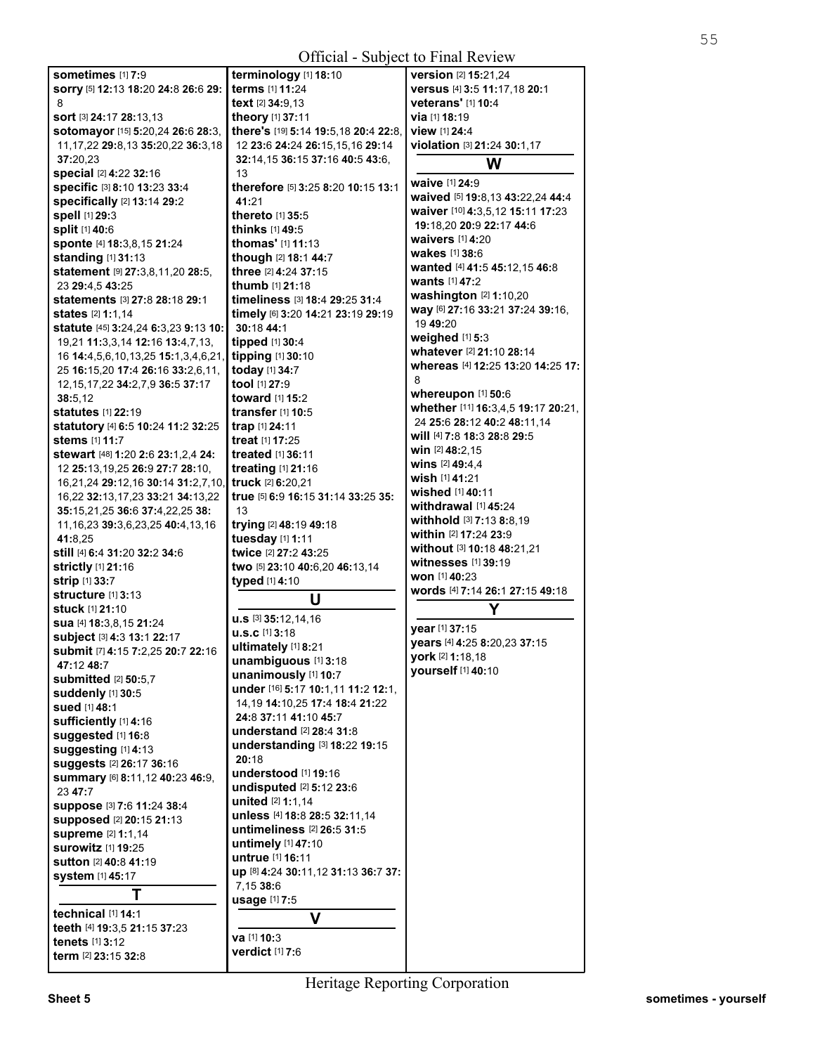**sometimes** [1] **7:**9
**sorry** [5] **12:**13 **18:**20 **24:**8 **26:**6 **29:** 8
**sort** [3] **24:**17 **28:**13,13
**sotomayor** [15] **5:**20,24 **26:**6 **28:**3, 11,17,22 **29:**8,13 **35:**20,22 **36:**3,18 **37:**20,23
**special** [2] **4:**22 **32:**16
**specific** [3] **8:**10 **13:**23 **33:**4
**specifically** [2] **13:**14 **29:**2
**spell** [1] **29:**3
**split** [1] **40:**6
**sponte** [4] **18:**3,8,15 **21:**24
**standing** [1] **31:**13
**statement** [9] **27:**3,8,11,20 **28:**5, 23 **29:**4,5 **43:**25
**statements** [3] **27:**8 **28:**18 **29:**1
**states** [2] **1:**1,14
**statute** [45] **3:**24,24 **6:**3,23 **9:**13 **10:** 19,21 **11:**3,3,14 **12:**16 **13:**4,7,13, 16 **14:**4,5,6,10,13,25 **15:**1,3,4,6,21, 25 **16:**15,20 **17:**4 **26:**16 **33:**2,6,11, 12,15,17,22 **34:**2,7,9 **36:**5 **37:**17 **38:**5,12
**statutes** [1] **22:**19
**statutory** [4] **6:**5 **10:**24 **11:**2 **32:**25
**stems** [1] **11:**7
**stewart** [48] **1:**20 **2:**6 **23:**1,2,4 **24:** 12 **25:**13,19,25 **26:**9 **27:**7 **28:**10, 16,21,24 **29:**12,16 **30:**14 **31:**2,7,10, 16,22 **32:**13,17,23 **33:**21 **34:**13,22 **35:**15,21,25 **36:**6 **37:**4,22,25 **38:** 11,16,23 **39:**3,6,23,25 **40:**4,13,16 **41:**8,25
**still** [4] **6:**4 **31:**20 **32:**2 **34:**6
**strictly** [1] **21:**16
**strip** [1] **33:**7
**structure** [1] **3:**13
**stuck** [1] **21:**10
**sua** [4] **18:**3,8,15 **21:**24
**subject** [3] **4:**3 **13:**1 **22:**17
**submit** [7] **4:**15 **7:**2,25 **20:**7 **22:**16 **47:**12 **48:**7
**submitted** [2] **50:**5,7
**suddenly** [1] **30:**5
**sued** [1] **48:**1
**sufficiently** [1] **4:**16
**suggested** [1] **16:**8
**suggesting** [1] **4:**13
**suggests** [2] **26:**17 **36:**16
**summary** [6] **8:**11,12 **40:**23 **46:**9, 23 **47:**7
**suppose** [3] **7:**6 **11:**24 **38:**4
**supposed** [2] **20:**15 **21:**13
**supreme** [2] **1:**1,14
**surowitz** [1] **19:**25
**sutton** [2] **40:**8 **41:**19
**system** [1] **45:**17

## T

**technical** [1] **14:**1
**teeth** [4] **19:**3,5 **21:**15 **37:**23
**tenets** [1] **3:**12
**term** [2] **23:**15 **32:**8
**terminology** [1] **18:**10
**terms** [1] **11:**24
**text** [2] **34:**9,13
**theory** [1] **37:**11
**there's** [19] **5:**14 **19:**5,18 **20:**4 **22:**8, 12 **23:**6 **24:**24 **26:**15,15,16 **29:**14 **32:**14,15 **36:**15 **37:**16 **40:**5 **43:**6, 13
**therefore** [5] **3:**25 **8:**20 **10:**15 **13:**1 **41:**21
**thereto** [1] **35:**5
**thinks** [1] **49:**5
**thomas'** [1] **11:**13
**though** [2] **18:**1 **44:**7
**three** [2] **4:**24 **37:**15
**thumb** [1] **21:**18
**timeliness** [3] **18:**4 **29:**25 **31:**4
**timely** [6] **3:**20 **14:**21 **23:**19 **29:**19 **30:**18 **44:**1
**tipped** [1] **30:**4
**tipping** [1] **30:**10
**today** [1] **34:**7
**tool** [1] **27:**9
**toward** [1] **15:**2
**transfer** [1] **10:**5
**trap** [1] **24:**11
**treat** [1] **17:**25
**treated** [1] **36:**11
**treating** [1] **21:**16
**truck** [2] **6:**20,21
**true** [5] **6:**9 **16:**15 **31:**14 **33:**25 **35:** 13
**trying** [2] **48:**19 **49:**18
**tuesday** [1] **1:**11
**twice** [2] **27:**2 **43:**25
**two** [5] **23:**10 **40:**6,20 **46:**13,14
**typed** [1] **4:**10

## U

**u.s** [3] **35:**12,14,16
**u.s.c** [1] **3:**18
**ultimately** [1] **8:**21
**unambiguous** [1] **3:**18
**unanimously** [1] **10:**7
**under** [16] **5:**17 **10:**1,11 **11:**2 **12:**1, 14,19 **14:**10,25 **17:**4 **18:**4 **21:**22 **24:**8 **37:**11 **41:**10 **45:**7
**understand** [2] **28:**4 **31:**8
**understanding** [3] **18:**22 **19:**15 **20:**18
**understood** [1] **19:**16
**undisputed** [2] **5:**12 **23:**6
**united** [2] **1:**1,14
**unless** [4] **18:**8 **28:**5 **32:**11,14
**untimeliness** [2] **26:**5 **31:**5
**untimely** [1] **47:**10
**untrue** [1] **16:**11
**up** [8] **4:**24 **30:**11,12 **31:**13 **36:**7 **37:** 7,15 **38:**6
**usage** [1] **7:**5

## V

**va** [1] **10:**3
**verdict** [1] **7:**6
**version** [2] **15:**21,24
**versus** [4] **3:**5 **11:**17,18 **20:**1
**veterans'** [1] **10:**4
**via** [1] **18:**19
**view** [1] **24:**4
**violation** [3] **21:**24 **30:**1,17

## W

**waive** [1] **24:**9
**waived** [5] **19:**8,13 **43:**22,24 **44:**4
**waiver** [10] **4:**3,5,12 **15:**11 **17:**23 **19:**18,20 **20:**9 **22:**17 **44:**6
**waivers** [1] **4:**20
**wakes** [1] **38:**6
**wanted** [4] **41:**5 **45:**12,15 **46:**8
**wants** [1] **47:**2
**washington** [2] **1:**10,20
**way** [6] **27:**16 **33:**21 **37:**24 **39:**16, 19 **49:**20
**weighed** [1] **5:**3
**whatever** [2] **21:**10 **28:**14
**whereas** [4] **12:**25 **13:**20 **14:**25 **17:** 8
**whereupon** [1] **50:**6
**whether** [11] **16:**3,4,5 **19:**17 **20:**21, 24 **25:**6 **28:**12 **40:**2 **48:**11,14
**will** [4] **7:**8 **18:**3 **28:**8 **29:**5
**win** [2] **48:**2,15
**wins** [2] **49:**4,4
**wish** [1] **41:**21
**wished** [1] **40:**11
**withdrawal** [1] **45:**24
**withhold** [3] **7:**13 **8:**8,19
**within** [2] **17:**24 **23:**9
**without** [3] **10:**18 **48:**21,21
**witnesses** [1] **39:**19
**won** [1] **40:**23
**words** [4] **7:**14 **26:**1 **27:**15 **49:**18

## Y

**year** [1] **37:**15
**years** [4] **4:**25 **8:**20,23 **37:**15
**york** [2] **1:**18,18
**yourself** [1] **40:**10

Sheet 5 sometimes - yourself